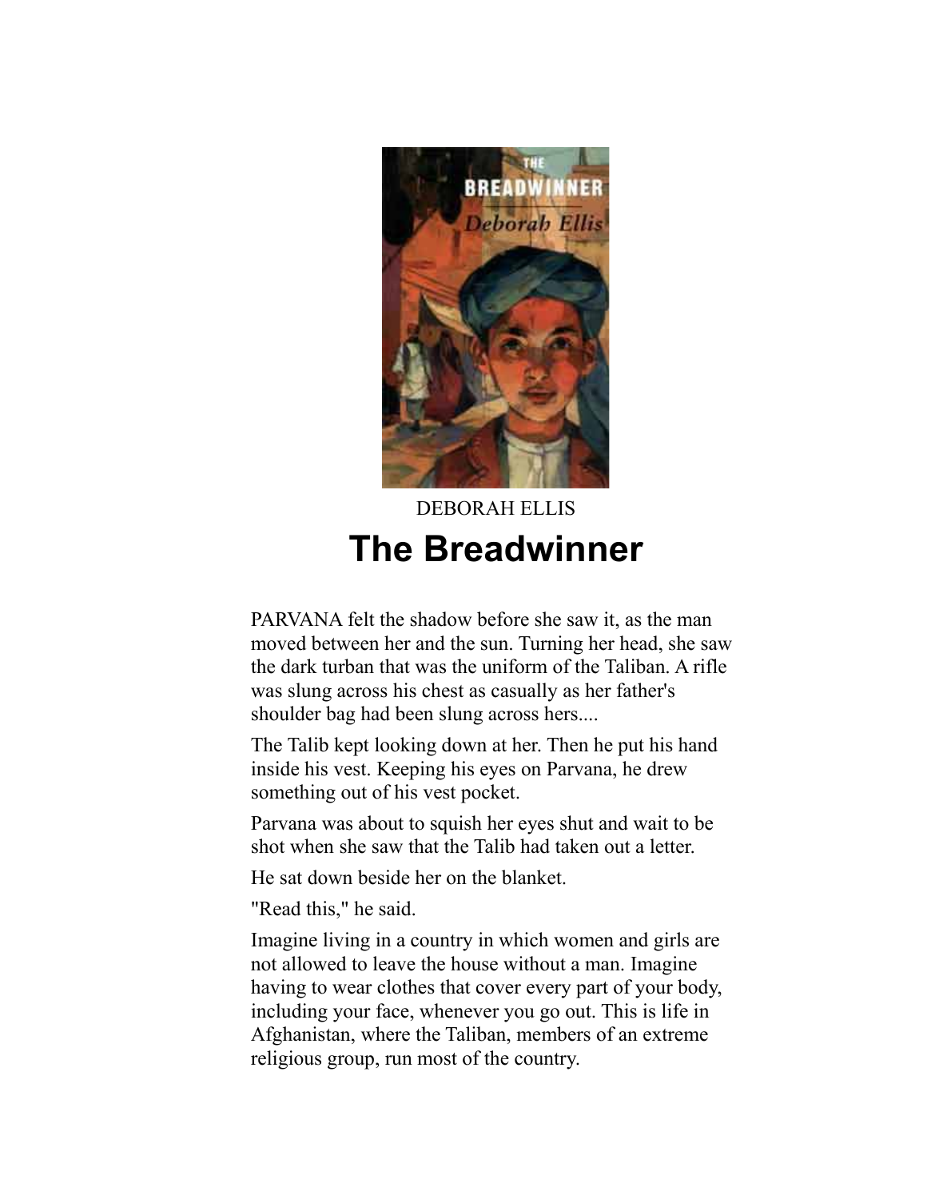DEBORAH ELLIS

# The Breadwinner

PARVANA felt the shadow before she saw it, as the man moved between her and the sun. Turning her head, she saw the dark turban that was the uniform of the Taliban. A rifle was slung across his chest as casually as her father's shoulder bag had been slung across hers....

The Talib kept looking down at her. Then he put his hand inside his vest. Keeping his eyes on Parvana, he drew something out of his vest pocket.

Parvana was about to squish her eyes shut and wait to be shot when she saw that the Talib had taken out a letter.

He sat down beside her on the blanket.

"Read this," he said.

Imagine living in a country in which women and girls are not allowed to leave the house without a man. Imagine having to wear clothes that cover every part of your body, including your face, whenever you go out. This is life in Afghanistan, where the Taliban, members of an extreme religious group, run most of the country.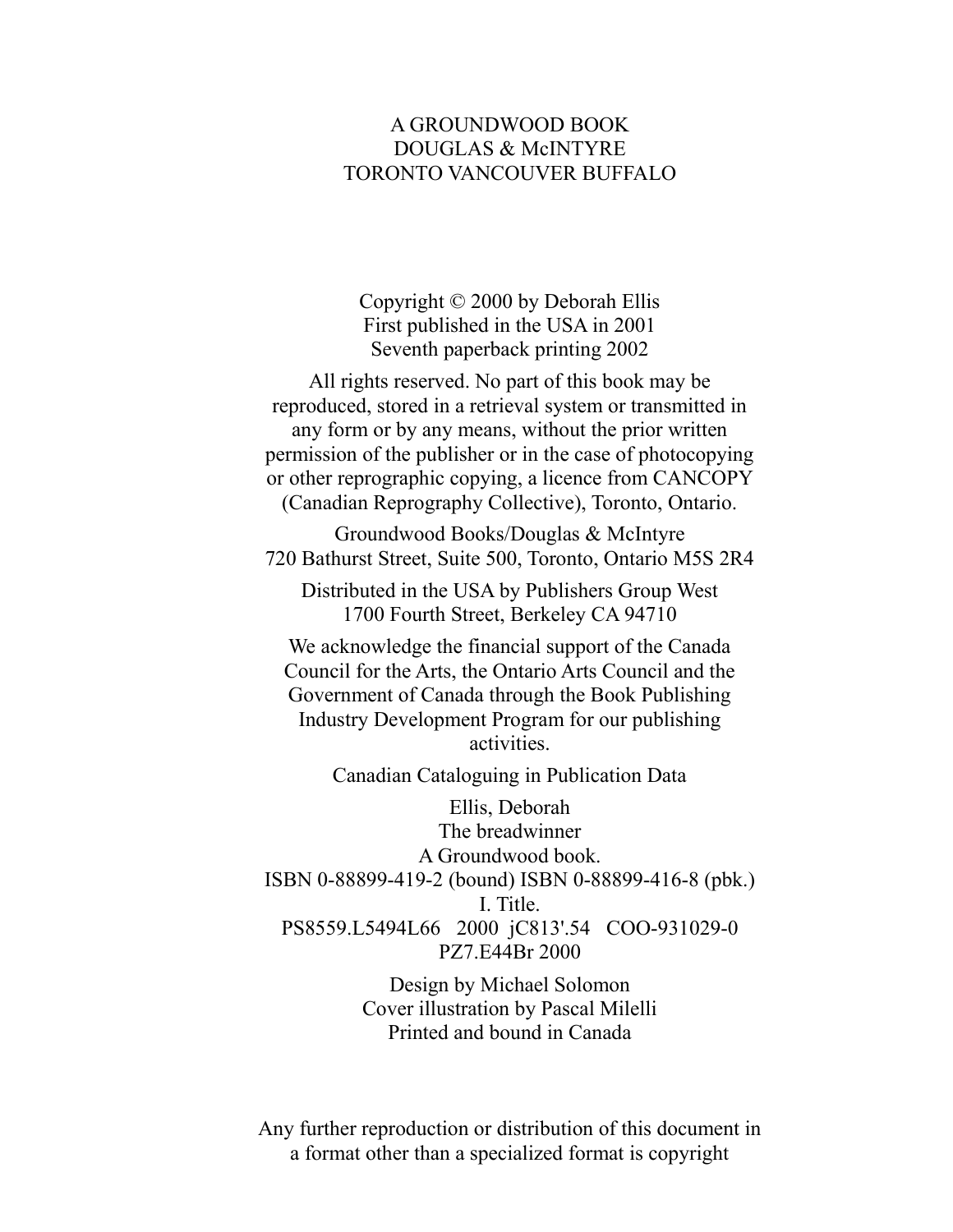A GROUNDWOOD BOOK
DOUGLAS & McINTYRE
TORONTO VANCOUVER BUFFALO

Copyright © 2000 by Deborah Ellis
First published in the USA in 2001
Seventh paperback printing 2002

All rights reserved. No part of this book may be reproduced, stored in a retrieval system or transmitted in any form or by any means, without the prior written permission of the publisher or in the case of photocopying or other reprographic copying, a licence from CANCOPY (Canadian Reprography Collective), Toronto, Ontario.

Groundwood Books/Douglas & McIntyre
720 Bathurst Street, Suite 500, Toronto, Ontario M5S 2R4

Distributed in the USA by Publishers Group West
1700 Fourth Street, Berkeley CA 94710

We acknowledge the financial support of the Canada Council for the Arts, the Ontario Arts Council and the Government of Canada through the Book Publishing Industry Development Program for our publishing activities.

Canadian Cataloguing in Publication Data

Ellis, Deborah
The breadwinner
A Groundwood book.
ISBN 0-88899-419-2 (bound) ISBN 0-88899-416-8 (pbk.)
I. Title.
PS8559.L5494L66 2000 jC813'.54 COO-931029-0
PZ7.E44Br 2000

Design by Michael Solomon
Cover illustration by Pascal Milelli
Printed and bound in Canada

Any further reproduction or distribution of this document in a format other than a specialized format is copyright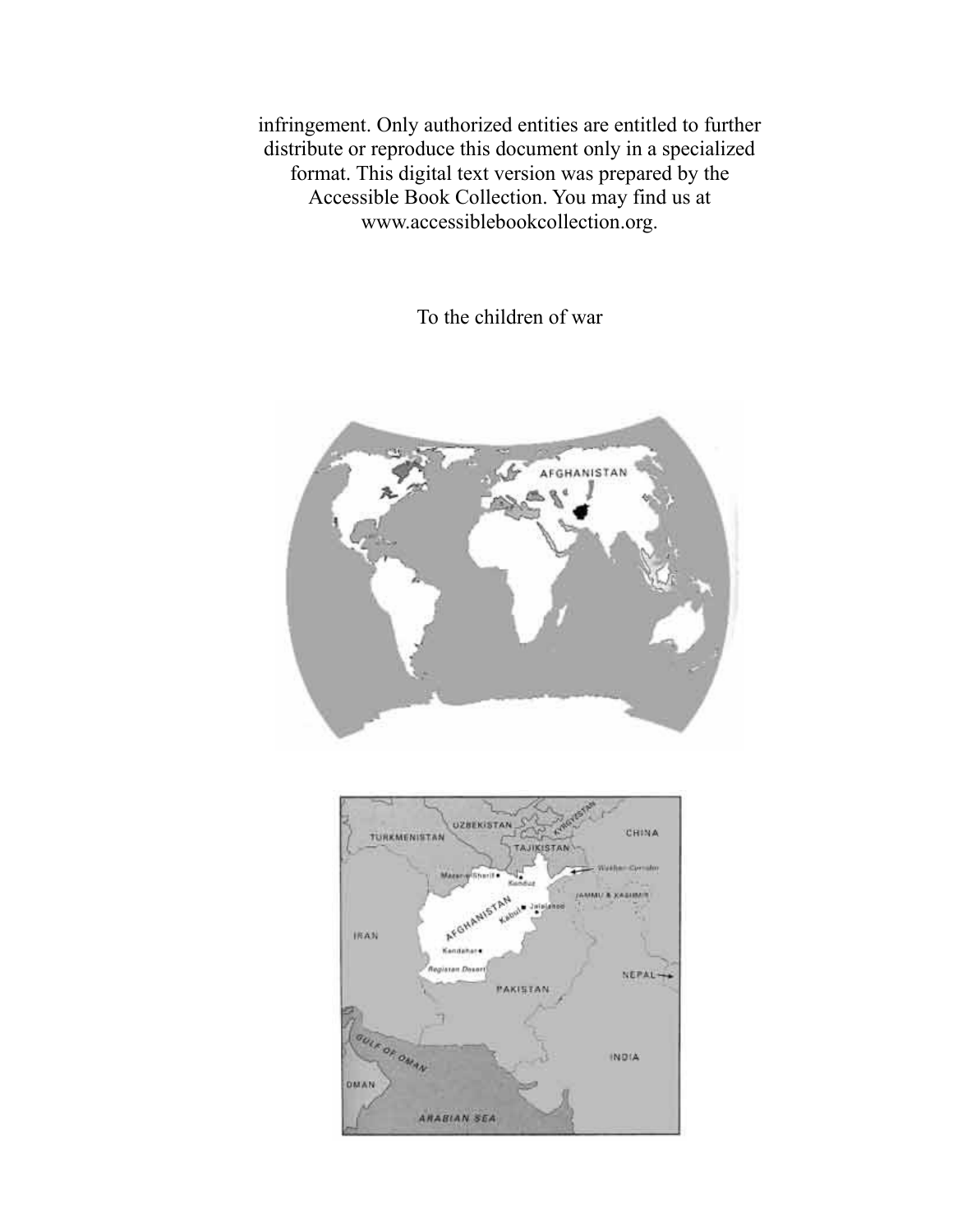infringement. Only authorized entities are entitled to further distribute or reproduce this document only in a specialized format. This digital text version was prepared by the Accessible Book Collection. You may find us at www.accessiblebookcollection.org.

To the children of war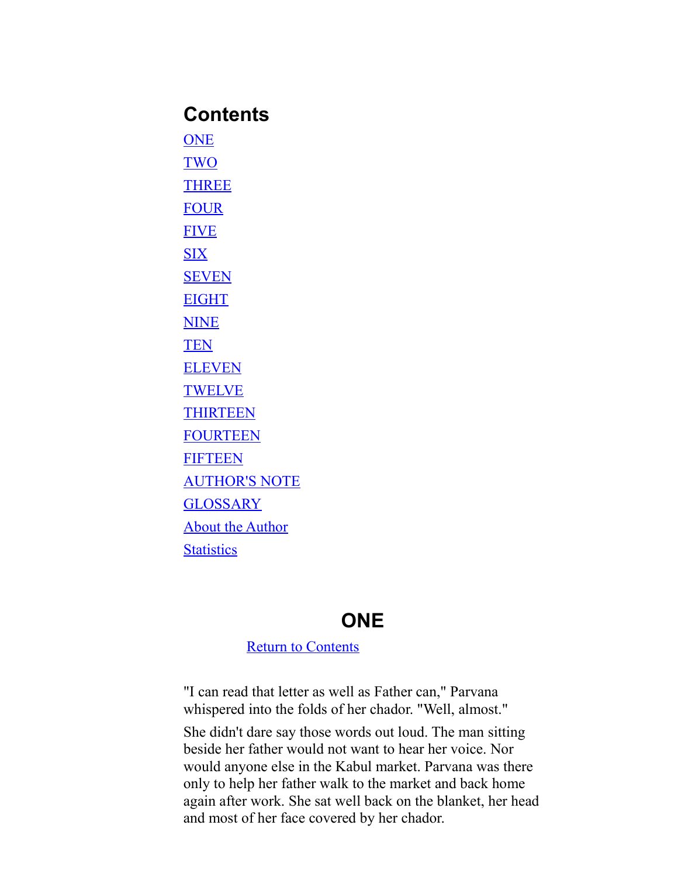## Contents

ONE

TWO

THREE

FOUR

FIVE

SIX

SEVEN

EIGHT

NINE

TEN

ELEVEN

TWELVE

THIRTEEN

FOURTEEN

FIFTEEN

AUTHOR'S NOTE

GLOSSARY

About the Author

Statistics

## ONE

Return to Contents

"I can read that letter as well as Father can," Parvana whispered into the folds of her chador. "Well, almost."

She didn't dare say those words out loud. The man sitting beside her father would not want to hear her voice. Nor would anyone else in the Kabul market. Parvana was there only to help her father walk to the market and back home again after work. She sat well back on the blanket, her head and most of her face covered by her chador.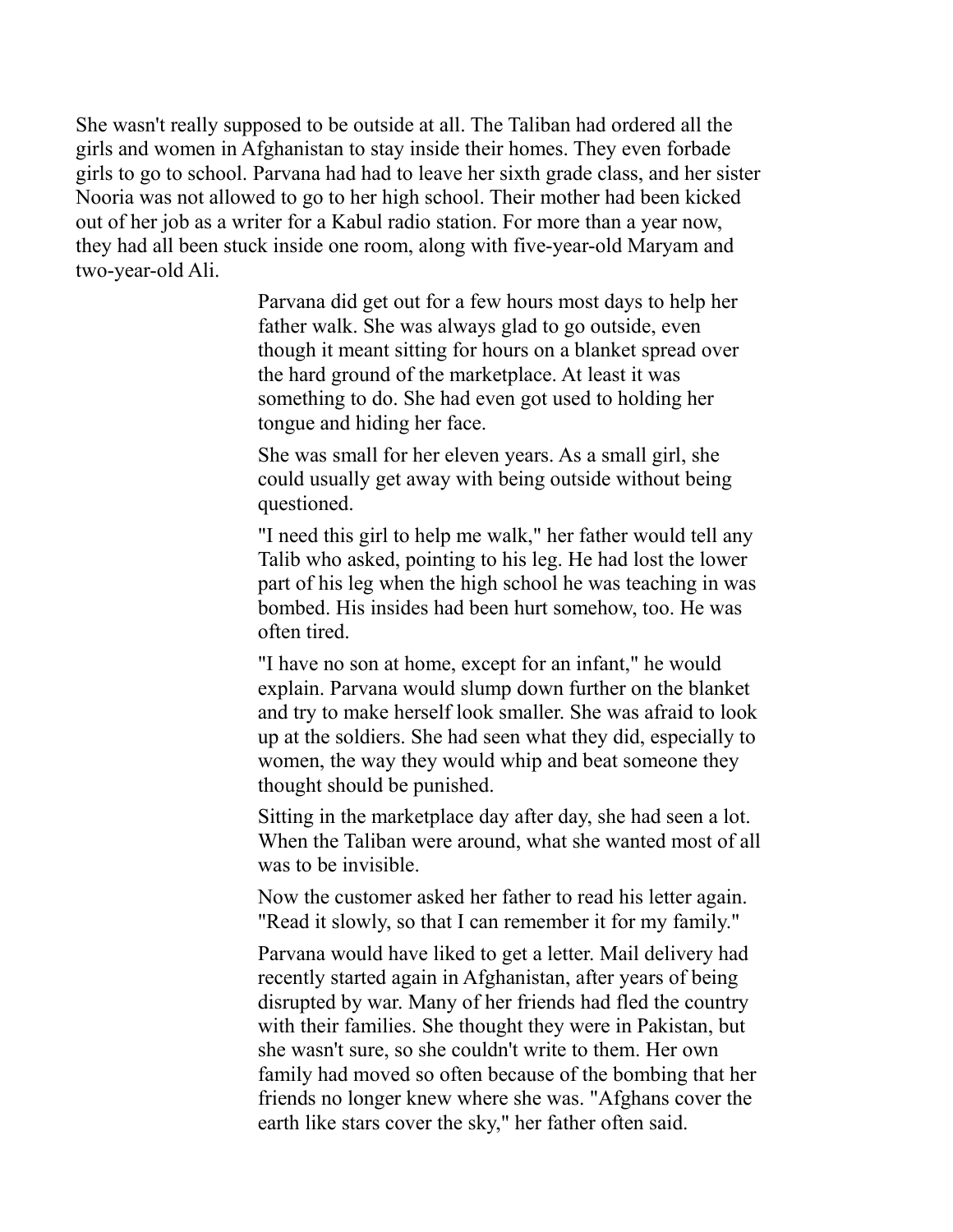She wasn't really supposed to be outside at all. The Taliban had ordered all the girls and women in Afghanistan to stay inside their homes. They even forbade girls to go to school. Parvana had had to leave her sixth grade class, and her sister Nooria was not allowed to go to her high school. Their mother had been kicked out of her job as a writer for a Kabul radio station. For more than a year now, they had all been stuck inside one room, along with five-year-old Maryam and two-year-old Ali.

Parvana did get out for a few hours most days to help her father walk. She was always glad to go outside, even though it meant sitting for hours on a blanket spread over the hard ground of the marketplace. At least it was something to do. She had even got used to holding her tongue and hiding her face.

She was small for her eleven years. As a small girl, she could usually get away with being outside without being questioned.

"I need this girl to help me walk," her father would tell any Talib who asked, pointing to his leg. He had lost the lower part of his leg when the high school he was teaching in was bombed. His insides had been hurt somehow, too. He was often tired.

"I have no son at home, except for an infant," he would explain. Parvana would slump down further on the blanket and try to make herself look smaller. She was afraid to look up at the soldiers. She had seen what they did, especially to women, the way they would whip and beat someone they thought should be punished.

Sitting in the marketplace day after day, she had seen a lot. When the Taliban were around, what she wanted most of all was to be invisible.

Now the customer asked her father to read his letter again. "Read it slowly, so that I can remember it for my family."

Parvana would have liked to get a letter. Mail delivery had recently started again in Afghanistan, after years of being disrupted by war. Many of her friends had fled the country with their families. She thought they were in Pakistan, but she wasn't sure, so she couldn't write to them. Her own family had moved so often because of the bombing that her friends no longer knew where she was. "Afghans cover the earth like stars cover the sky," her father often said.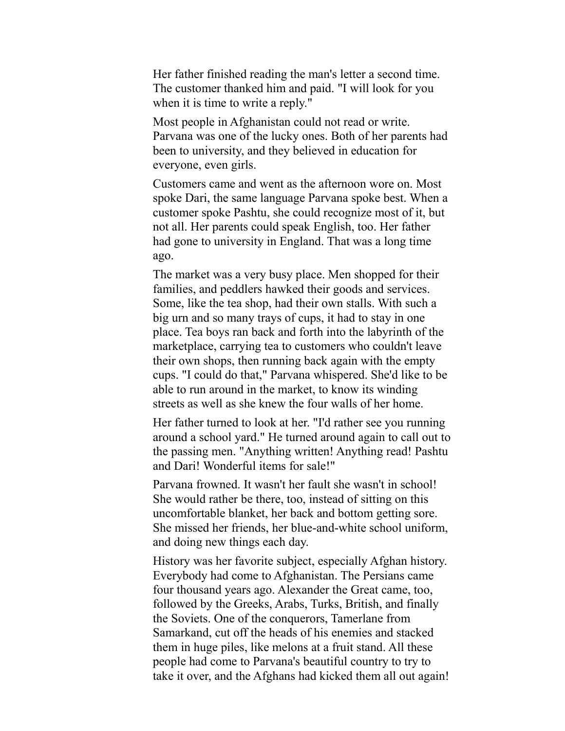Her father finished reading the man's letter a second time. The customer thanked him and paid. "I will look for you when it is time to write a reply."

Most people in Afghanistan could not read or write. Parvana was one of the lucky ones. Both of her parents had been to university, and they believed in education for everyone, even girls.

Customers came and went as the afternoon wore on. Most spoke Dari, the same language Parvana spoke best. When a customer spoke Pashtu, she could recognize most of it, but not all. Her parents could speak English, too. Her father had gone to university in England. That was a long time ago.

The market was a very busy place. Men shopped for their families, and peddlers hawked their goods and services. Some, like the tea shop, had their own stalls. With such a big urn and so many trays of cups, it had to stay in one place. Tea boys ran back and forth into the labyrinth of the marketplace, carrying tea to customers who couldn't leave their own shops, then running back again with the empty cups. "I could do that," Parvana whispered. She'd like to be able to run around in the market, to know its winding streets as well as she knew the four walls of her home.

Her father turned to look at her. "I'd rather see you running around a school yard." He turned around again to call out to the passing men. "Anything written! Anything read! Pashtu and Dari! Wonderful items for sale!"

Parvana frowned. It wasn't her fault she wasn't in school! She would rather be there, too, instead of sitting on this uncomfortable blanket, her back and bottom getting sore. She missed her friends, her blue-and-white school uniform, and doing new things each day.

History was her favorite subject, especially Afghan history. Everybody had come to Afghanistan. The Persians came four thousand years ago. Alexander the Great came, too, followed by the Greeks, Arabs, Turks, British, and finally the Soviets. One of the conquerors, Tamerlane from Samarkand, cut off the heads of his enemies and stacked them in huge piles, like melons at a fruit stand. All these people had come to Parvana's beautiful country to try to take it over, and the Afghans had kicked them all out again!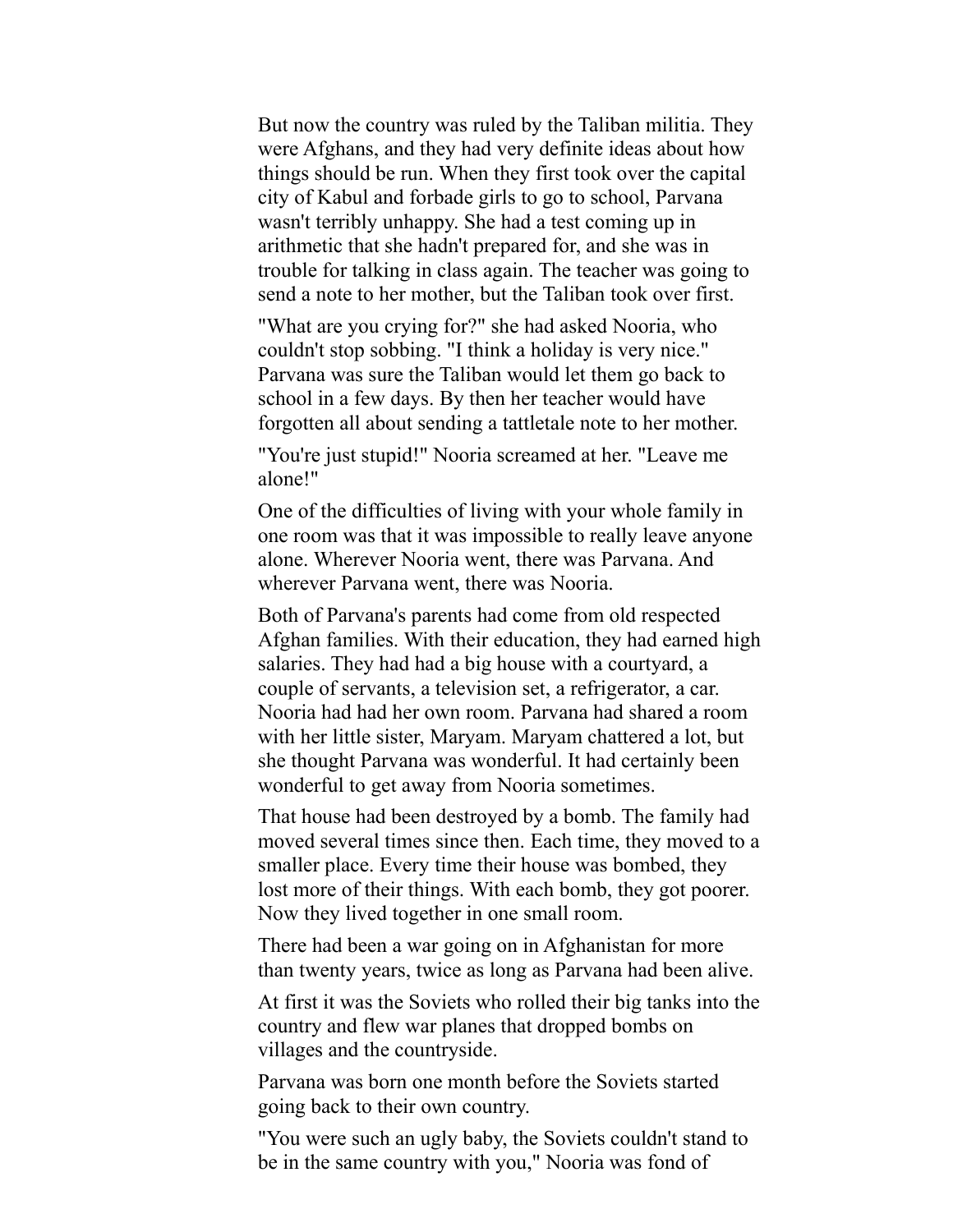But now the country was ruled by the Taliban militia. They were Afghans, and they had very definite ideas about how things should be run. When they first took over the capital city of Kabul and forbade girls to go to school, Parvana wasn't terribly unhappy. She had a test coming up in arithmetic that she hadn't prepared for, and she was in trouble for talking in class again. The teacher was going to send a note to her mother, but the Taliban took over first.

"What are you crying for?" she had asked Nooria, who couldn't stop sobbing. "I think a holiday is very nice." Parvana was sure the Taliban would let them go back to school in a few days. By then her teacher would have forgotten all about sending a tattletale note to her mother.

"You're just stupid!" Nooria screamed at her. "Leave me alone!"

One of the difficulties of living with your whole family in one room was that it was impossible to really leave anyone alone. Wherever Nooria went, there was Parvana. And wherever Parvana went, there was Nooria.

Both of Parvana's parents had come from old respected Afghan families. With their education, they had earned high salaries. They had had a big house with a courtyard, a couple of servants, a television set, a refrigerator, a car. Nooria had had her own room. Parvana had shared a room with her little sister, Maryam. Maryam chattered a lot, but she thought Parvana was wonderful. It had certainly been wonderful to get away from Nooria sometimes.

That house had been destroyed by a bomb. The family had moved several times since then. Each time, they moved to a smaller place. Every time their house was bombed, they lost more of their things. With each bomb, they got poorer. Now they lived together in one small room.

There had been a war going on in Afghanistan for more than twenty years, twice as long as Parvana had been alive.

At first it was the Soviets who rolled their big tanks into the country and flew war planes that dropped bombs on villages and the countryside.

Parvana was born one month before the Soviets started going back to their own country.

"You were such an ugly baby, the Soviets couldn't stand to be in the same country with you," Nooria was fond of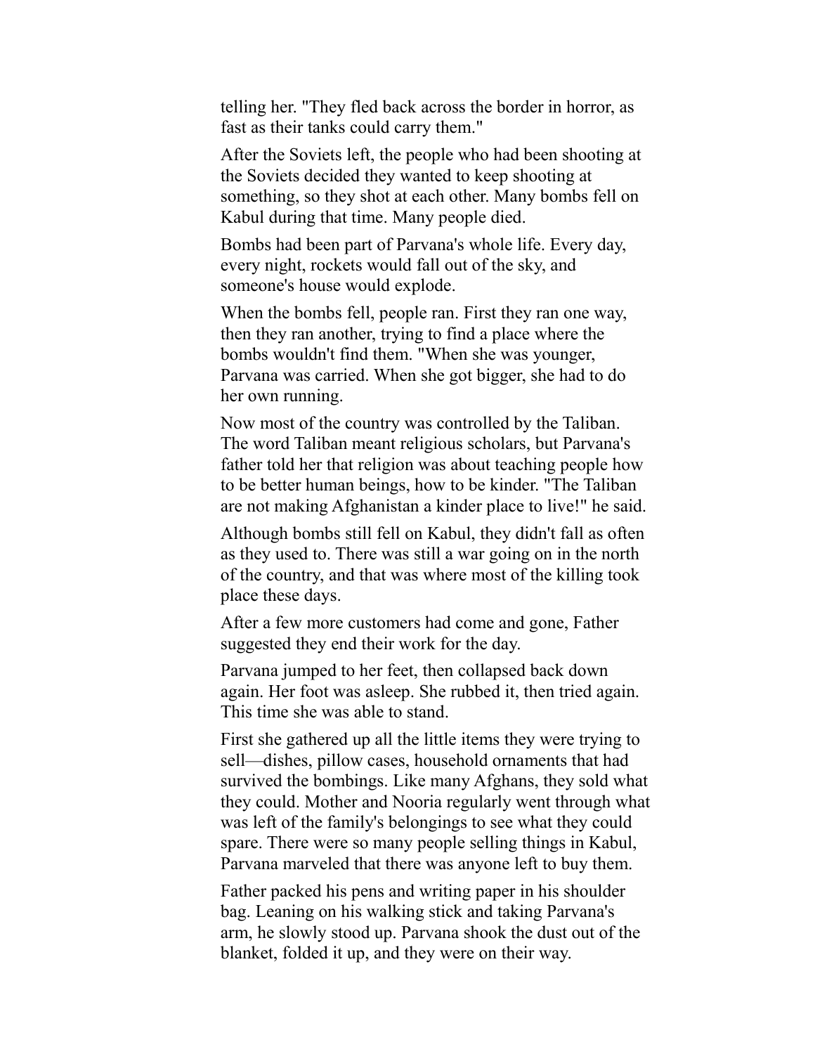telling her. "They fled back across the border in horror, as fast as their tanks could carry them."

After the Soviets left, the people who had been shooting at the Soviets decided they wanted to keep shooting at something, so they shot at each other. Many bombs fell on Kabul during that time. Many people died.

Bombs had been part of Parvana's whole life. Every day, every night, rockets would fall out of the sky, and someone's house would explode.

When the bombs fell, people ran. First they ran one way, then they ran another, trying to find a place where the bombs wouldn't find them. "When she was younger, Parvana was carried. When she got bigger, she had to do her own running.

Now most of the country was controlled by the Taliban. The word Taliban meant religious scholars, but Parvana's father told her that religion was about teaching people how to be better human beings, how to be kinder. "The Taliban are not making Afghanistan a kinder place to live!" he said.

Although bombs still fell on Kabul, they didn't fall as often as they used to. There was still a war going on in the north of the country, and that was where most of the killing took place these days.

After a few more customers had come and gone, Father suggested they end their work for the day.

Parvana jumped to her feet, then collapsed back down again. Her foot was asleep. She rubbed it, then tried again. This time she was able to stand.

First she gathered up all the little items they were trying to sell—dishes, pillow cases, household ornaments that had survived the bombings. Like many Afghans, they sold what they could. Mother and Nooria regularly went through what was left of the family's belongings to see what they could spare. There were so many people selling things in Kabul, Parvana marveled that there was anyone left to buy them.

Father packed his pens and writing paper in his shoulder bag. Leaning on his walking stick and taking Parvana's arm, he slowly stood up. Parvana shook the dust out of the blanket, folded it up, and they were on their way.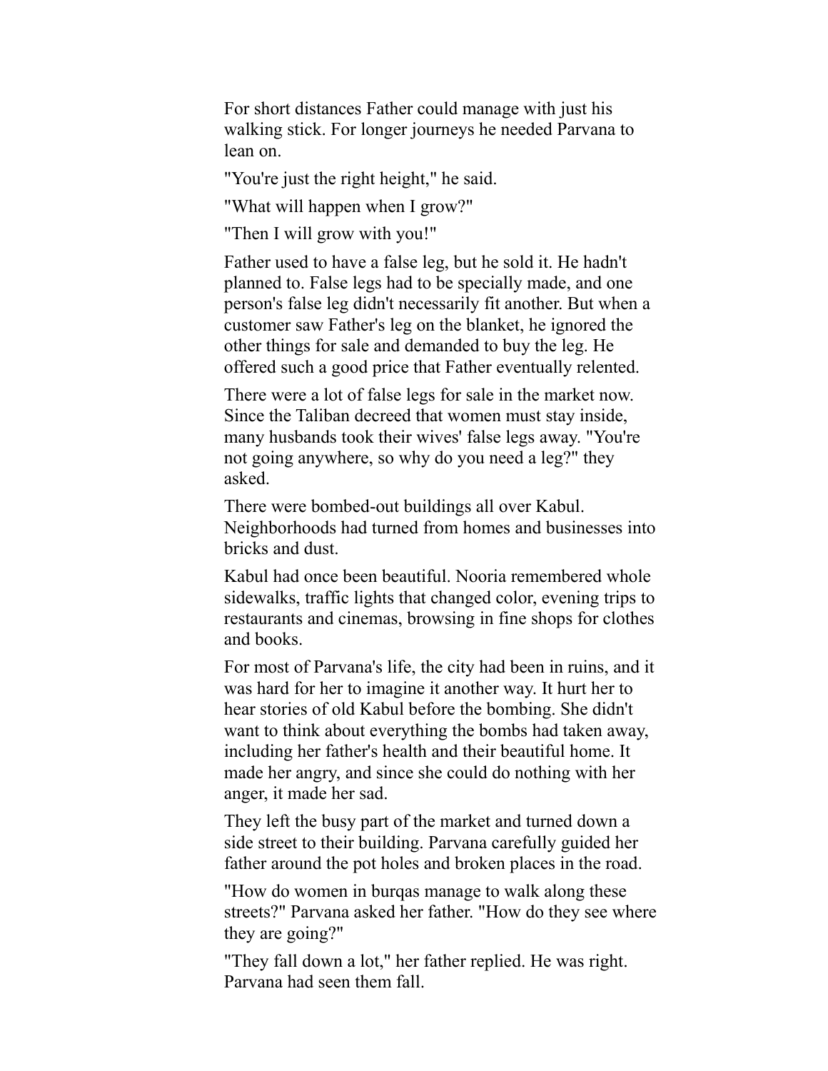For short distances Father could manage with just his walking stick. For longer journeys he needed Parvana to lean on.

"You're just the right height," he said.

"What will happen when I grow?"

"Then I will grow with you!"

Father used to have a false leg, but he sold it. He hadn't planned to. False legs had to be specially made, and one person's false leg didn't necessarily fit another. But when a customer saw Father's leg on the blanket, he ignored the other things for sale and demanded to buy the leg. He offered such a good price that Father eventually relented.

There were a lot of false legs for sale in the market now. Since the Taliban decreed that women must stay inside, many husbands took their wives' false legs away. "You're not going anywhere, so why do you need a leg?" they asked.

There were bombed-out buildings all over Kabul. Neighborhoods had turned from homes and businesses into bricks and dust.

Kabul had once been beautiful. Nooria remembered whole sidewalks, traffic lights that changed color, evening trips to restaurants and cinemas, browsing in fine shops for clothes and books.

For most of Parvana's life, the city had been in ruins, and it was hard for her to imagine it another way. It hurt her to hear stories of old Kabul before the bombing. She didn't want to think about everything the bombs had taken away, including her father's health and their beautiful home. It made her angry, and since she could do nothing with her anger, it made her sad.

They left the busy part of the market and turned down a side street to their building. Parvana carefully guided her father around the pot holes and broken places in the road.

"How do women in burqas manage to walk along these streets?" Parvana asked her father. "How do they see where they are going?"

"They fall down a lot," her father replied. He was right. Parvana had seen them fall.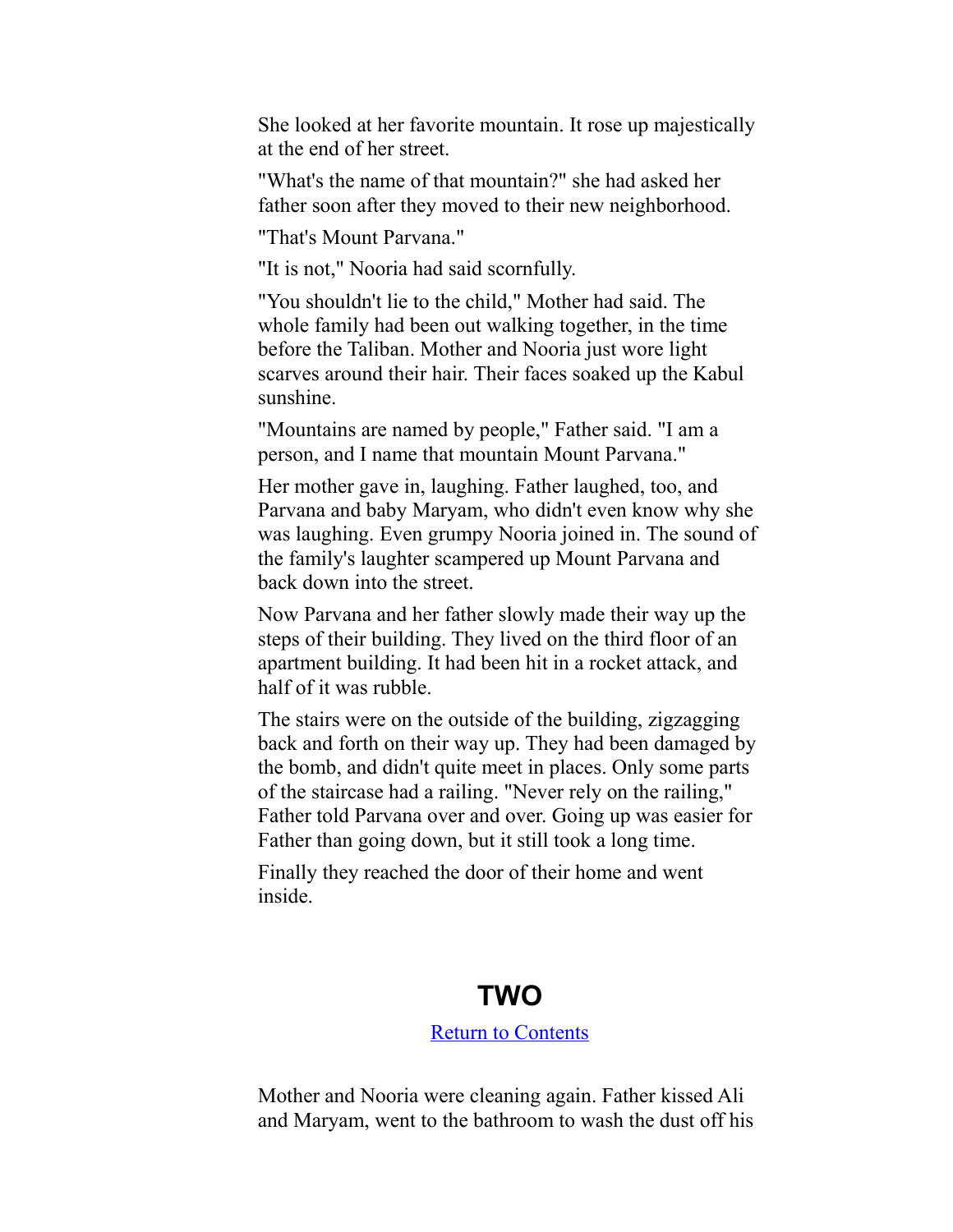She looked at her favorite mountain. It rose up majestically at the end of her street.

"What's the name of that mountain?" she had asked her father soon after they moved to their new neighborhood.

"That's Mount Parvana."

"It is not," Nooria had said scornfully.

"You shouldn't lie to the child," Mother had said. The whole family had been out walking together, in the time before the Taliban. Mother and Nooria just wore light scarves around their hair. Their faces soaked up the Kabul sunshine.

"Mountains are named by people," Father said. "I am a person, and I name that mountain Mount Parvana."

Her mother gave in, laughing. Father laughed, too, and Parvana and baby Maryam, who didn't even know why she was laughing. Even grumpy Nooria joined in. The sound of the family's laughter scampered up Mount Parvana and back down into the street.

Now Parvana and her father slowly made their way up the steps of their building. They lived on the third floor of an apartment building. It had been hit in a rocket attack, and half of it was rubble.

The stairs were on the outside of the building, zigzagging back and forth on their way up. They had been damaged by the bomb, and didn't quite meet in places. Only some parts of the staircase had a railing. "Never rely on the railing," Father told Parvana over and over. Going up was easier for Father than going down, but it still took a long time.

Finally they reached the door of their home and went inside.

## TWO

Return to Contents

Mother and Nooria were cleaning again. Father kissed Ali and Maryam, went to the bathroom to wash the dust off his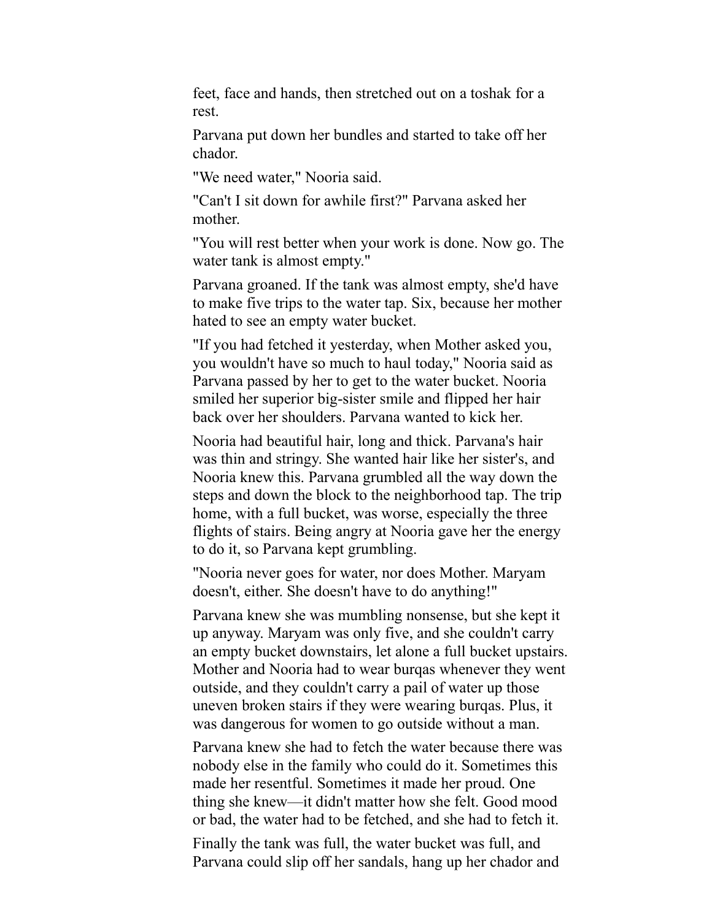feet, face and hands, then stretched out on a toshak for a rest.

Parvana put down her bundles and started to take off her chador.

"We need water," Nooria said.

"Can't I sit down for awhile first?" Parvana asked her mother.

"You will rest better when your work is done. Now go. The water tank is almost empty."

Parvana groaned. If the tank was almost empty, she'd have to make five trips to the water tap. Six, because her mother hated to see an empty water bucket.

"If you had fetched it yesterday, when Mother asked you, you wouldn't have so much to haul today," Nooria said as Parvana passed by her to get to the water bucket. Nooria smiled her superior big-sister smile and flipped her hair back over her shoulders. Parvana wanted to kick her.

Nooria had beautiful hair, long and thick. Parvana's hair was thin and stringy. She wanted hair like her sister's, and Nooria knew this. Parvana grumbled all the way down the steps and down the block to the neighborhood tap. The trip home, with a full bucket, was worse, especially the three flights of stairs. Being angry at Nooria gave her the energy to do it, so Parvana kept grumbling.

"Nooria never goes for water, nor does Mother. Maryam doesn't, either. She doesn't have to do anything!"

Parvana knew she was mumbling nonsense, but she kept it up anyway. Maryam was only five, and she couldn't carry an empty bucket downstairs, let alone a full bucket upstairs. Mother and Nooria had to wear burqas whenever they went outside, and they couldn't carry a pail of water up those uneven broken stairs if they were wearing burqas. Plus, it was dangerous for women to go outside without a man.

Parvana knew she had to fetch the water because there was nobody else in the family who could do it. Sometimes this made her resentful. Sometimes it made her proud. One thing she knew—it didn't matter how she felt. Good mood or bad, the water had to be fetched, and she had to fetch it.

Finally the tank was full, the water bucket was full, and Parvana could slip off her sandals, hang up her chador and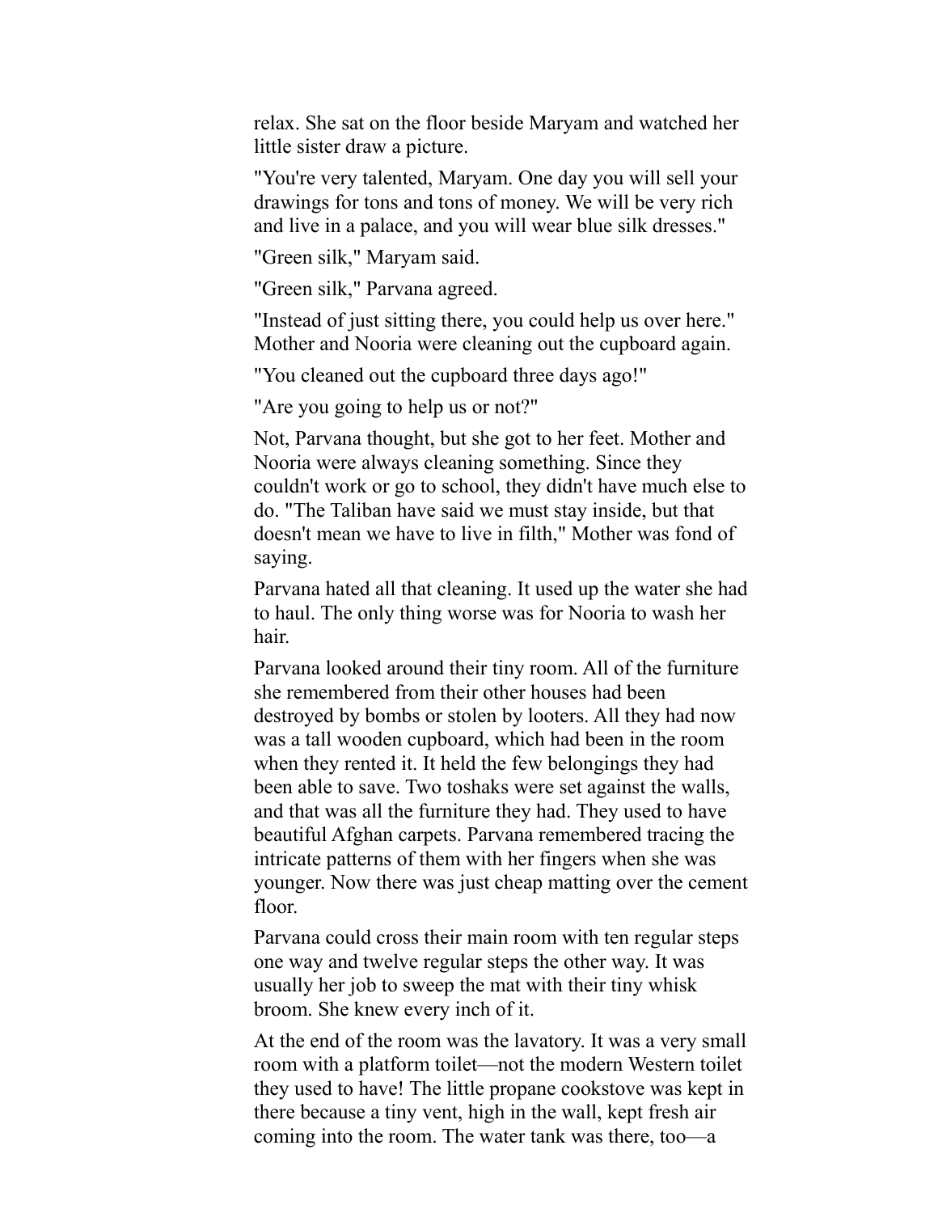relax. She sat on the floor beside Maryam and watched her little sister draw a picture.

"You're very talented, Maryam. One day you will sell your drawings for tons and tons of money. We will be very rich and live in a palace, and you will wear blue silk dresses."

"Green silk," Maryam said.

"Green silk," Parvana agreed.

"Instead of just sitting there, you could help us over here." Mother and Nooria were cleaning out the cupboard again.

"You cleaned out the cupboard three days ago!"

"Are you going to help us or not?"

Not, Parvana thought, but she got to her feet. Mother and Nooria were always cleaning something. Since they couldn't work or go to school, they didn't have much else to do. "The Taliban have said we must stay inside, but that doesn't mean we have to live in filth," Mother was fond of saying.

Parvana hated all that cleaning. It used up the water she had to haul. The only thing worse was for Nooria to wash her hair.

Parvana looked around their tiny room. All of the furniture she remembered from their other houses had been destroyed by bombs or stolen by looters. All they had now was a tall wooden cupboard, which had been in the room when they rented it. It held the few belongings they had been able to save. Two toshaks were set against the walls, and that was all the furniture they had. They used to have beautiful Afghan carpets. Parvana remembered tracing the intricate patterns of them with her fingers when she was younger. Now there was just cheap matting over the cement floor.

Parvana could cross their main room with ten regular steps one way and twelve regular steps the other way. It was usually her job to sweep the mat with their tiny whisk broom. She knew every inch of it.

At the end of the room was the lavatory. It was a very small room with a platform toilet—not the modern Western toilet they used to have! The little propane cookstove was kept in there because a tiny vent, high in the wall, kept fresh air coming into the room. The water tank was there, too—a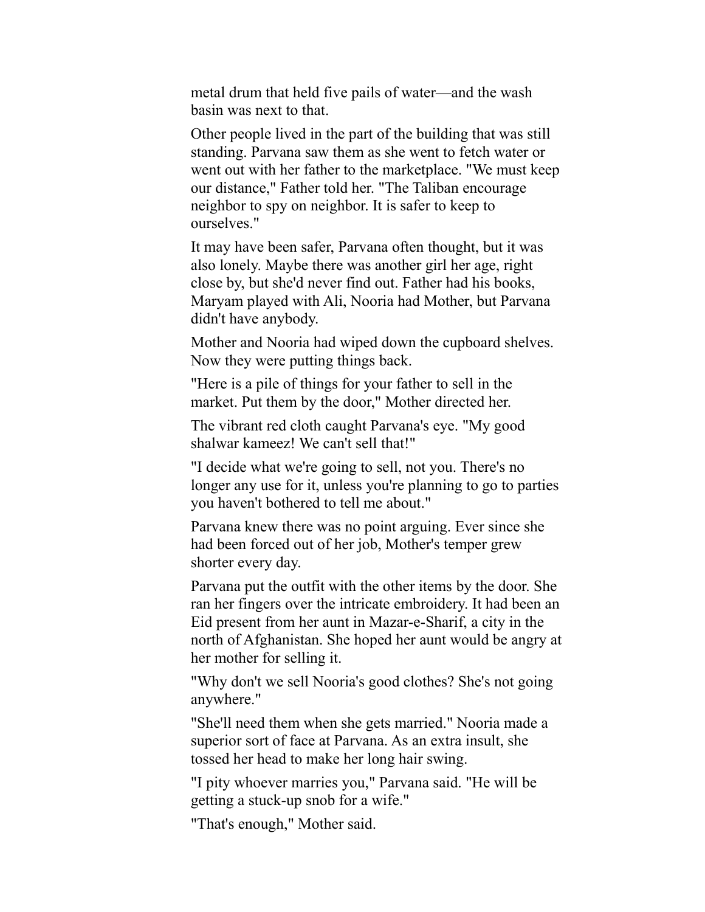metal drum that held five pails of water—and the wash basin was next to that.

Other people lived in the part of the building that was still standing. Parvana saw them as she went to fetch water or went out with her father to the marketplace. "We must keep our distance," Father told her. "The Taliban encourage neighbor to spy on neighbor. It is safer to keep to ourselves."

It may have been safer, Parvana often thought, but it was also lonely. Maybe there was another girl her age, right close by, but she'd never find out. Father had his books, Maryam played with Ali, Nooria had Mother, but Parvana didn't have anybody.

Mother and Nooria had wiped down the cupboard shelves. Now they were putting things back.

"Here is a pile of things for your father to sell in the market. Put them by the door," Mother directed her.

The vibrant red cloth caught Parvana's eye. "My good shalwar kameez! We can't sell that!"

"I decide what we're going to sell, not you. There's no longer any use for it, unless you're planning to go to parties you haven't bothered to tell me about."

Parvana knew there was no point arguing. Ever since she had been forced out of her job, Mother's temper grew shorter every day.

Parvana put the outfit with the other items by the door. She ran her fingers over the intricate embroidery. It had been an Eid present from her aunt in Mazar-e-Sharif, a city in the north of Afghanistan. She hoped her aunt would be angry at her mother for selling it.

"Why don't we sell Nooria's good clothes? She's not going anywhere."

"She'll need them when she gets married." Nooria made a superior sort of face at Parvana. As an extra insult, she tossed her head to make her long hair swing.

"I pity whoever marries you," Parvana said. "He will be getting a stuck-up snob for a wife."

"That's enough," Mother said.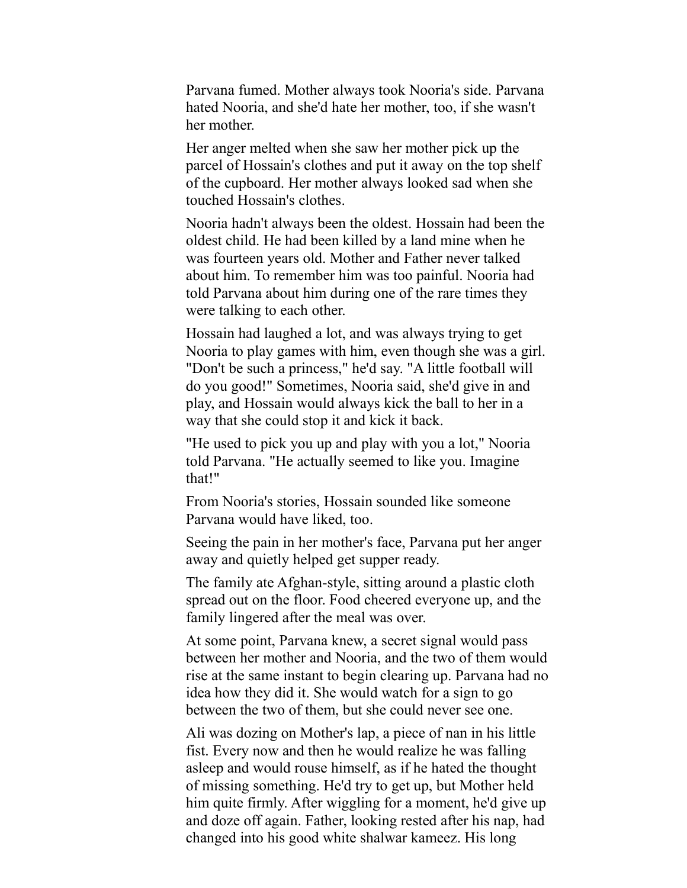Parvana fumed. Mother always took Nooria's side. Parvana hated Nooria, and she'd hate her mother, too, if she wasn't her mother.

Her anger melted when she saw her mother pick up the parcel of Hossain's clothes and put it away on the top shelf of the cupboard. Her mother always looked sad when she touched Hossain's clothes.

Nooria hadn't always been the oldest. Hossain had been the oldest child. He had been killed by a land mine when he was fourteen years old. Mother and Father never talked about him. To remember him was too painful. Nooria had told Parvana about him during one of the rare times they were talking to each other.

Hossain had laughed a lot, and was always trying to get Nooria to play games with him, even though she was a girl. "Don't be such a princess," he'd say. "A little football will do you good!" Sometimes, Nooria said, she'd give in and play, and Hossain would always kick the ball to her in a way that she could stop it and kick it back.

"He used to pick you up and play with you a lot," Nooria told Parvana. "He actually seemed to like you. Imagine that!"

From Nooria's stories, Hossain sounded like someone Parvana would have liked, too.

Seeing the pain in her mother's face, Parvana put her anger away and quietly helped get supper ready.

The family ate Afghan-style, sitting around a plastic cloth spread out on the floor. Food cheered everyone up, and the family lingered after the meal was over.

At some point, Parvana knew, a secret signal would pass between her mother and Nooria, and the two of them would rise at the same instant to begin clearing up. Parvana had no idea how they did it. She would watch for a sign to go between the two of them, but she could never see one.

Ali was dozing on Mother's lap, a piece of nan in his little fist. Every now and then he would realize he was falling asleep and would rouse himself, as if he hated the thought of missing something. He'd try to get up, but Mother held him quite firmly. After wiggling for a moment, he'd give up and doze off again. Father, looking rested after his nap, had changed into his good white shalwar kameez. His long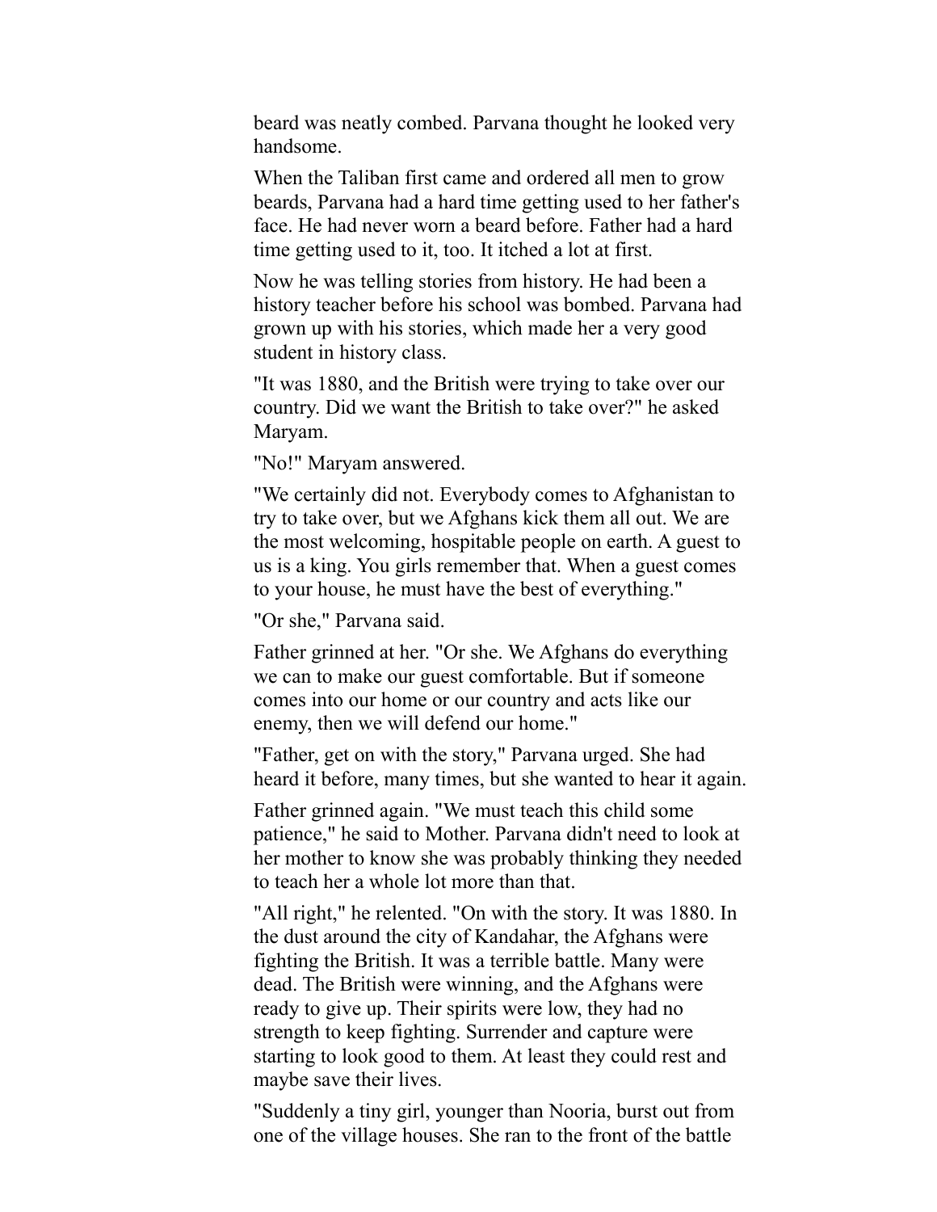beard was neatly combed. Parvana thought he looked very handsome.

When the Taliban first came and ordered all men to grow beards, Parvana had a hard time getting used to her father's face. He had never worn a beard before. Father had a hard time getting used to it, too. It itched a lot at first.

Now he was telling stories from history. He had been a history teacher before his school was bombed. Parvana had grown up with his stories, which made her a very good student in history class.

"It was 1880, and the British were trying to take over our country. Did we want the British to take over?" he asked Maryam.

"No!" Maryam answered.

"We certainly did not. Everybody comes to Afghanistan to try to take over, but we Afghans kick them all out. We are the most welcoming, hospitable people on earth. A guest to us is a king. You girls remember that. When a guest comes to your house, he must have the best of everything."

"Or she," Parvana said.

Father grinned at her. "Or she. We Afghans do everything we can to make our guest comfortable. But if someone comes into our home or our country and acts like our enemy, then we will defend our home."

"Father, get on with the story," Parvana urged. She had heard it before, many times, but she wanted to hear it again.

Father grinned again. "We must teach this child some patience," he said to Mother. Parvana didn't need to look at her mother to know she was probably thinking they needed to teach her a whole lot more than that.

"All right," he relented. "On with the story. It was 1880. In the dust around the city of Kandahar, the Afghans were fighting the British. It was a terrible battle. Many were dead. The British were winning, and the Afghans were ready to give up. Their spirits were low, they had no strength to keep fighting. Surrender and capture were starting to look good to them. At least they could rest and maybe save their lives.

"Suddenly a tiny girl, younger than Nooria, burst out from one of the village houses. She ran to the front of the battle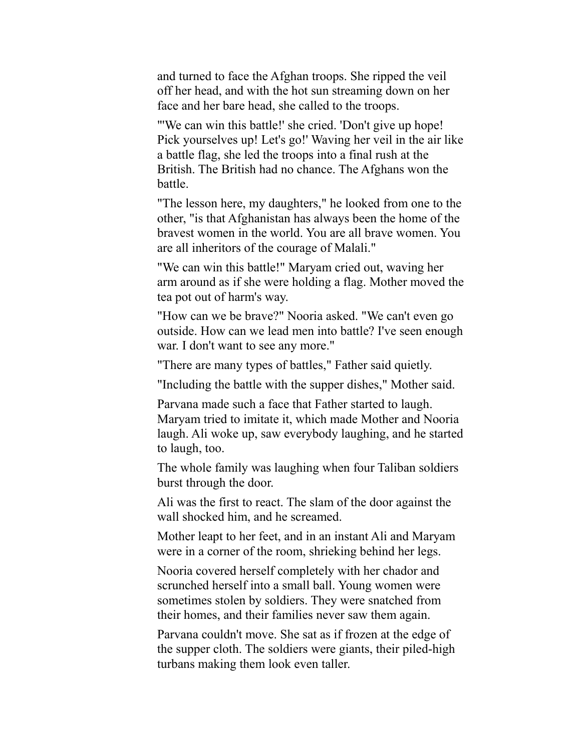and turned to face the Afghan troops. She ripped the veil off her head, and with the hot sun streaming down on her face and her bare head, she called to the troops.

"'We can win this battle!' she cried. 'Don't give up hope! Pick yourselves up! Let's go!' Waving her veil in the air like a battle flag, she led the troops into a final rush at the British. The British had no chance. The Afghans won the battle.

"The lesson here, my daughters," he looked from one to the other, "is that Afghanistan has always been the home of the bravest women in the world. You are all brave women. You are all inheritors of the courage of Malali."

"We can win this battle!" Maryam cried out, waving her arm around as if she were holding a flag. Mother moved the tea pot out of harm's way.

"How can we be brave?" Nooria asked. "We can't even go outside. How can we lead men into battle? I've seen enough war. I don't want to see any more."

"There are many types of battles," Father said quietly.

"Including the battle with the supper dishes," Mother said.

Parvana made such a face that Father started to laugh. Maryam tried to imitate it, which made Mother and Nooria laugh. Ali woke up, saw everybody laughing, and he started to laugh, too.

The whole family was laughing when four Taliban soldiers burst through the door.

Ali was the first to react. The slam of the door against the wall shocked him, and he screamed.

Mother leapt to her feet, and in an instant Ali and Maryam were in a corner of the room, shrieking behind her legs.

Nooria covered herself completely with her chador and scrunched herself into a small ball. Young women were sometimes stolen by soldiers. They were snatched from their homes, and their families never saw them again.

Parvana couldn't move. She sat as if frozen at the edge of the supper cloth. The soldiers were giants, their piled-high turbans making them look even taller.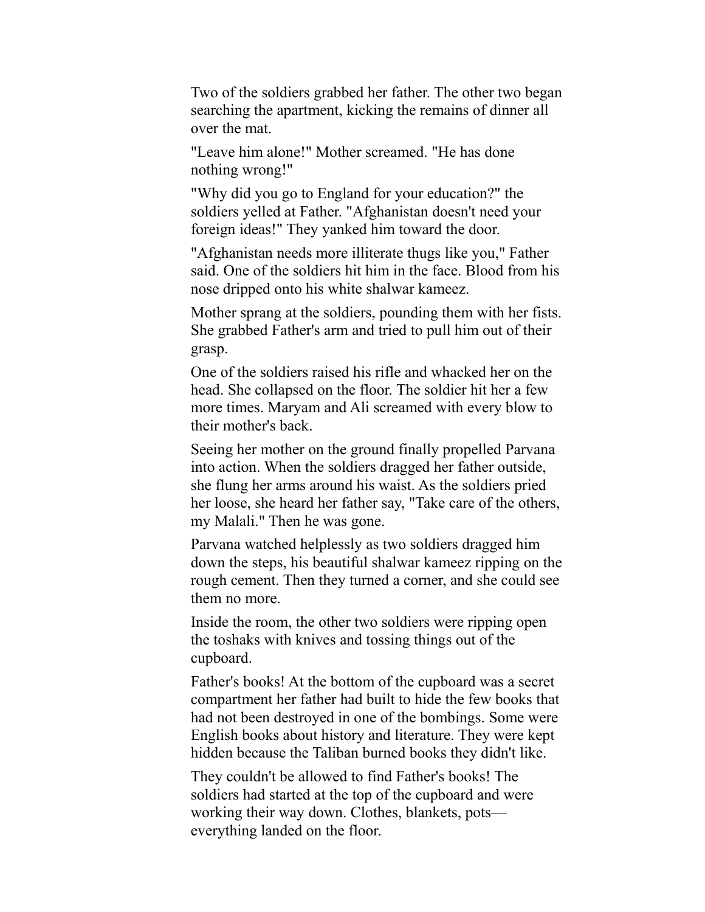Two of the soldiers grabbed her father. The other two began searching the apartment, kicking the remains of dinner all over the mat.

"Leave him alone!" Mother screamed. "He has done nothing wrong!"

"Why did you go to England for your education?" the soldiers yelled at Father. "Afghanistan doesn't need your foreign ideas!" They yanked him toward the door.

"Afghanistan needs more illiterate thugs like you," Father said. One of the soldiers hit him in the face. Blood from his nose dripped onto his white shalwar kameez.

Mother sprang at the soldiers, pounding them with her fists. She grabbed Father's arm and tried to pull him out of their grasp.

One of the soldiers raised his rifle and whacked her on the head. She collapsed on the floor. The soldier hit her a few more times. Maryam and Ali screamed with every blow to their mother's back.

Seeing her mother on the ground finally propelled Parvana into action. When the soldiers dragged her father outside, she flung her arms around his waist. As the soldiers pried her loose, she heard her father say, "Take care of the others, my Malali." Then he was gone.

Parvana watched helplessly as two soldiers dragged him down the steps, his beautiful shalwar kameez ripping on the rough cement. Then they turned a corner, and she could see them no more.

Inside the room, the other two soldiers were ripping open the toshaks with knives and tossing things out of the cupboard.

Father's books! At the bottom of the cupboard was a secret compartment her father had built to hide the few books that had not been destroyed in one of the bombings. Some were English books about history and literature. They were kept hidden because the Taliban burned books they didn't like.

They couldn't be allowed to find Father's books! The soldiers had started at the top of the cupboard and were working their way down. Clothes, blankets, pots—everything landed on the floor.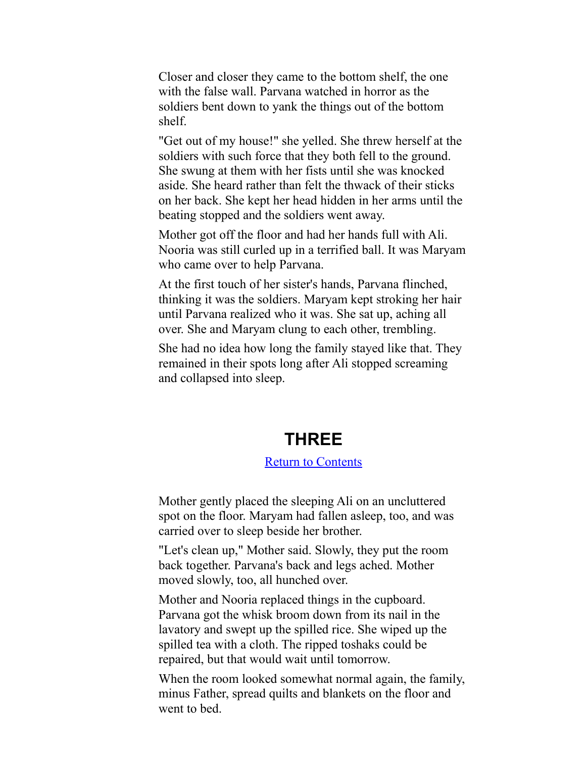Closer and closer they came to the bottom shelf, the one with the false wall. Parvana watched in horror as the soldiers bent down to yank the things out of the bottom shelf.

"Get out of my house!" she yelled. She threw herself at the soldiers with such force that they both fell to the ground. She swung at them with her fists until she was knocked aside. She heard rather than felt the thwack of their sticks on her back. She kept her head hidden in her arms until the beating stopped and the soldiers went away.

Mother got off the floor and had her hands full with Ali. Nooria was still curled up in a terrified ball. It was Maryam who came over to help Parvana.

At the first touch of her sister's hands, Parvana flinched, thinking it was the soldiers. Maryam kept stroking her hair until Parvana realized who it was. She sat up, aching all over. She and Maryam clung to each other, trembling.

She had no idea how long the family stayed like that. They remained in their spots long after Ali stopped screaming and collapsed into sleep.

## THREE

Return to Contents

Mother gently placed the sleeping Ali on an uncluttered spot on the floor. Maryam had fallen asleep, too, and was carried over to sleep beside her brother.

"Let's clean up," Mother said. Slowly, they put the room back together. Parvana's back and legs ached. Mother moved slowly, too, all hunched over.

Mother and Nooria replaced things in the cupboard. Parvana got the whisk broom down from its nail in the lavatory and swept up the spilled rice. She wiped up the spilled tea with a cloth. The ripped toshaks could be repaired, but that would wait until tomorrow.

When the room looked somewhat normal again, the family, minus Father, spread quilts and blankets on the floor and went to bed.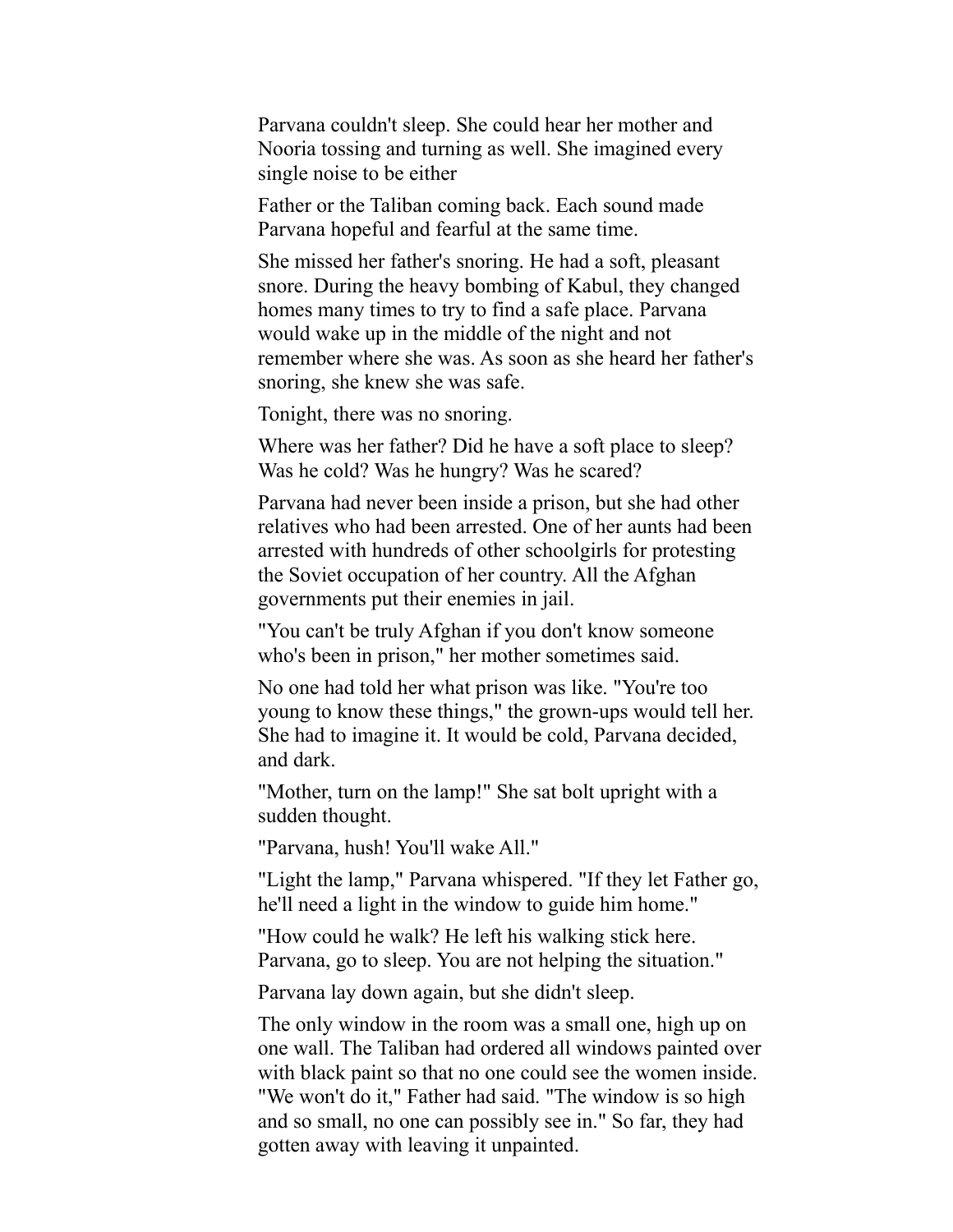Parvana couldn't sleep. She could hear her mother and Nooria tossing and turning as well. She imagined every single noise to be either

Father or the Taliban coming back. Each sound made Parvana hopeful and fearful at the same time.

She missed her father's snoring. He had a soft, pleasant snore. During the heavy bombing of Kabul, they changed homes many times to try to find a safe place. Parvana would wake up in the middle of the night and not remember where she was. As soon as she heard her father's snoring, she knew she was safe.

Tonight, there was no snoring.

Where was her father? Did he have a soft place to sleep? Was he cold? Was he hungry? Was he scared?

Parvana had never been inside a prison, but she had other relatives who had been arrested. One of her aunts had been arrested with hundreds of other schoolgirls for protesting the Soviet occupation of her country. All the Afghan governments put their enemies in jail.

"You can't be truly Afghan if you don't know someone who's been in prison," her mother sometimes said.

No one had told her what prison was like. "You're too young to know these things," the grown-ups would tell her. She had to imagine it. It would be cold, Parvana decided, and dark.

"Mother, turn on the lamp!" She sat bolt upright with a sudden thought.

"Parvana, hush! You'll wake All."

"Light the lamp," Parvana whispered. "If they let Father go, he'll need a light in the window to guide him home."

"How could he walk? He left his walking stick here. Parvana, go to sleep. You are not helping the situation."

Parvana lay down again, but she didn't sleep.

The only window in the room was a small one, high up on one wall. The Taliban had ordered all windows painted over with black paint so that no one could see the women inside. "We won't do it," Father had said. "The window is so high and so small, no one can possibly see in." So far, they had gotten away with leaving it unpainted.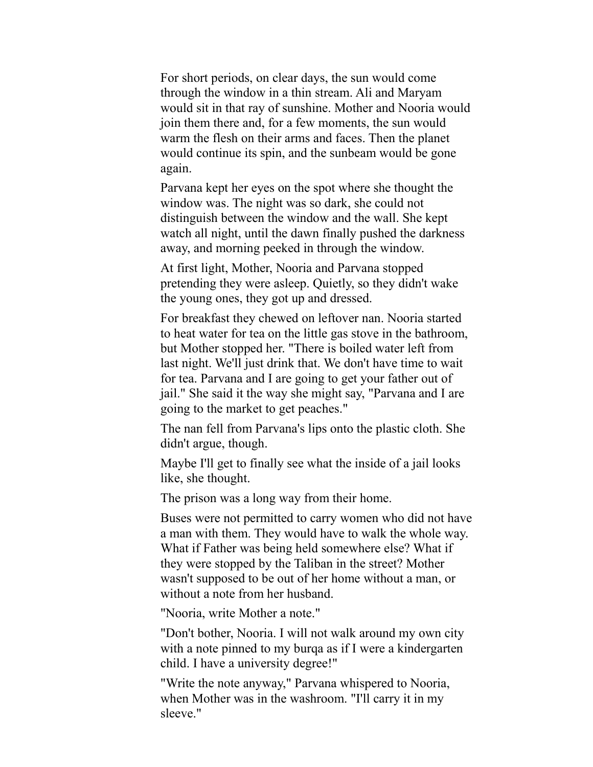For short periods, on clear days, the sun would come through the window in a thin stream. Ali and Maryam would sit in that ray of sunshine. Mother and Nooria would join them there and, for a few moments, the sun would warm the flesh on their arms and faces. Then the planet would continue its spin, and the sunbeam would be gone again.

Parvana kept her eyes on the spot where she thought the window was. The night was so dark, she could not distinguish between the window and the wall. She kept watch all night, until the dawn finally pushed the darkness away, and morning peeked in through the window.

At first light, Mother, Nooria and Parvana stopped pretending they were asleep. Quietly, so they didn't wake the young ones, they got up and dressed.

For breakfast they chewed on leftover nan. Nooria started to heat water for tea on the little gas stove in the bathroom, but Mother stopped her. "There is boiled water left from last night. We'll just drink that. We don't have time to wait for tea. Parvana and I are going to get your father out of jail." She said it the way she might say, "Parvana and I are going to the market to get peaches."

The nan fell from Parvana's lips onto the plastic cloth. She didn't argue, though.

Maybe I'll get to finally see what the inside of a jail looks like, she thought.

The prison was a long way from their home.

Buses were not permitted to carry women who did not have a man with them. They would have to walk the whole way. What if Father was being held somewhere else? What if they were stopped by the Taliban in the street? Mother wasn't supposed to be out of her home without a man, or without a note from her husband.

"Nooria, write Mother a note."

"Don't bother, Nooria. I will not walk around my own city with a note pinned to my burqa as if I were a kindergarten child. I have a university degree!"

"Write the note anyway," Parvana whispered to Nooria, when Mother was in the washroom. "I'll carry it in my sleeve."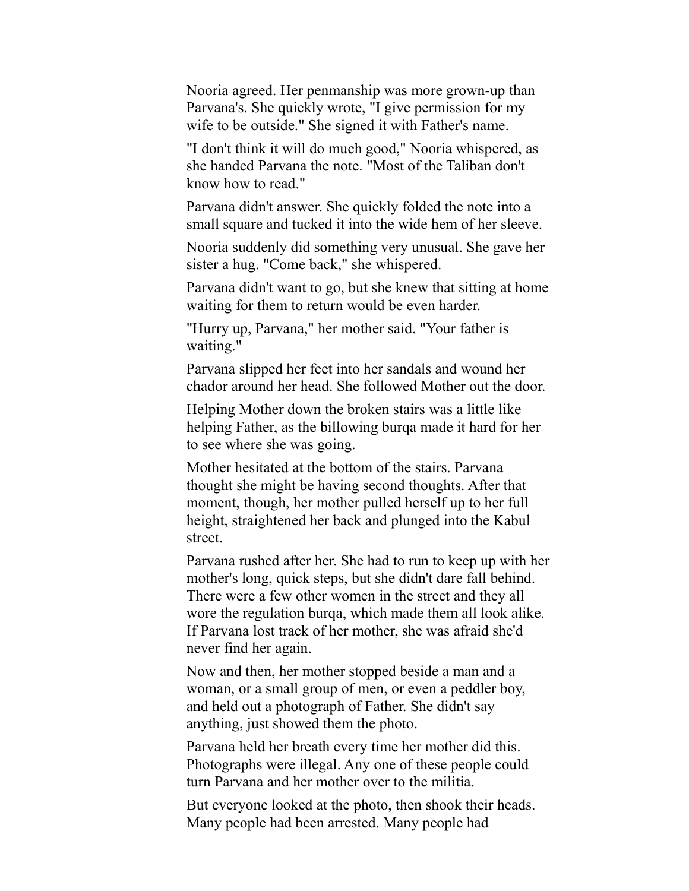Nooria agreed. Her penmanship was more grown-up than Parvana's. She quickly wrote, "I give permission for my wife to be outside." She signed it with Father's name.

"I don't think it will do much good," Nooria whispered, as she handed Parvana the note. "Most of the Taliban don't know how to read."

Parvana didn't answer. She quickly folded the note into a small square and tucked it into the wide hem of her sleeve.

Nooria suddenly did something very unusual. She gave her sister a hug. "Come back," she whispered.

Parvana didn't want to go, but she knew that sitting at home waiting for them to return would be even harder.

"Hurry up, Parvana," her mother said. "Your father is waiting."

Parvana slipped her feet into her sandals and wound her chador around her head. She followed Mother out the door.

Helping Mother down the broken stairs was a little like helping Father, as the billowing burqa made it hard for her to see where she was going.

Mother hesitated at the bottom of the stairs. Parvana thought she might be having second thoughts. After that moment, though, her mother pulled herself up to her full height, straightened her back and plunged into the Kabul street.

Parvana rushed after her. She had to run to keep up with her mother's long, quick steps, but she didn't dare fall behind. There were a few other women in the street and they all wore the regulation burqa, which made them all look alike. If Parvana lost track of her mother, she was afraid she'd never find her again.

Now and then, her mother stopped beside a man and a woman, or a small group of men, or even a peddler boy, and held out a photograph of Father. She didn't say anything, just showed them the photo.

Parvana held her breath every time her mother did this. Photographs were illegal. Any one of these people could turn Parvana and her mother over to the militia.

But everyone looked at the photo, then shook their heads. Many people had been arrested. Many people had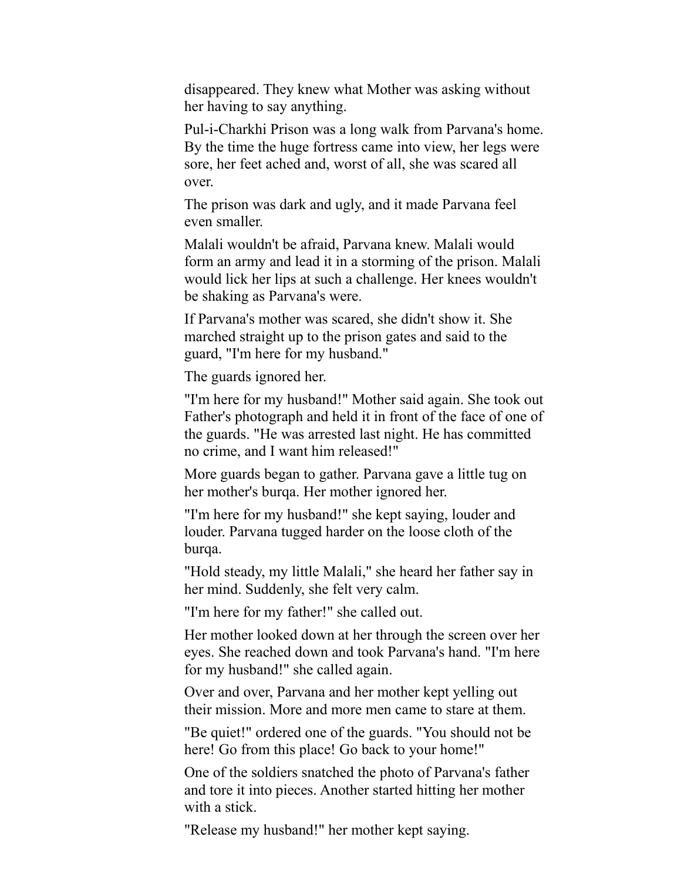disappeared. They knew what Mother was asking without her having to say anything.

Pul-i-Charkhi Prison was a long walk from Parvana's home. By the time the huge fortress came into view, her legs were sore, her feet ached and, worst of all, she was scared all over.

The prison was dark and ugly, and it made Parvana feel even smaller.

Malali wouldn't be afraid, Parvana knew. Malali would form an army and lead it in a storming of the prison. Malali would lick her lips at such a challenge. Her knees wouldn't be shaking as Parvana's were.

If Parvana's mother was scared, she didn't show it. She marched straight up to the prison gates and said to the guard, "I'm here for my husband."

The guards ignored her.

"I'm here for my husband!" Mother said again. She took out Father's photograph and held it in front of the face of one of the guards. "He was arrested last night. He has committed no crime, and I want him released!"

More guards began to gather. Parvana gave a little tug on her mother's burqa. Her mother ignored her.

"I'm here for my husband!" she kept saying, louder and louder. Parvana tugged harder on the loose cloth of the burqa.

"Hold steady, my little Malali," she heard her father say in her mind. Suddenly, she felt very calm.

"I'm here for my father!" she called out.

Her mother looked down at her through the screen over her eyes. She reached down and took Parvana's hand. "I'm here for my husband!" she called again.

Over and over, Parvana and her mother kept yelling out their mission. More and more men came to stare at them.

"Be quiet!" ordered one of the guards. "You should not be here! Go from this place! Go back to your home!"

One of the soldiers snatched the photo of Parvana's father and tore it into pieces. Another started hitting her mother with a stick.

"Release my husband!" her mother kept saying.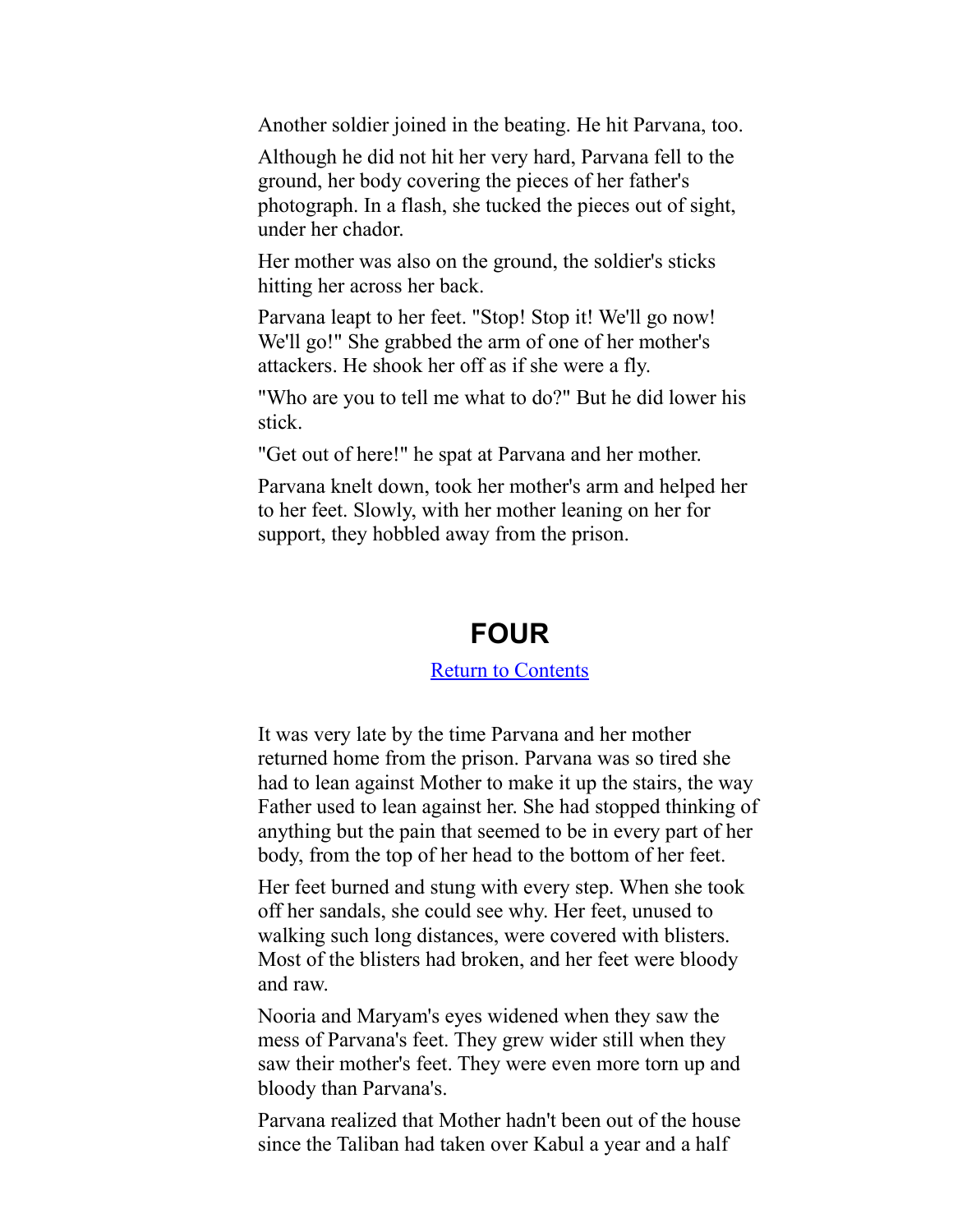Another soldier joined in the beating. He hit Parvana, too.

Although he did not hit her very hard, Parvana fell to the ground, her body covering the pieces of her father's photograph. In a flash, she tucked the pieces out of sight, under her chador.

Her mother was also on the ground, the soldier's sticks hitting her across her back.

Parvana leapt to her feet. "Stop! Stop it! We'll go now! We'll go!" She grabbed the arm of one of her mother's attackers. He shook her off as if she were a fly.

"Who are you to tell me what to do?" But he did lower his stick.

"Get out of here!" he spat at Parvana and her mother.

Parvana knelt down, took her mother's arm and helped her to her feet. Slowly, with her mother leaning on her for support, they hobbled away from the prison.

## FOUR

Return to Contents

It was very late by the time Parvana and her mother returned home from the prison. Parvana was so tired she had to lean against Mother to make it up the stairs, the way Father used to lean against her. She had stopped thinking of anything but the pain that seemed to be in every part of her body, from the top of her head to the bottom of her feet.

Her feet burned and stung with every step. When she took off her sandals, she could see why. Her feet, unused to walking such long distances, were covered with blisters. Most of the blisters had broken, and her feet were bloody and raw.

Nooria and Maryam's eyes widened when they saw the mess of Parvana's feet. They grew wider still when they saw their mother's feet. They were even more torn up and bloody than Parvana's.

Parvana realized that Mother hadn't been out of the house since the Taliban had taken over Kabul a year and a half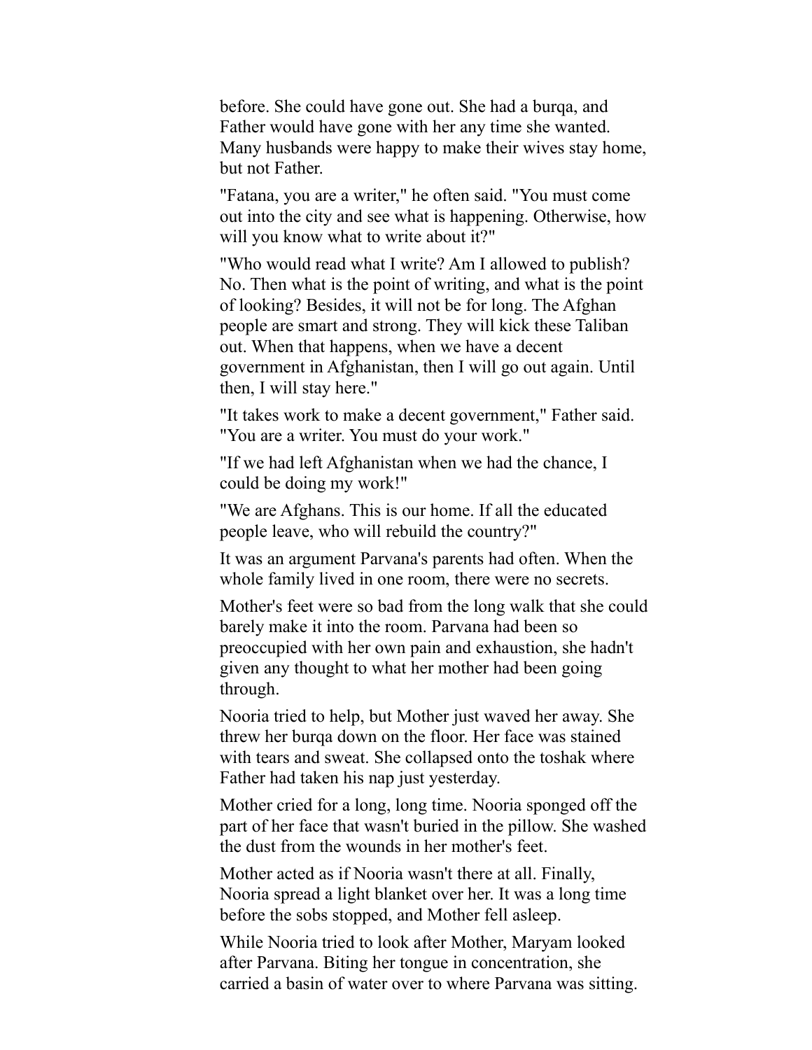before. She could have gone out. She had a burqa, and Father would have gone with her any time she wanted. Many husbands were happy to make their wives stay home, but not Father.

"Fatana, you are a writer," he often said. "You must come out into the city and see what is happening. Otherwise, how will you know what to write about it?"

"Who would read what I write? Am I allowed to publish? No. Then what is the point of writing, and what is the point of looking? Besides, it will not be for long. The Afghan people are smart and strong. They will kick these Taliban out. When that happens, when we have a decent government in Afghanistan, then I will go out again. Until then, I will stay here."

"It takes work to make a decent government," Father said. "You are a writer. You must do your work."

"If we had left Afghanistan when we had the chance, I could be doing my work!"

"We are Afghans. This is our home. If all the educated people leave, who will rebuild the country?"

It was an argument Parvana's parents had often. When the whole family lived in one room, there were no secrets.

Mother's feet were so bad from the long walk that she could barely make it into the room. Parvana had been so preoccupied with her own pain and exhaustion, she hadn't given any thought to what her mother had been going through.

Nooria tried to help, but Mother just waved her away. She threw her burqa down on the floor. Her face was stained with tears and sweat. She collapsed onto the toshak where Father had taken his nap just yesterday.

Mother cried for a long, long time. Nooria sponged off the part of her face that wasn't buried in the pillow. She washed the dust from the wounds in her mother's feet.

Mother acted as if Nooria wasn't there at all. Finally, Nooria spread a light blanket over her. It was a long time before the sobs stopped, and Mother fell asleep.

While Nooria tried to look after Mother, Maryam looked after Parvana. Biting her tongue in concentration, she carried a basin of water over to where Parvana was sitting.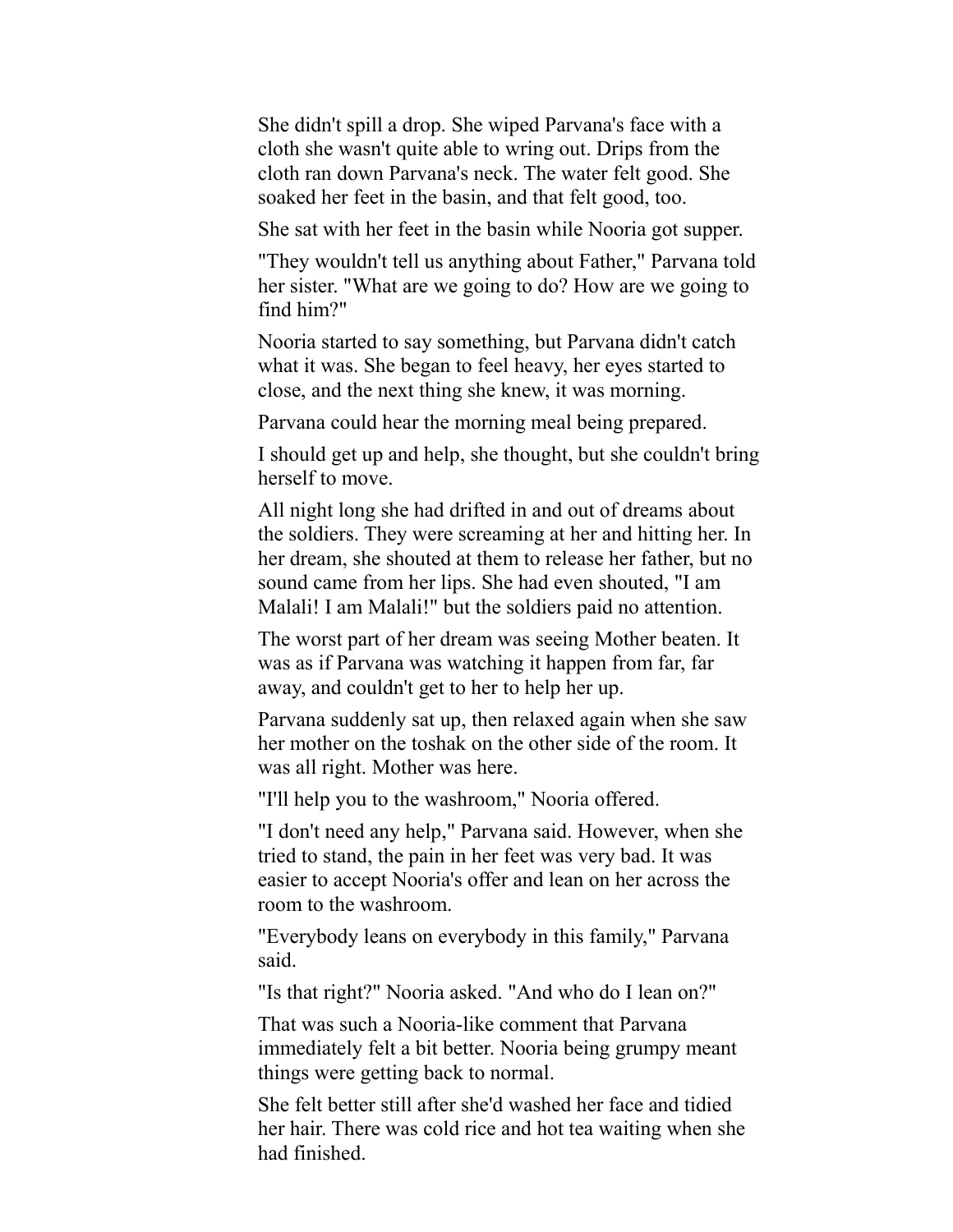She didn't spill a drop. She wiped Parvana's face with a cloth she wasn't quite able to wring out. Drips from the cloth ran down Parvana's neck. The water felt good. She soaked her feet in the basin, and that felt good, too.

She sat with her feet in the basin while Nooria got supper.

"They wouldn't tell us anything about Father," Parvana told her sister. "What are we going to do? How are we going to find him?"

Nooria started to say something, but Parvana didn't catch what it was. She began to feel heavy, her eyes started to close, and the next thing she knew, it was morning.

Parvana could hear the morning meal being prepared.

I should get up and help, she thought, but she couldn't bring herself to move.

All night long she had drifted in and out of dreams about the soldiers. They were screaming at her and hitting her. In her dream, she shouted at them to release her father, but no sound came from her lips. She had even shouted, "I am Malali! I am Malali!" but the soldiers paid no attention.

The worst part of her dream was seeing Mother beaten. It was as if Parvana was watching it happen from far, far away, and couldn't get to her to help her up.

Parvana suddenly sat up, then relaxed again when she saw her mother on the toshak on the other side of the room. It was all right. Mother was here.

"I'll help you to the washroom," Nooria offered.

"I don't need any help," Parvana said. However, when she tried to stand, the pain in her feet was very bad. It was easier to accept Nooria's offer and lean on her across the room to the washroom.

"Everybody leans on everybody in this family," Parvana said.

"Is that right?" Nooria asked. "And who do I lean on?"

That was such a Nooria-like comment that Parvana immediately felt a bit better. Nooria being grumpy meant things were getting back to normal.

She felt better still after she'd washed her face and tidied her hair. There was cold rice and hot tea waiting when she had finished.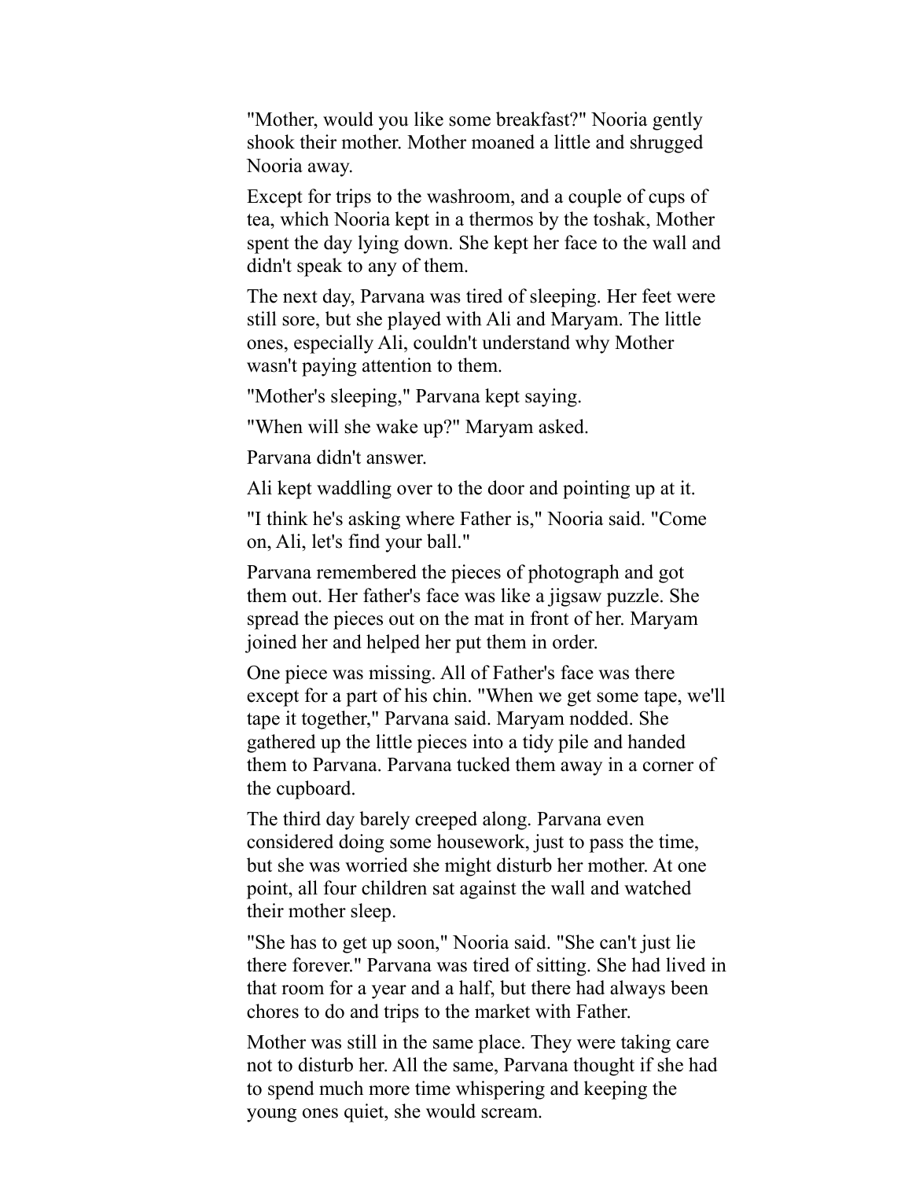"Mother, would you like some breakfast?" Nooria gently shook their mother. Mother moaned a little and shrugged Nooria away.

Except for trips to the washroom, and a couple of cups of tea, which Nooria kept in a thermos by the toshak, Mother spent the day lying down. She kept her face to the wall and didn't speak to any of them.

The next day, Parvana was tired of sleeping. Her feet were still sore, but she played with Ali and Maryam. The little ones, especially Ali, couldn't understand why Mother wasn't paying attention to them.

"Mother's sleeping," Parvana kept saying.

"When will she wake up?" Maryam asked.

Parvana didn't answer.

Ali kept waddling over to the door and pointing up at it.

"I think he's asking where Father is," Nooria said. "Come on, Ali, let's find your ball."

Parvana remembered the pieces of photograph and got them out. Her father's face was like a jigsaw puzzle. She spread the pieces out on the mat in front of her. Maryam joined her and helped her put them in order.

One piece was missing. All of Father's face was there except for a part of his chin. "When we get some tape, we'll tape it together," Parvana said. Maryam nodded. She gathered up the little pieces into a tidy pile and handed them to Parvana. Parvana tucked them away in a corner of the cupboard.

The third day barely creeped along. Parvana even considered doing some housework, just to pass the time, but she was worried she might disturb her mother. At one point, all four children sat against the wall and watched their mother sleep.

"She has to get up soon," Nooria said. "She can't just lie there forever." Parvana was tired of sitting. She had lived in that room for a year and a half, but there had always been chores to do and trips to the market with Father.

Mother was still in the same place. They were taking care not to disturb her. All the same, Parvana thought if she had to spend much more time whispering and keeping the young ones quiet, she would scream.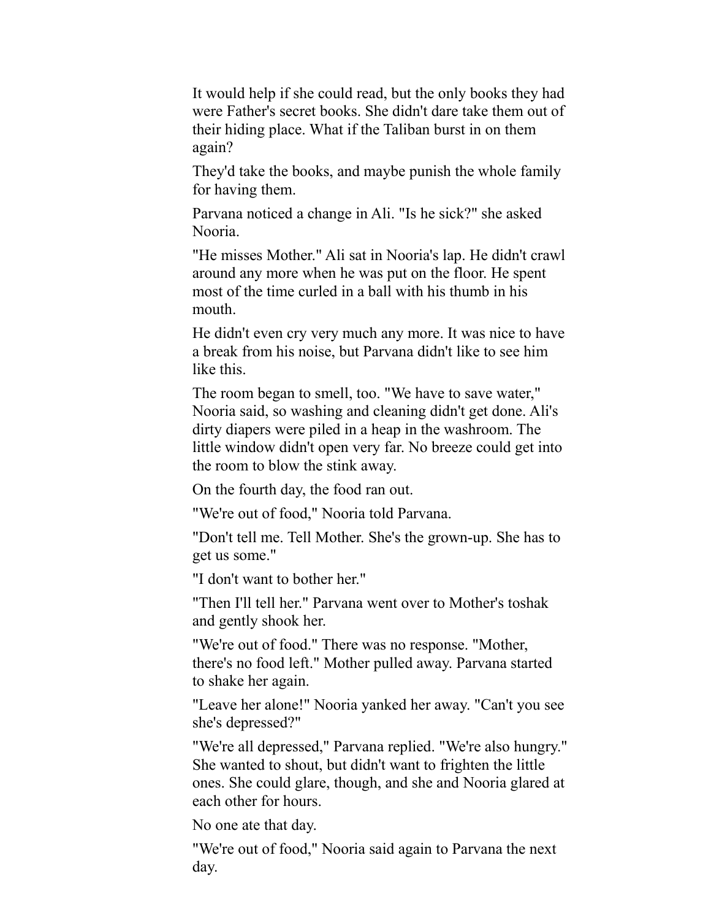It would help if she could read, but the only books they had were Father's secret books. She didn't dare take them out of their hiding place. What if the Taliban burst in on them again?

They'd take the books, and maybe punish the whole family for having them.

Parvana noticed a change in Ali. "Is he sick?" she asked Nooria.

"He misses Mother." Ali sat in Nooria's lap. He didn't crawl around any more when he was put on the floor. He spent most of the time curled in a ball with his thumb in his mouth.

He didn't even cry very much any more. It was nice to have a break from his noise, but Parvana didn't like to see him like this.

The room began to smell, too. "We have to save water," Nooria said, so washing and cleaning didn't get done. Ali's dirty diapers were piled in a heap in the washroom. The little window didn't open very far. No breeze could get into the room to blow the stink away.

On the fourth day, the food ran out.

"We're out of food," Nooria told Parvana.

"Don't tell me. Tell Mother. She's the grown-up. She has to get us some."

"I don't want to bother her."

"Then I'll tell her." Parvana went over to Mother's toshak and gently shook her.

"We're out of food." There was no response. "Mother, there's no food left." Mother pulled away. Parvana started to shake her again.

"Leave her alone!" Nooria yanked her away. "Can't you see she's depressed?"

"We're all depressed," Parvana replied. "We're also hungry." She wanted to shout, but didn't want to frighten the little ones. She could glare, though, and she and Nooria glared at each other for hours.

No one ate that day.

"We're out of food," Nooria said again to Parvana the next day.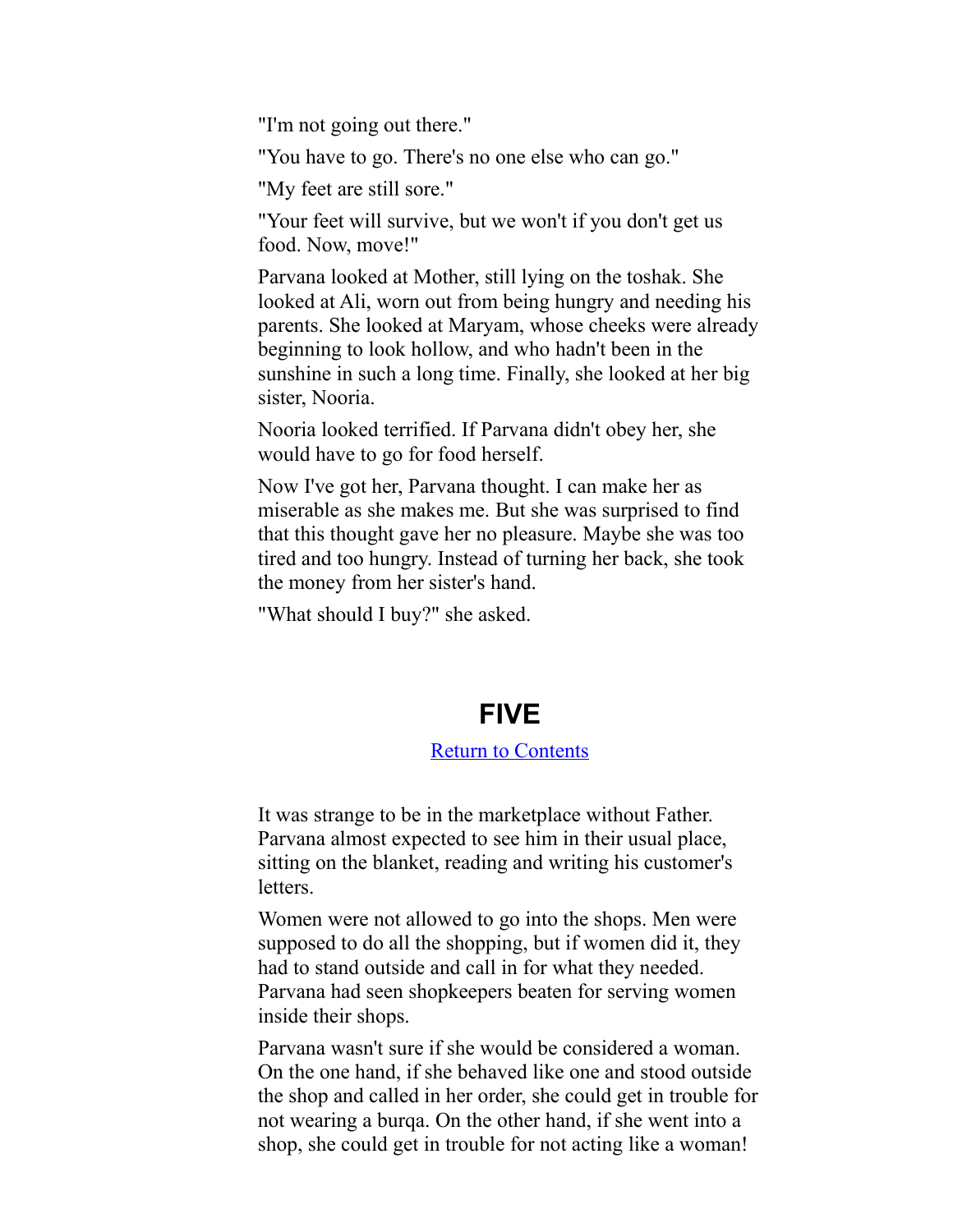"I'm not going out there."

"You have to go. There's no one else who can go."

"My feet are still sore."

"Your feet will survive, but we won't if you don't get us food. Now, move!"

Parvana looked at Mother, still lying on the toshak. She looked at Ali, worn out from being hungry and needing his parents. She looked at Maryam, whose cheeks were already beginning to look hollow, and who hadn't been in the sunshine in such a long time. Finally, she looked at her big sister, Nooria.

Nooria looked terrified. If Parvana didn't obey her, she would have to go for food herself.

Now I've got her, Parvana thought. I can make her as miserable as she makes me. But she was surprised to find that this thought gave her no pleasure. Maybe she was too tired and too hungry. Instead of turning her back, she took the money from her sister's hand.

"What should I buy?" she asked.

## FIVE

Return to Contents

It was strange to be in the marketplace without Father. Parvana almost expected to see him in their usual place, sitting on the blanket, reading and writing his customer's letters.

Women were not allowed to go into the shops. Men were supposed to do all the shopping, but if women did it, they had to stand outside and call in for what they needed. Parvana had seen shopkeepers beaten for serving women inside their shops.

Parvana wasn't sure if she would be considered a woman. On the one hand, if she behaved like one and stood outside the shop and called in her order, she could get in trouble for not wearing a burqa. On the other hand, if she went into a shop, she could get in trouble for not acting like a woman!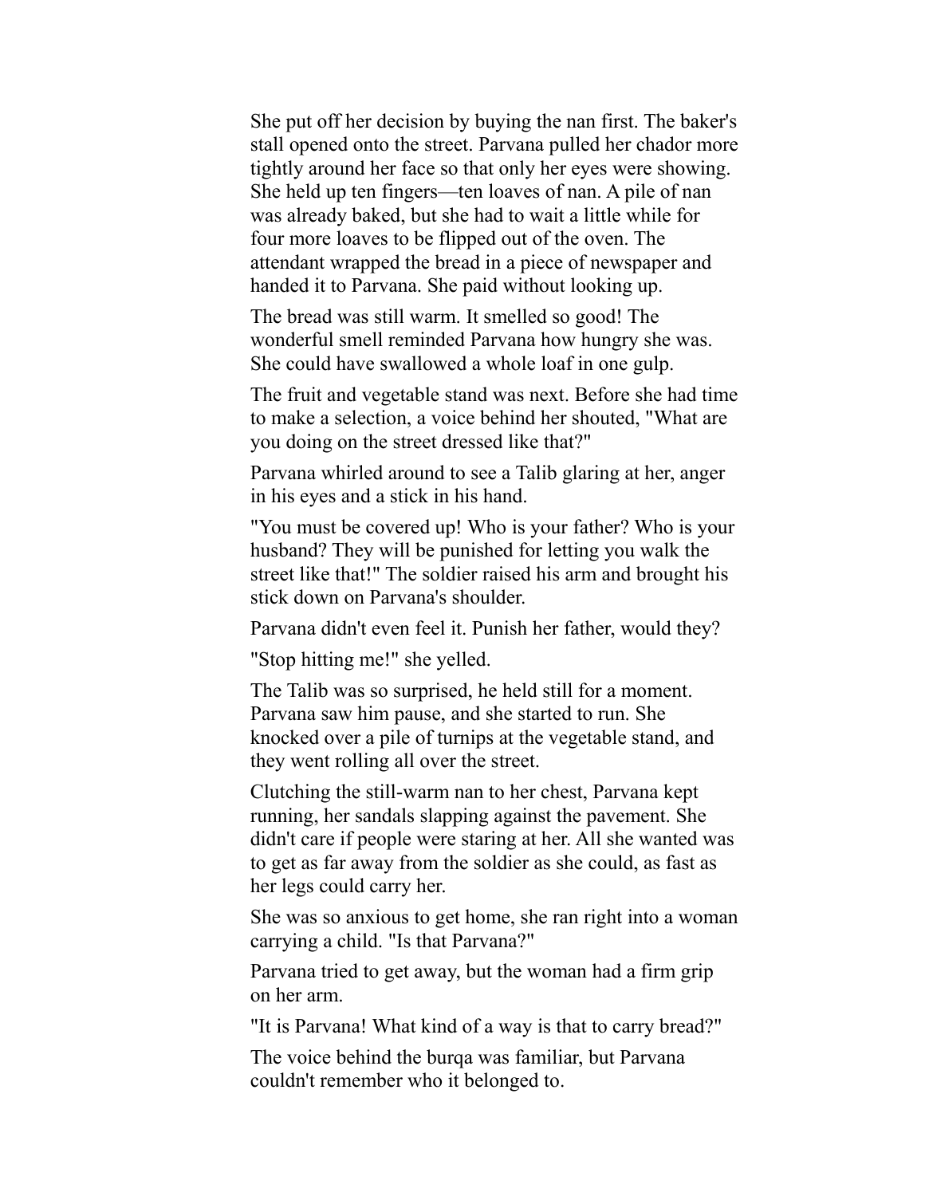She put off her decision by buying the nan first. The baker's stall opened onto the street. Parvana pulled her chador more tightly around her face so that only her eyes were showing. She held up ten fingers—ten loaves of nan. A pile of nan was already baked, but she had to wait a little while for four more loaves to be flipped out of the oven. The attendant wrapped the bread in a piece of newspaper and handed it to Parvana. She paid without looking up.

The bread was still warm. It smelled so good! The wonderful smell reminded Parvana how hungry she was. She could have swallowed a whole loaf in one gulp.

The fruit and vegetable stand was next. Before she had time to make a selection, a voice behind her shouted, "What are you doing on the street dressed like that?"

Parvana whirled around to see a Talib glaring at her, anger in his eyes and a stick in his hand.

"You must be covered up! Who is your father? Who is your husband? They will be punished for letting you walk the street like that!" The soldier raised his arm and brought his stick down on Parvana's shoulder.

Parvana didn't even feel it. Punish her father, would they?

"Stop hitting me!" she yelled.

The Talib was so surprised, he held still for a moment. Parvana saw him pause, and she started to run. She knocked over a pile of turnips at the vegetable stand, and they went rolling all over the street.

Clutching the still-warm nan to her chest, Parvana kept running, her sandals slapping against the pavement. She didn't care if people were staring at her. All she wanted was to get as far away from the soldier as she could, as fast as her legs could carry her.

She was so anxious to get home, she ran right into a woman carrying a child. "Is that Parvana?"

Parvana tried to get away, but the woman had a firm grip on her arm.

"It is Parvana! What kind of a way is that to carry bread?"

The voice behind the burqa was familiar, but Parvana couldn't remember who it belonged to.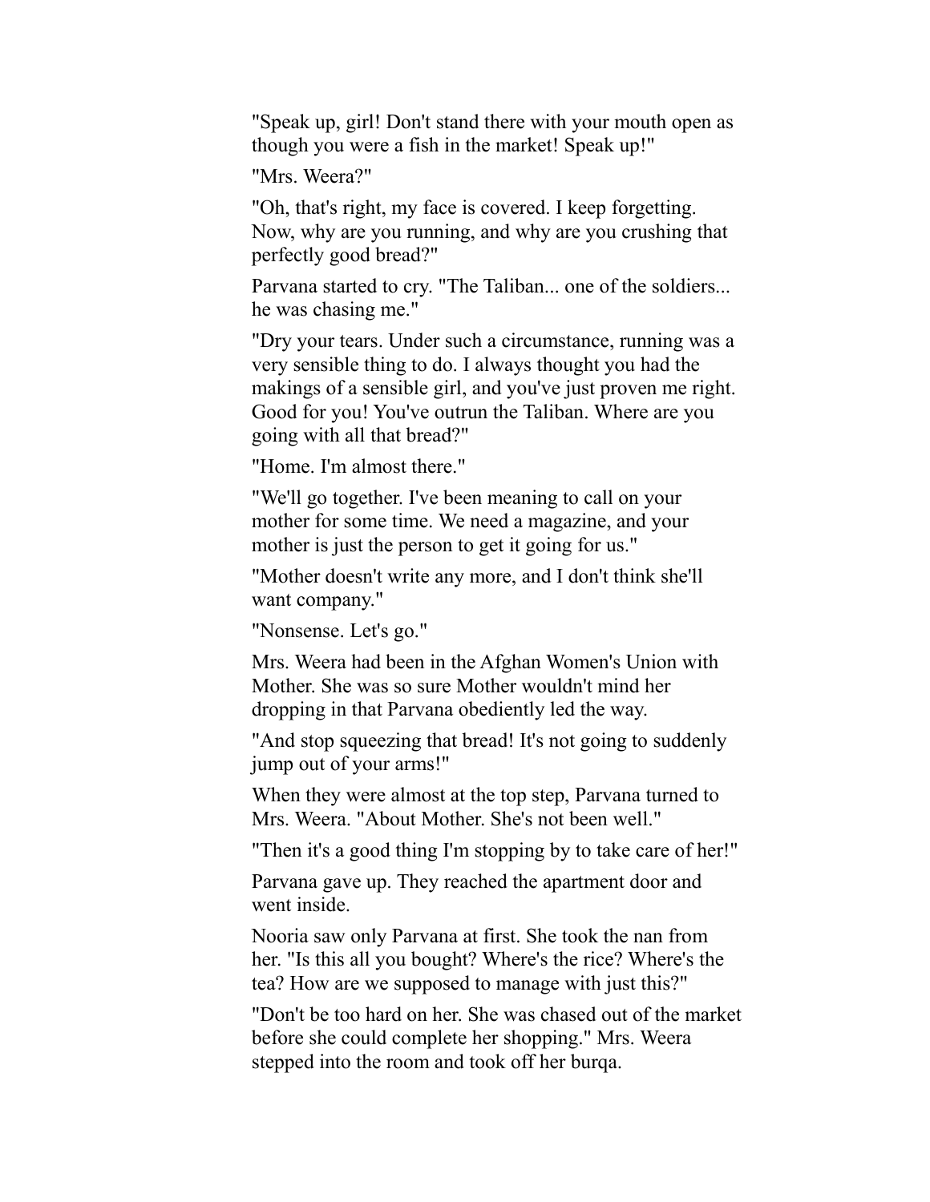"Speak up, girl! Don't stand there with your mouth open as though you were a fish in the market! Speak up!"

"Mrs. Weera?"

"Oh, that's right, my face is covered. I keep forgetting. Now, why are you running, and why are you crushing that perfectly good bread?"

Parvana started to cry. "The Taliban... one of the soldiers... he was chasing me."

"Dry your tears. Under such a circumstance, running was a very sensible thing to do. I always thought you had the makings of a sensible girl, and you've just proven me right. Good for you! You've outrun the Taliban. Where are you going with all that bread?"

"Home. I'm almost there."

"We'll go together. I've been meaning to call on your mother for some time. We need a magazine, and your mother is just the person to get it going for us."

"Mother doesn't write any more, and I don't think she'll want company."

"Nonsense. Let's go."

Mrs. Weera had been in the Afghan Women's Union with Mother. She was so sure Mother wouldn't mind her dropping in that Parvana obediently led the way.

"And stop squeezing that bread! It's not going to suddenly jump out of your arms!"

When they were almost at the top step, Parvana turned to Mrs. Weera. "About Mother. She's not been well."

"Then it's a good thing I'm stopping by to take care of her!"

Parvana gave up. They reached the apartment door and went inside.

Nooria saw only Parvana at first. She took the nan from her. "Is this all you bought? Where's the rice? Where's the tea? How are we supposed to manage with just this?"

"Don't be too hard on her. She was chased out of the market before she could complete her shopping." Mrs. Weera stepped into the room and took off her burqa.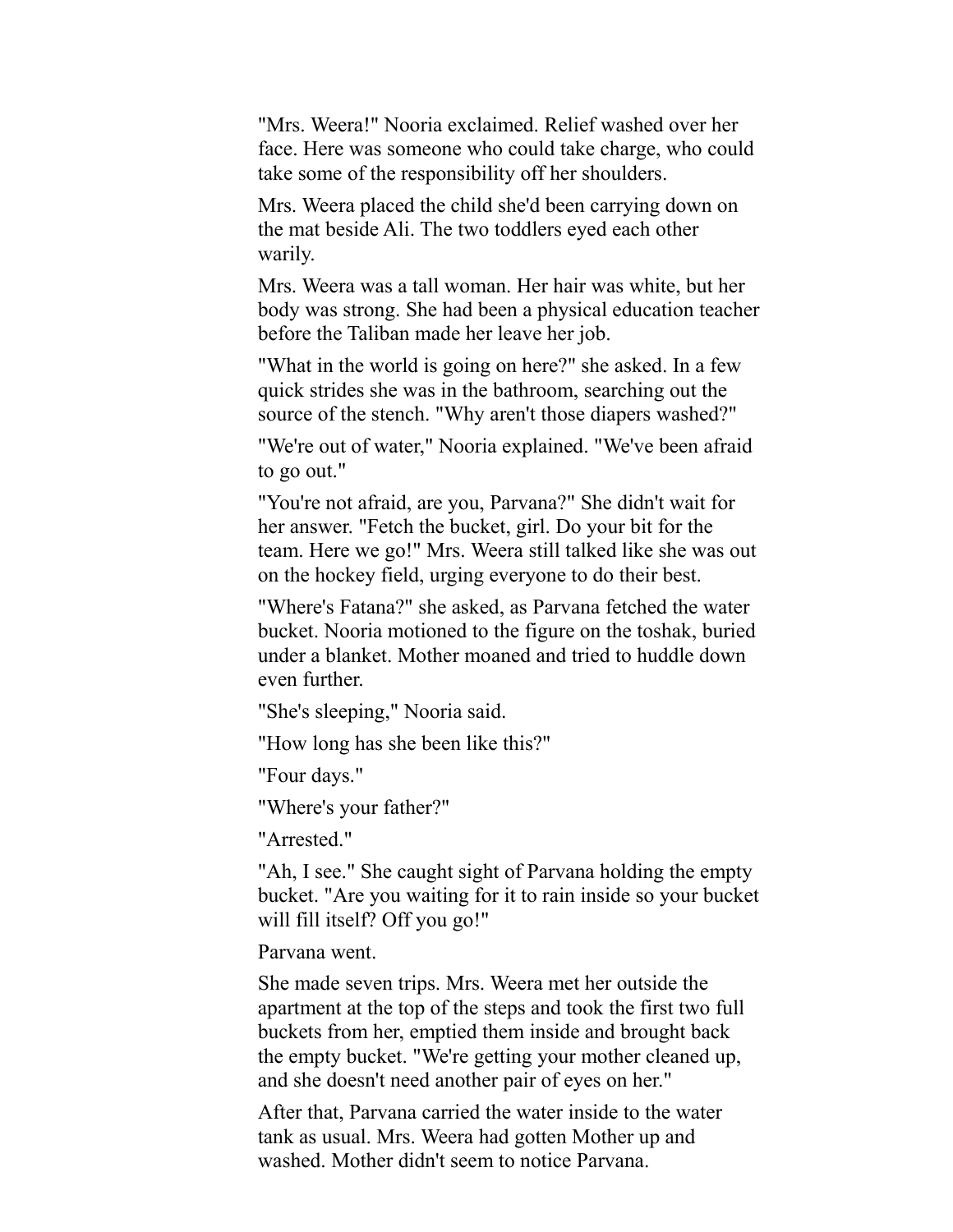"Mrs. Weera!" Nooria exclaimed. Relief washed over her face. Here was someone who could take charge, who could take some of the responsibility off her shoulders.

Mrs. Weera placed the child she'd been carrying down on the mat beside Ali. The two toddlers eyed each other warily.

Mrs. Weera was a tall woman. Her hair was white, but her body was strong. She had been a physical education teacher before the Taliban made her leave her job.

"What in the world is going on here?" she asked. In a few quick strides she was in the bathroom, searching out the source of the stench. "Why aren't those diapers washed?"

"We're out of water," Nooria explained. "We've been afraid to go out."

"You're not afraid, are you, Parvana?" She didn't wait for her answer. "Fetch the bucket, girl. Do your bit for the team. Here we go!" Mrs. Weera still talked like she was out on the hockey field, urging everyone to do their best.

"Where's Fatana?" she asked, as Parvana fetched the water bucket. Nooria motioned to the figure on the toshak, buried under a blanket. Mother moaned and tried to huddle down even further.

"She's sleeping," Nooria said.

"How long has she been like this?"

"Four days."

"Where's your father?"

"Arrested."

"Ah, I see." She caught sight of Parvana holding the empty bucket. "Are you waiting for it to rain inside so your bucket will fill itself? Off you go!"

Parvana went.

She made seven trips. Mrs. Weera met her outside the apartment at the top of the steps and took the first two full buckets from her, emptied them inside and brought back the empty bucket. "We're getting your mother cleaned up, and she doesn't need another pair of eyes on her."

After that, Parvana carried the water inside to the water tank as usual. Mrs. Weera had gotten Mother up and washed. Mother didn't seem to notice Parvana.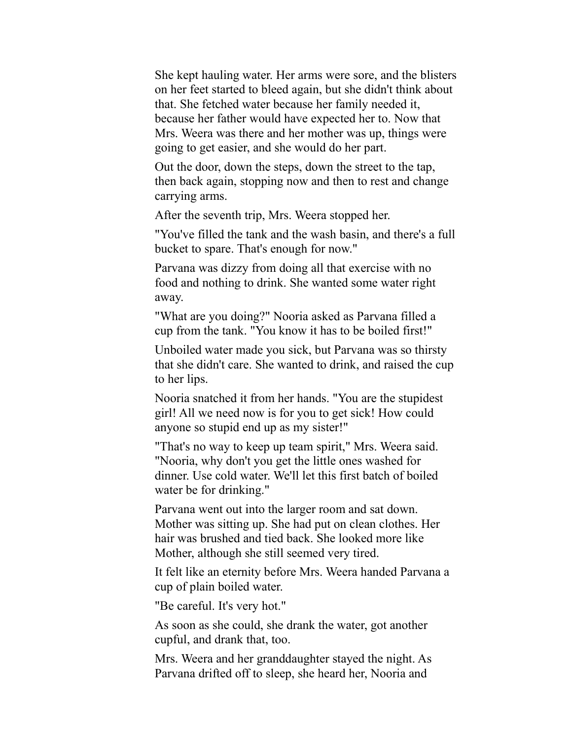She kept hauling water. Her arms were sore, and the blisters on her feet started to bleed again, but she didn't think about that. She fetched water because her family needed it, because her father would have expected her to. Now that Mrs. Weera was there and her mother was up, things were going to get easier, and she would do her part.

Out the door, down the steps, down the street to the tap, then back again, stopping now and then to rest and change carrying arms.

After the seventh trip, Mrs. Weera stopped her.

"You've filled the tank and the wash basin, and there's a full bucket to spare. That's enough for now."

Parvana was dizzy from doing all that exercise with no food and nothing to drink. She wanted some water right away.

"What are you doing?" Nooria asked as Parvana filled a cup from the tank. "You know it has to be boiled first!"

Unboiled water made you sick, but Parvana was so thirsty that she didn't care. She wanted to drink, and raised the cup to her lips.

Nooria snatched it from her hands. "You are the stupidest girl! All we need now is for you to get sick! How could anyone so stupid end up as my sister!"

"That's no way to keep up team spirit," Mrs. Weera said. "Nooria, why don't you get the little ones washed for dinner. Use cold water. We'll let this first batch of boiled water be for drinking."

Parvana went out into the larger room and sat down. Mother was sitting up. She had put on clean clothes. Her hair was brushed and tied back. She looked more like Mother, although she still seemed very tired.

It felt like an eternity before Mrs. Weera handed Parvana a cup of plain boiled water.

"Be careful. It's very hot."

As soon as she could, she drank the water, got another cupful, and drank that, too.

Mrs. Weera and her granddaughter stayed the night. As Parvana drifted off to sleep, she heard her, Nooria and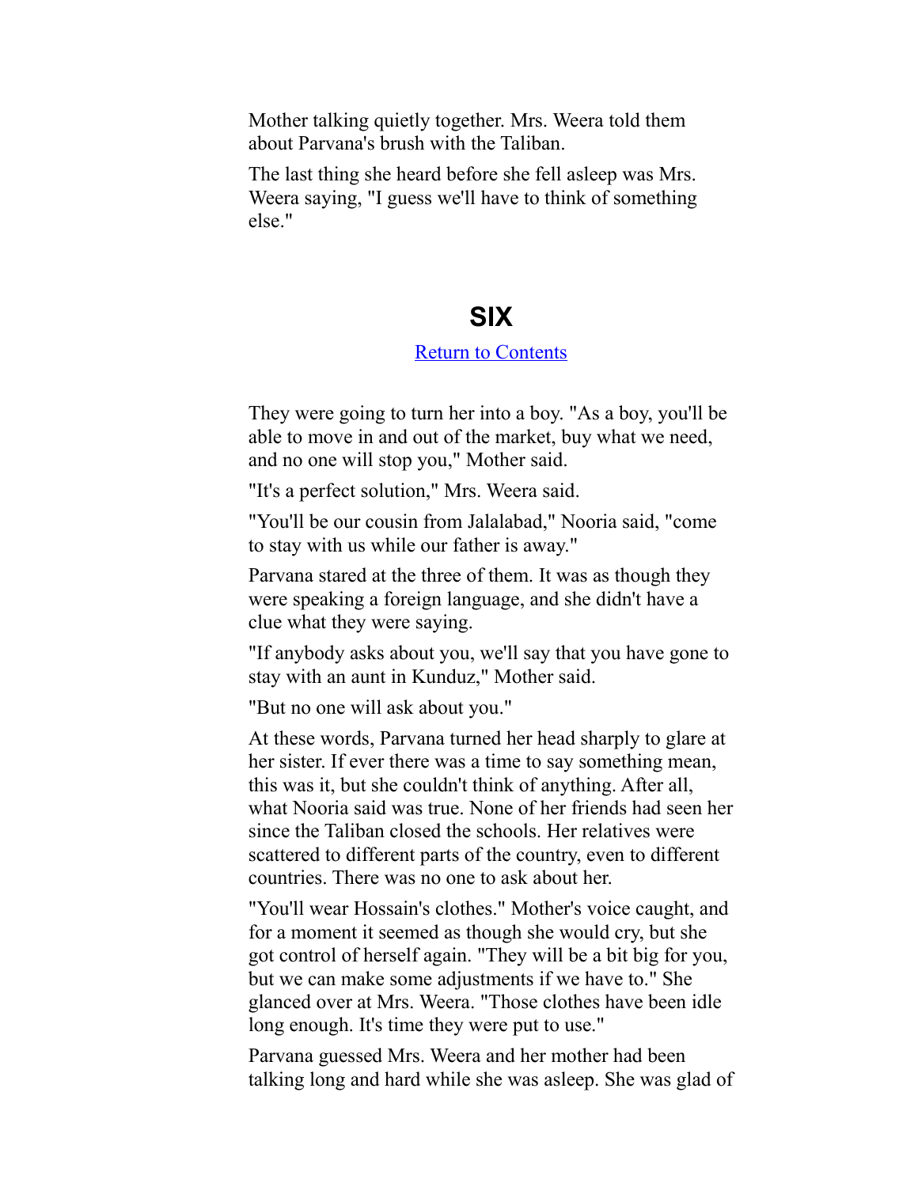Mother talking quietly together. Mrs. Weera told them about Parvana's brush with the Taliban.

The last thing she heard before she fell asleep was Mrs. Weera saying, "I guess we'll have to think of something else."

## SIX

Return to Contents

They were going to turn her into a boy. "As a boy, you'll be able to move in and out of the market, buy what we need, and no one will stop you," Mother said.

"It's a perfect solution," Mrs. Weera said.

"You'll be our cousin from Jalalabad," Nooria said, "come to stay with us while our father is away."

Parvana stared at the three of them. It was as though they were speaking a foreign language, and she didn't have a clue what they were saying.

"If anybody asks about you, we'll say that you have gone to stay with an aunt in Kunduz," Mother said.

"But no one will ask about you."

At these words, Parvana turned her head sharply to glare at her sister. If ever there was a time to say something mean, this was it, but she couldn't think of anything. After all, what Nooria said was true. None of her friends had seen her since the Taliban closed the schools. Her relatives were scattered to different parts of the country, even to different countries. There was no one to ask about her.

"You'll wear Hossain's clothes." Mother's voice caught, and for a moment it seemed as though she would cry, but she got control of herself again. "They will be a bit big for you, but we can make some adjustments if we have to." She glanced over at Mrs. Weera. "Those clothes have been idle long enough. It's time they were put to use."

Parvana guessed Mrs. Weera and her mother had been talking long and hard while she was asleep. She was glad of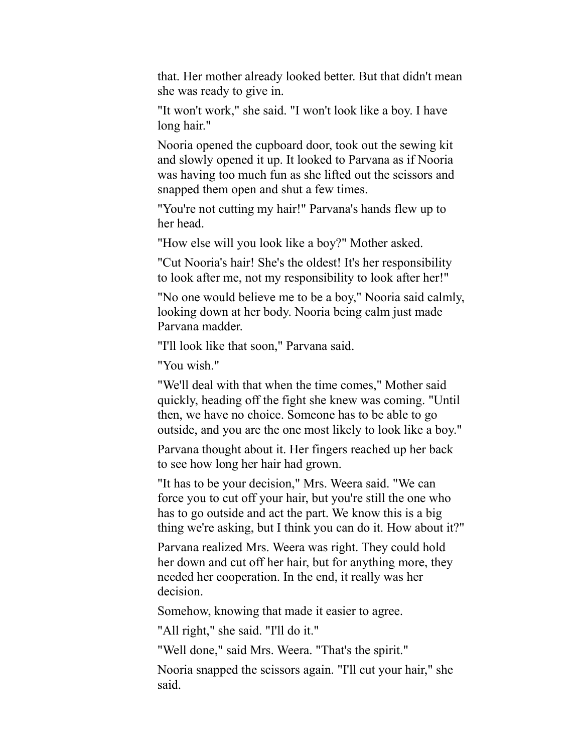that. Her mother already looked better. But that didn't mean she was ready to give in.

"It won't work," she said. "I won't look like a boy. I have long hair."

Nooria opened the cupboard door, took out the sewing kit and slowly opened it up. It looked to Parvana as if Nooria was having too much fun as she lifted out the scissors and snapped them open and shut a few times.

"You're not cutting my hair!" Parvana's hands flew up to her head.

"How else will you look like a boy?" Mother asked.

"Cut Nooria's hair! She's the oldest! It's her responsibility to look after me, not my responsibility to look after her!"

"No one would believe me to be a boy," Nooria said calmly, looking down at her body. Nooria being calm just made Parvana madder.

"I'll look like that soon," Parvana said.

"You wish."

"We'll deal with that when the time comes," Mother said quickly, heading off the fight she knew was coming. "Until then, we have no choice. Someone has to be able to go outside, and you are the one most likely to look like a boy."

Parvana thought about it. Her fingers reached up her back to see how long her hair had grown.

"It has to be your decision," Mrs. Weera said. "We can force you to cut off your hair, but you're still the one who has to go outside and act the part. We know this is a big thing we're asking, but I think you can do it. How about it?"

Parvana realized Mrs. Weera was right. They could hold her down and cut off her hair, but for anything more, they needed her cooperation. In the end, it really was her decision.

Somehow, knowing that made it easier to agree.

"All right," she said. "I'll do it."

"Well done," said Mrs. Weera. "That's the spirit."

Nooria snapped the scissors again. "I'll cut your hair," she said.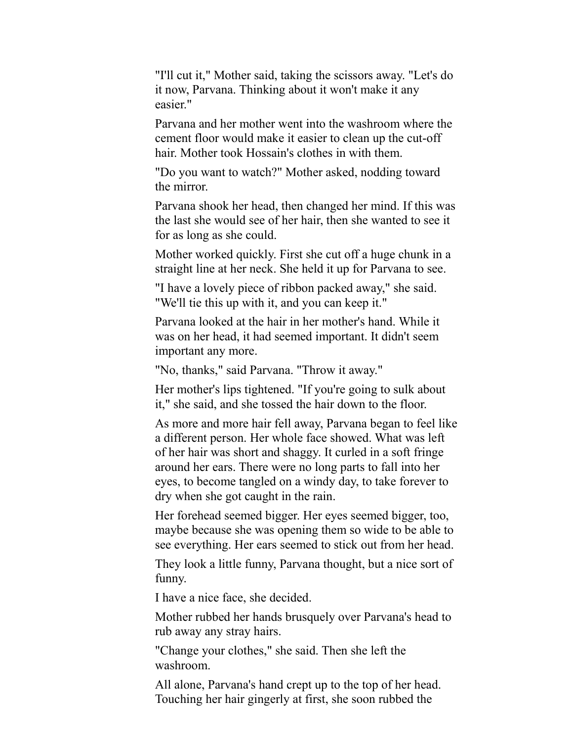"I'll cut it," Mother said, taking the scissors away. "Let's do it now, Parvana. Thinking about it won't make it any easier."

Parvana and her mother went into the washroom where the cement floor would make it easier to clean up the cut-off hair. Mother took Hossain's clothes in with them.

"Do you want to watch?" Mother asked, nodding toward the mirror.

Parvana shook her head, then changed her mind. If this was the last she would see of her hair, then she wanted to see it for as long as she could.

Mother worked quickly. First she cut off a huge chunk in a straight line at her neck. She held it up for Parvana to see.

"I have a lovely piece of ribbon packed away," she said. "We'll tie this up with it, and you can keep it."

Parvana looked at the hair in her mother's hand. While it was on her head, it had seemed important. It didn't seem important any more.

"No, thanks," said Parvana. "Throw it away."

Her mother's lips tightened. "If you're going to sulk about it," she said, and she tossed the hair down to the floor.

As more and more hair fell away, Parvana began to feel like a different person. Her whole face showed. What was left of her hair was short and shaggy. It curled in a soft fringe around her ears. There were no long parts to fall into her eyes, to become tangled on a windy day, to take forever to dry when she got caught in the rain.

Her forehead seemed bigger. Her eyes seemed bigger, too, maybe because she was opening them so wide to be able to see everything. Her ears seemed to stick out from her head.

They look a little funny, Parvana thought, but a nice sort of funny.

I have a nice face, she decided.

Mother rubbed her hands brusquely over Parvana's head to rub away any stray hairs.

"Change your clothes," she said. Then she left the washroom.

All alone, Parvana's hand crept up to the top of her head. Touching her hair gingerly at first, she soon rubbed the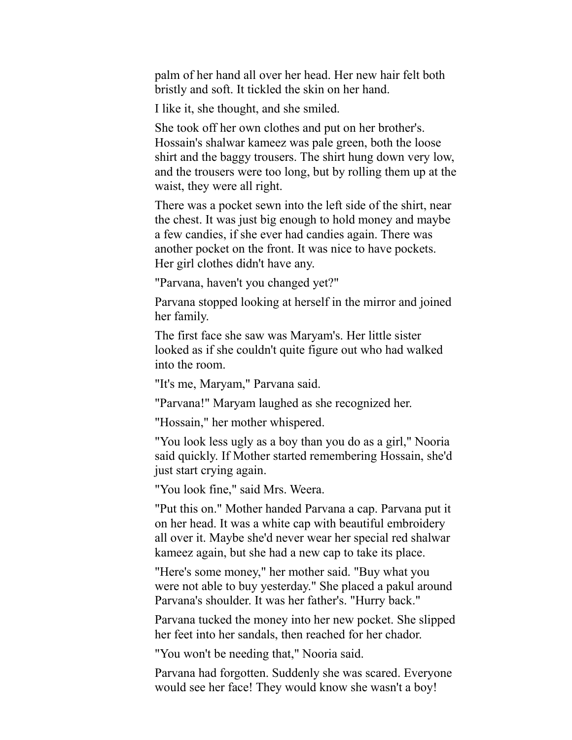palm of her hand all over her head. Her new hair felt both bristly and soft. It tickled the skin on her hand.

I like it, she thought, and she smiled.

She took off her own clothes and put on her brother's. Hossain's shalwar kameez was pale green, both the loose shirt and the baggy trousers. The shirt hung down very low, and the trousers were too long, but by rolling them up at the waist, they were all right.

There was a pocket sewn into the left side of the shirt, near the chest. It was just big enough to hold money and maybe a few candies, if she ever had candies again. There was another pocket on the front. It was nice to have pockets. Her girl clothes didn't have any.

"Parvana, haven't you changed yet?"

Parvana stopped looking at herself in the mirror and joined her family.

The first face she saw was Maryam's. Her little sister looked as if she couldn't quite figure out who had walked into the room.

"It's me, Maryam," Parvana said.

"Parvana!" Maryam laughed as she recognized her.

"Hossain," her mother whispered.

"You look less ugly as a boy than you do as a girl," Nooria said quickly. If Mother started remembering Hossain, she'd just start crying again.

"You look fine," said Mrs. Weera.

"Put this on." Mother handed Parvana a cap. Parvana put it on her head. It was a white cap with beautiful embroidery all over it. Maybe she'd never wear her special red shalwar kameez again, but she had a new cap to take its place.

"Here's some money," her mother said. "Buy what you were not able to buy yesterday." She placed a pakul around Parvana's shoulder. It was her father's. "Hurry back."

Parvana tucked the money into her new pocket. She slipped her feet into her sandals, then reached for her chador.

"You won't be needing that," Nooria said.

Parvana had forgotten. Suddenly she was scared. Everyone would see her face! They would know she wasn't a boy!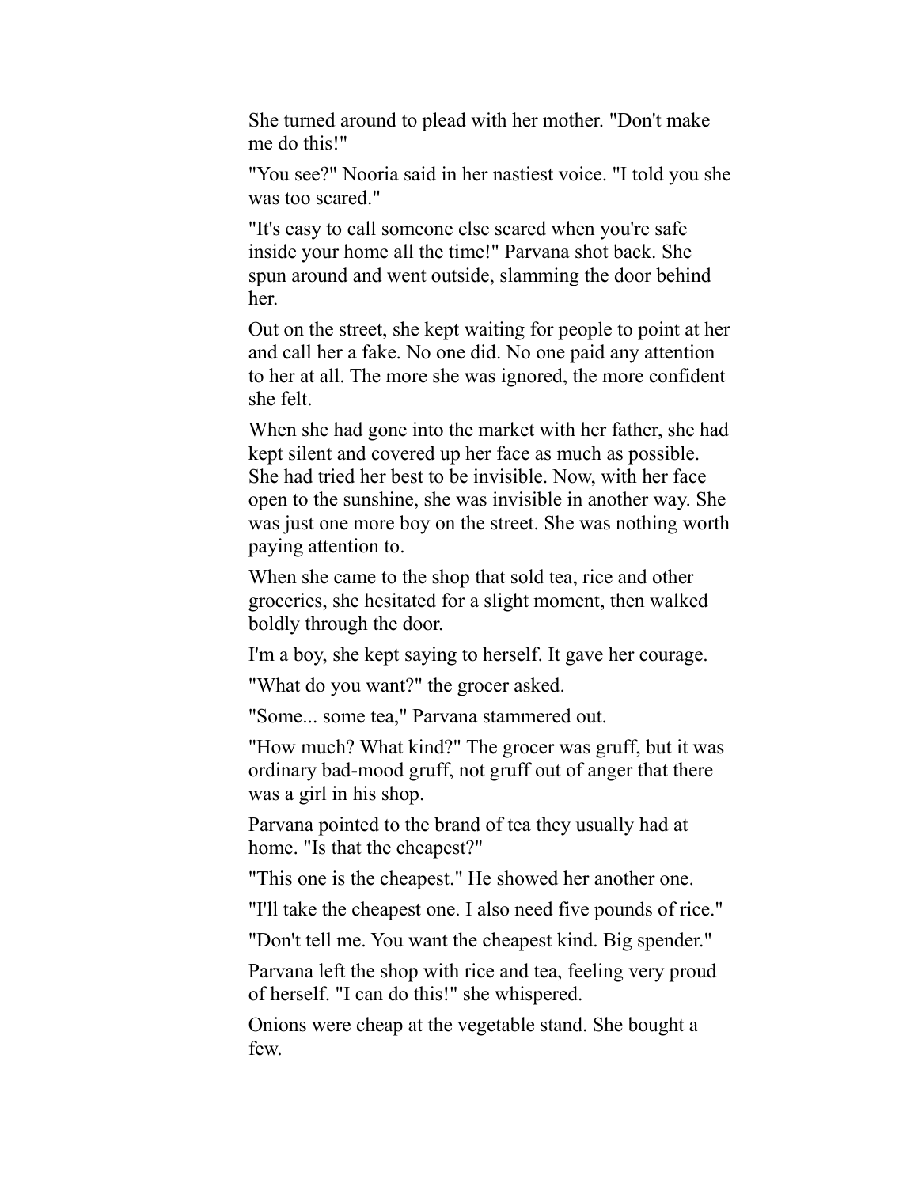She turned around to plead with her mother. "Don't make me do this!"

"You see?" Nooria said in her nastiest voice. "I told you she was too scared."

"It's easy to call someone else scared when you're safe inside your home all the time!" Parvana shot back. She spun around and went outside, slamming the door behind her.

Out on the street, she kept waiting for people to point at her and call her a fake. No one did. No one paid any attention to her at all. The more she was ignored, the more confident she felt.

When she had gone into the market with her father, she had kept silent and covered up her face as much as possible. She had tried her best to be invisible. Now, with her face open to the sunshine, she was invisible in another way. She was just one more boy on the street. She was nothing worth paying attention to.

When she came to the shop that sold tea, rice and other groceries, she hesitated for a slight moment, then walked boldly through the door.

I'm a boy, she kept saying to herself. It gave her courage.

"What do you want?" the grocer asked.

"Some... some tea," Parvana stammered out.

"How much? What kind?" The grocer was gruff, but it was ordinary bad-mood gruff, not gruff out of anger that there was a girl in his shop.

Parvana pointed to the brand of tea they usually had at home. "Is that the cheapest?"

"This one is the cheapest." He showed her another one.

"I'll take the cheapest one. I also need five pounds of rice."

"Don't tell me. You want the cheapest kind. Big spender."

Parvana left the shop with rice and tea, feeling very proud of herself. "I can do this!" she whispered.

Onions were cheap at the vegetable stand. She bought a few.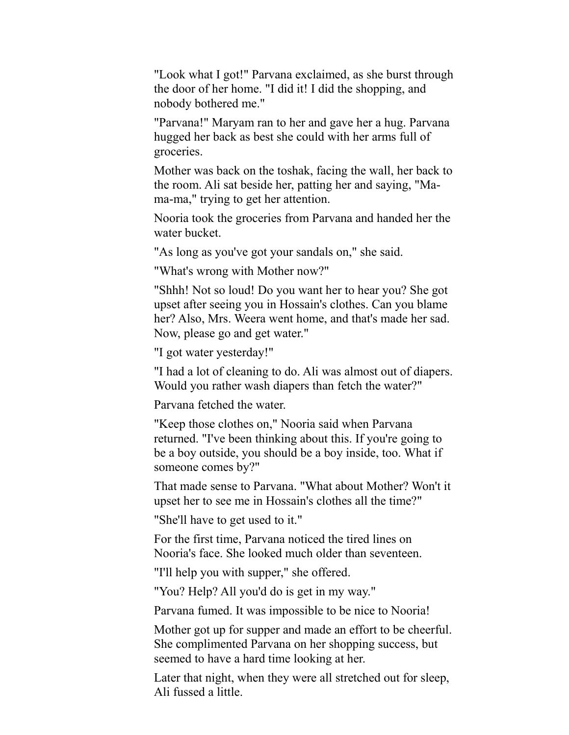"Look what I got!" Parvana exclaimed, as she burst through the door of her home. "I did it! I did the shopping, and nobody bothered me."

"Parvana!" Maryam ran to her and gave her a hug. Parvana hugged her back as best she could with her arms full of groceries.

Mother was back on the toshak, facing the wall, her back to the room. Ali sat beside her, patting her and saying, "Ma-ma-ma," trying to get her attention.

Nooria took the groceries from Parvana and handed her the water bucket.

"As long as you've got your sandals on," she said.

"What's wrong with Mother now?"

"Shhh! Not so loud! Do you want her to hear you? She got upset after seeing you in Hossain's clothes. Can you blame her? Also, Mrs. Weera went home, and that's made her sad. Now, please go and get water."

"I got water yesterday!"

"I had a lot of cleaning to do. Ali was almost out of diapers. Would you rather wash diapers than fetch the water?"

Parvana fetched the water.

"Keep those clothes on," Nooria said when Parvana returned. "I've been thinking about this. If you're going to be a boy outside, you should be a boy inside, too. What if someone comes by?"

That made sense to Parvana. "What about Mother? Won't it upset her to see me in Hossain's clothes all the time?"

"She'll have to get used to it."

For the first time, Parvana noticed the tired lines on Nooria's face. She looked much older than seventeen.

"I'll help you with supper," she offered.

"You? Help? All you'd do is get in my way."

Parvana fumed. It was impossible to be nice to Nooria!

Mother got up for supper and made an effort to be cheerful. She complimented Parvana on her shopping success, but seemed to have a hard time looking at her.

Later that night, when they were all stretched out for sleep, Ali fussed a little.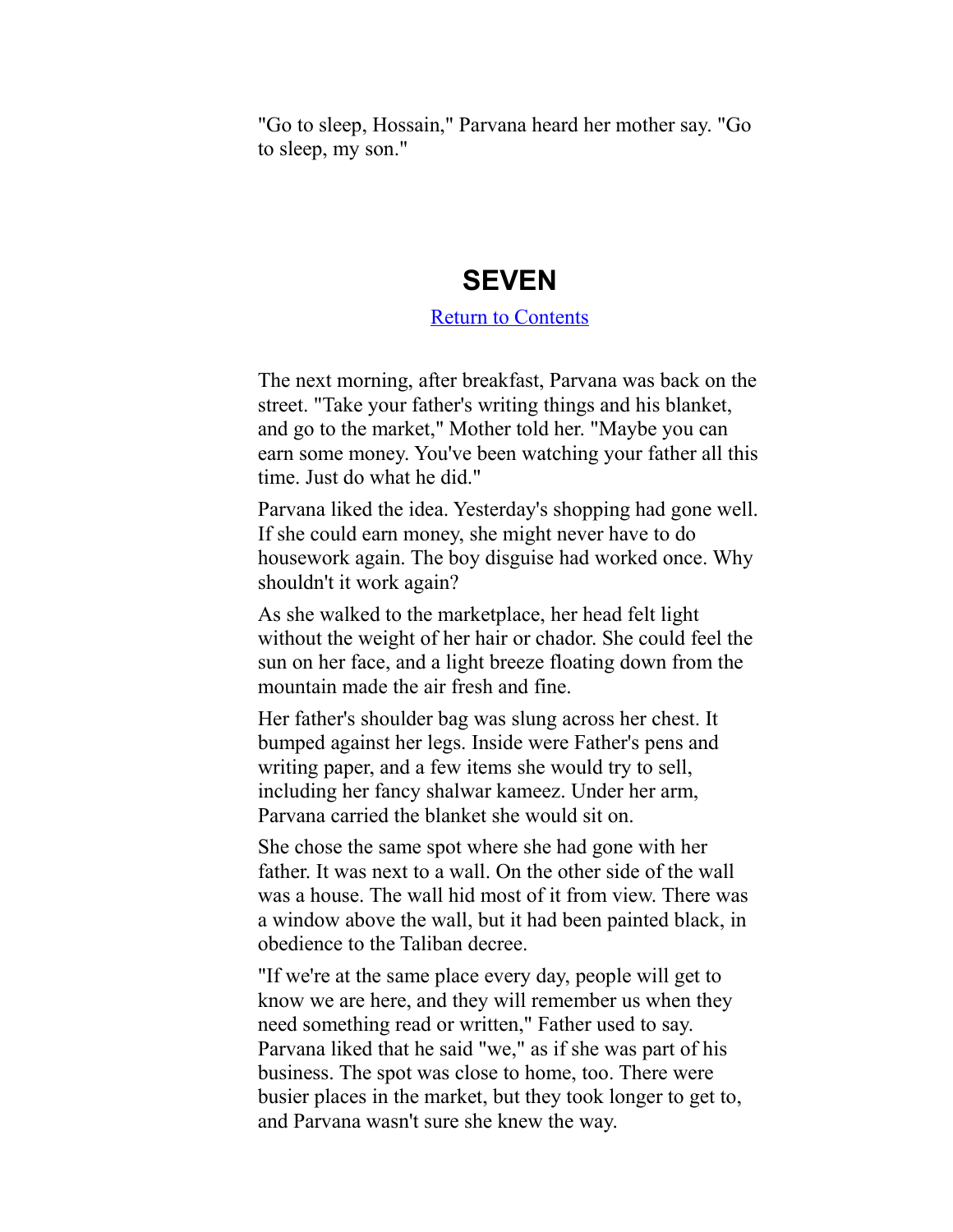"Go to sleep, Hossain," Parvana heard her mother say. "Go to sleep, my son."

## SEVEN

[Return to Contents]

The next morning, after breakfast, Parvana was back on the street. "Take your father's writing things and his blanket, and go to the market," Mother told her. "Maybe you can earn some money. You've been watching your father all this time. Just do what he did."

Parvana liked the idea. Yesterday's shopping had gone well. If she could earn money, she might never have to do housework again. The boy disguise had worked once. Why shouldn't it work again?

As she walked to the marketplace, her head felt light without the weight of her hair or chador. She could feel the sun on her face, and a light breeze floating down from the mountain made the air fresh and fine.

Her father's shoulder bag was slung across her chest. It bumped against her legs. Inside were Father's pens and writing paper, and a few items she would try to sell, including her fancy shalwar kameez. Under her arm, Parvana carried the blanket she would sit on.

She chose the same spot where she had gone with her father. It was next to a wall. On the other side of the wall was a house. The wall hid most of it from view. There was a window above the wall, but it had been painted black, in obedience to the Taliban decree.

"If we're at the same place every day, people will get to know we are here, and they will remember us when they need something read or written," Father used to say. Parvana liked that he said "we," as if she was part of his business. The spot was close to home, too. There were busier places in the market, but they took longer to get to, and Parvana wasn't sure she knew the way.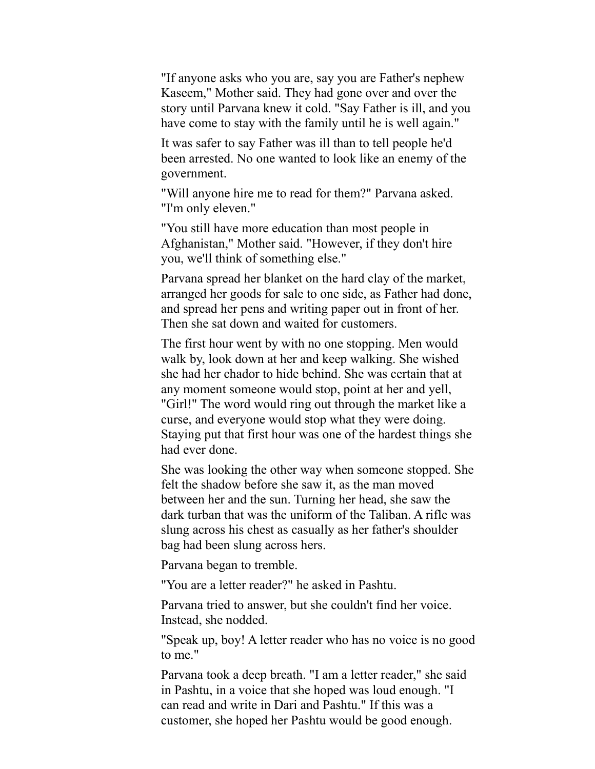"If anyone asks who you are, say you are Father's nephew Kaseem," Mother said. They had gone over and over the story until Parvana knew it cold. "Say Father is ill, and you have come to stay with the family until he is well again."

It was safer to say Father was ill than to tell people he'd been arrested. No one wanted to look like an enemy of the government.

"Will anyone hire me to read for them?" Parvana asked. "I'm only eleven."

"You still have more education than most people in Afghanistan," Mother said. "However, if they don't hire you, we'll think of something else."

Parvana spread her blanket on the hard clay of the market, arranged her goods for sale to one side, as Father had done, and spread her pens and writing paper out in front of her. Then she sat down and waited for customers.

The first hour went by with no one stopping. Men would walk by, look down at her and keep walking. She wished she had her chador to hide behind. She was certain that at any moment someone would stop, point at her and yell, "Girl!" The word would ring out through the market like a curse, and everyone would stop what they were doing. Staying put that first hour was one of the hardest things she had ever done.

She was looking the other way when someone stopped. She felt the shadow before she saw it, as the man moved between her and the sun. Turning her head, she saw the dark turban that was the uniform of the Taliban. A rifle was slung across his chest as casually as her father's shoulder bag had been slung across hers.

Parvana began to tremble.

"You are a letter reader?" he asked in Pashtu.

Parvana tried to answer, but she couldn't find her voice. Instead, she nodded.

"Speak up, boy! A letter reader who has no voice is no good to me."

Parvana took a deep breath. "I am a letter reader," she said in Pashtu, in a voice that she hoped was loud enough. "I can read and write in Dari and Pashtu." If this was a customer, she hoped her Pashtu would be good enough.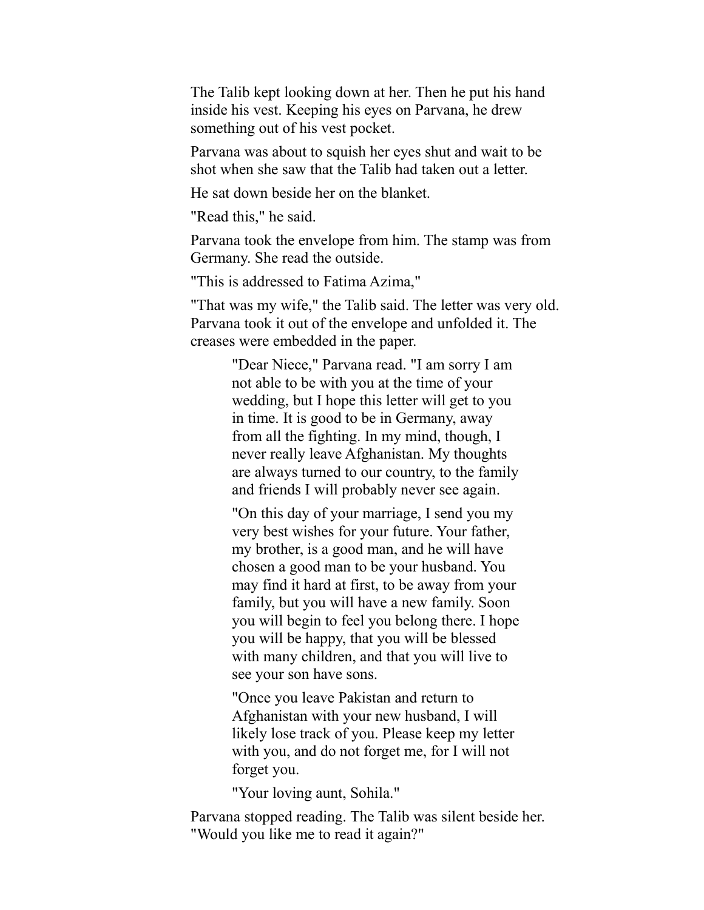The Talib kept looking down at her. Then he put his hand inside his vest. Keeping his eyes on Parvana, he drew something out of his vest pocket.

Parvana was about to squish her eyes shut and wait to be shot when she saw that the Talib had taken out a letter.

He sat down beside her on the blanket.

"Read this," he said.

Parvana took the envelope from him. The stamp was from Germany. She read the outside.

"This is addressed to Fatima Azima,"

"That was my wife," the Talib said. The letter was very old. Parvana took it out of the envelope and unfolded it. The creases were embedded in the paper.

> "Dear Niece," Parvana read. "I am sorry I am not able to be with you at the time of your wedding, but I hope this letter will get to you in time. It is good to be in Germany, away from all the fighting. In my mind, though, I never really leave Afghanistan. My thoughts are always turned to our country, to the family and friends I will probably never see again.
>
> "On this day of your marriage, I send you my very best wishes for your future. Your father, my brother, is a good man, and he will have chosen a good man to be your husband. You may find it hard at first, to be away from your family, but you will have a new family. Soon you will begin to feel you belong there. I hope you will be happy, that you will be blessed with many children, and that you will live to see your son have sons.
>
> "Once you leave Pakistan and return to Afghanistan with your new husband, I will likely lose track of you. Please keep my letter with you, and do not forget me, for I will not forget you.
>
> "Your loving aunt, Sohila."

Parvana stopped reading. The Talib was silent beside her. "Would you like me to read it again?"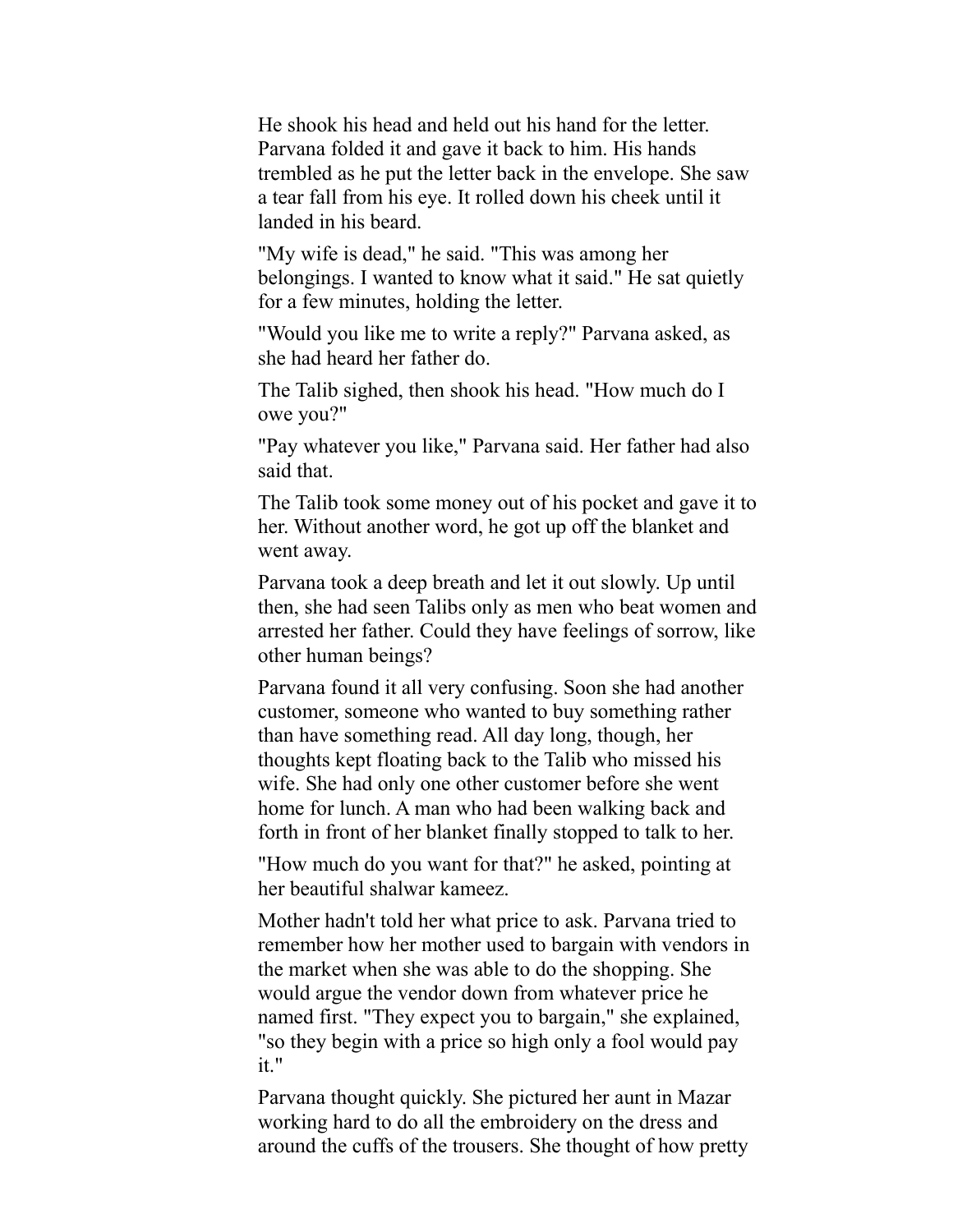He shook his head and held out his hand for the letter. Parvana folded it and gave it back to him. His hands trembled as he put the letter back in the envelope. She saw a tear fall from his eye. It rolled down his cheek until it landed in his beard.

"My wife is dead," he said. "This was among her belongings. I wanted to know what it said." He sat quietly for a few minutes, holding the letter.

"Would you like me to write a reply?" Parvana asked, as she had heard her father do.

The Talib sighed, then shook his head. "How much do I owe you?"

"Pay whatever you like," Parvana said. Her father had also said that.

The Talib took some money out of his pocket and gave it to her. Without another word, he got up off the blanket and went away.

Parvana took a deep breath and let it out slowly. Up until then, she had seen Talibs only as men who beat women and arrested her father. Could they have feelings of sorrow, like other human beings?

Parvana found it all very confusing. Soon she had another customer, someone who wanted to buy something rather than have something read. All day long, though, her thoughts kept floating back to the Talib who missed his wife. She had only one other customer before she went home for lunch. A man who had been walking back and forth in front of her blanket finally stopped to talk to her.

"How much do you want for that?" he asked, pointing at her beautiful shalwar kameez.

Mother hadn't told her what price to ask. Parvana tried to remember how her mother used to bargain with vendors in the market when she was able to do the shopping. She would argue the vendor down from whatever price he named first. "They expect you to bargain," she explained, "so they begin with a price so high only a fool would pay it."

Parvana thought quickly. She pictured her aunt in Mazar working hard to do all the embroidery on the dress and around the cuffs of the trousers. She thought of how pretty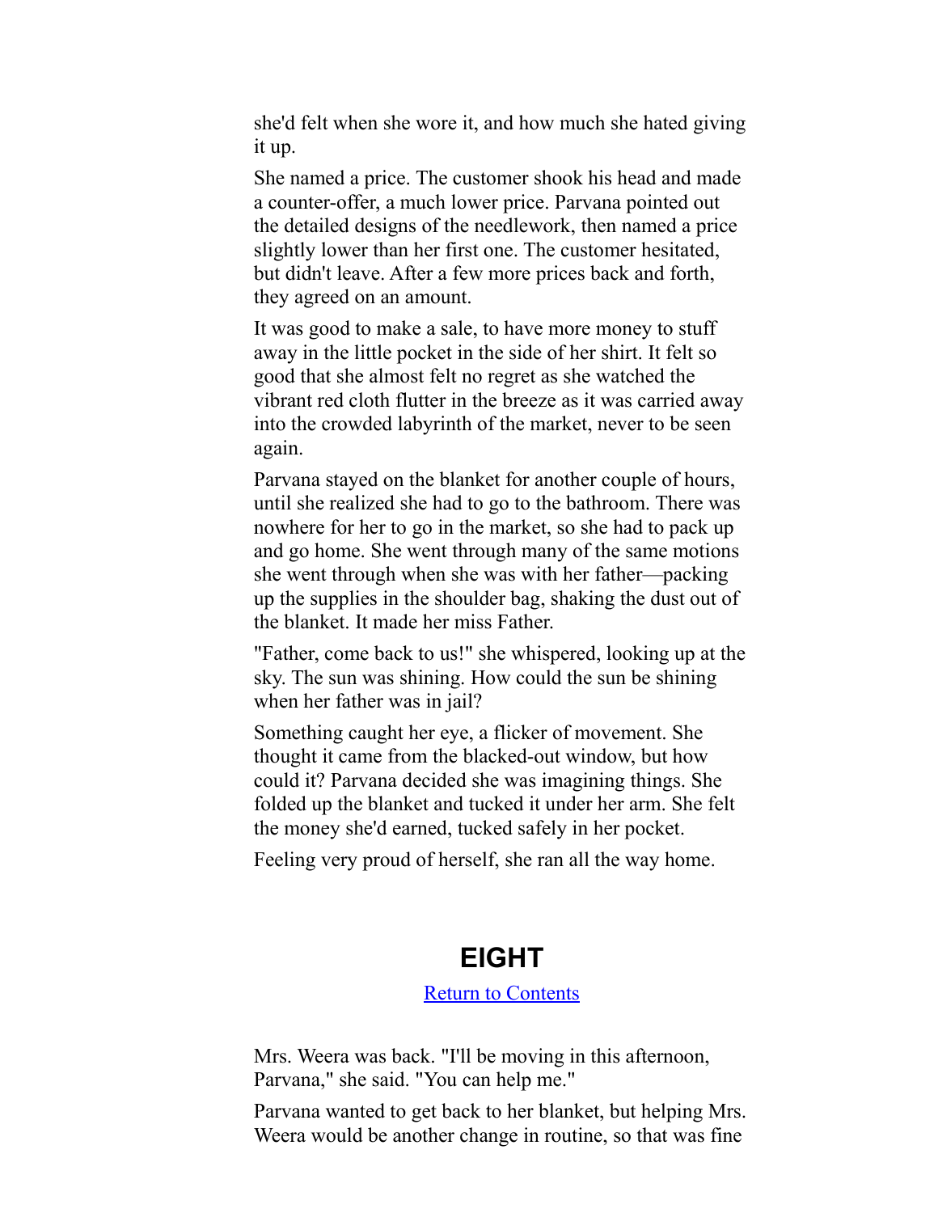she'd felt when she wore it, and how much she hated giving it up.

She named a price. The customer shook his head and made a counter-offer, a much lower price. Parvana pointed out the detailed designs of the needlework, then named a price slightly lower than her first one. The customer hesitated, but didn't leave. After a few more prices back and forth, they agreed on an amount.

It was good to make a sale, to have more money to stuff away in the little pocket in the side of her shirt. It felt so good that she almost felt no regret as she watched the vibrant red cloth flutter in the breeze as it was carried away into the crowded labyrinth of the market, never to be seen again.

Parvana stayed on the blanket for another couple of hours, until she realized she had to go to the bathroom. There was nowhere for her to go in the market, so she had to pack up and go home. She went through many of the same motions she went through when she was with her father—packing up the supplies in the shoulder bag, shaking the dust out of the blanket. It made her miss Father.

"Father, come back to us!" she whispered, looking up at the sky. The sun was shining. How could the sun be shining when her father was in jail?

Something caught her eye, a flicker of movement. She thought it came from the blacked-out window, but how could it? Parvana decided she was imagining things. She folded up the blanket and tucked it under her arm. She felt the money she'd earned, tucked safely in her pocket.

Feeling very proud of herself, she ran all the way home.

## EIGHT

Return to Contents

Mrs. Weera was back. "I'll be moving in this afternoon, Parvana," she said. "You can help me."

Parvana wanted to get back to her blanket, but helping Mrs. Weera would be another change in routine, so that was fine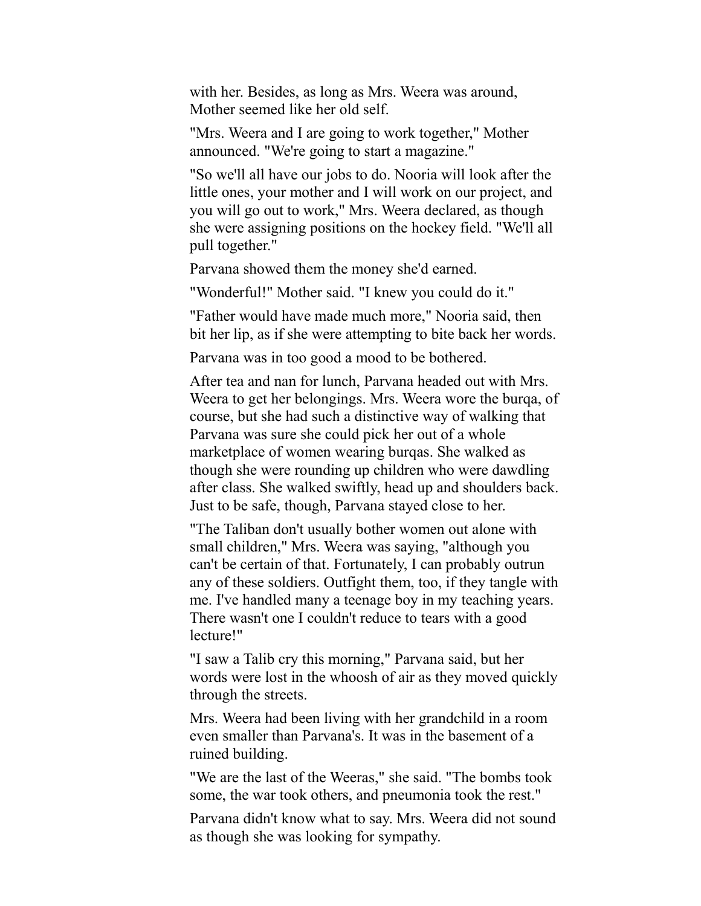with her. Besides, as long as Mrs. Weera was around, Mother seemed like her old self.

"Mrs. Weera and I are going to work together," Mother announced. "We're going to start a magazine."

"So we'll all have our jobs to do. Nooria will look after the little ones, your mother and I will work on our project, and you will go out to work," Mrs. Weera declared, as though she were assigning positions on the hockey field. "We'll all pull together."

Parvana showed them the money she'd earned.

"Wonderful!" Mother said. "I knew you could do it."

"Father would have made much more," Nooria said, then bit her lip, as if she were attempting to bite back her words.

Parvana was in too good a mood to be bothered.

After tea and nan for lunch, Parvana headed out with Mrs. Weera to get her belongings. Mrs. Weera wore the burqa, of course, but she had such a distinctive way of walking that Parvana was sure she could pick her out of a whole marketplace of women wearing burqas. She walked as though she were rounding up children who were dawdling after class. She walked swiftly, head up and shoulders back. Just to be safe, though, Parvana stayed close to her.

"The Taliban don't usually bother women out alone with small children," Mrs. Weera was saying, "although you can't be certain of that. Fortunately, I can probably outrun any of these soldiers. Outfight them, too, if they tangle with me. I've handled many a teenage boy in my teaching years. There wasn't one I couldn't reduce to tears with a good lecture!"

"I saw a Talib cry this morning," Parvana said, but her words were lost in the whoosh of air as they moved quickly through the streets.

Mrs. Weera had been living with her grandchild in a room even smaller than Parvana's. It was in the basement of a ruined building.

"We are the last of the Weeras," she said. "The bombs took some, the war took others, and pneumonia took the rest."

Parvana didn't know what to say. Mrs. Weera did not sound as though she was looking for sympathy.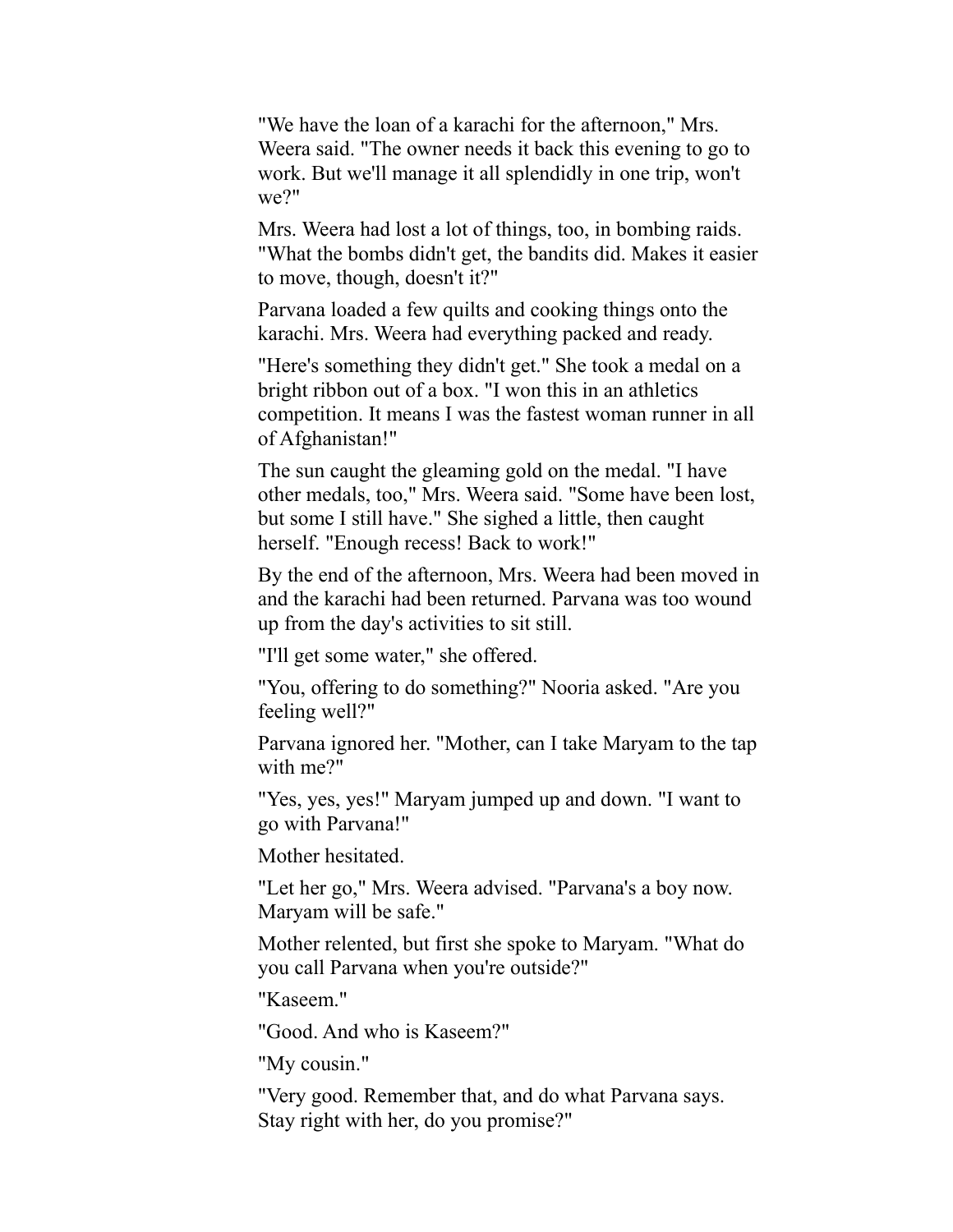"We have the loan of a karachi for the afternoon," Mrs. Weera said. "The owner needs it back this evening to go to work. But we'll manage it all splendidly in one trip, won't we?"

Mrs. Weera had lost a lot of things, too, in bombing raids. "What the bombs didn't get, the bandits did. Makes it easier to move, though, doesn't it?"

Parvana loaded a few quilts and cooking things onto the karachi. Mrs. Weera had everything packed and ready.

"Here's something they didn't get." She took a medal on a bright ribbon out of a box. "I won this in an athletics competition. It means I was the fastest woman runner in all of Afghanistan!"

The sun caught the gleaming gold on the medal. "I have other medals, too," Mrs. Weera said. "Some have been lost, but some I still have." She sighed a little, then caught herself. "Enough recess! Back to work!"

By the end of the afternoon, Mrs. Weera had been moved in and the karachi had been returned. Parvana was too wound up from the day's activities to sit still.

"I'll get some water," she offered.

"You, offering to do something?" Nooria asked. "Are you feeling well?"

Parvana ignored her. "Mother, can I take Maryam to the tap with me?"

"Yes, yes, yes!" Maryam jumped up and down. "I want to go with Parvana!"

Mother hesitated.

"Let her go," Mrs. Weera advised. "Parvana's a boy now. Maryam will be safe."

Mother relented, but first she spoke to Maryam. "What do you call Parvana when you're outside?"

"Kaseem."

"Good. And who is Kaseem?"

"My cousin."

"Very good. Remember that, and do what Parvana says. Stay right with her, do you promise?"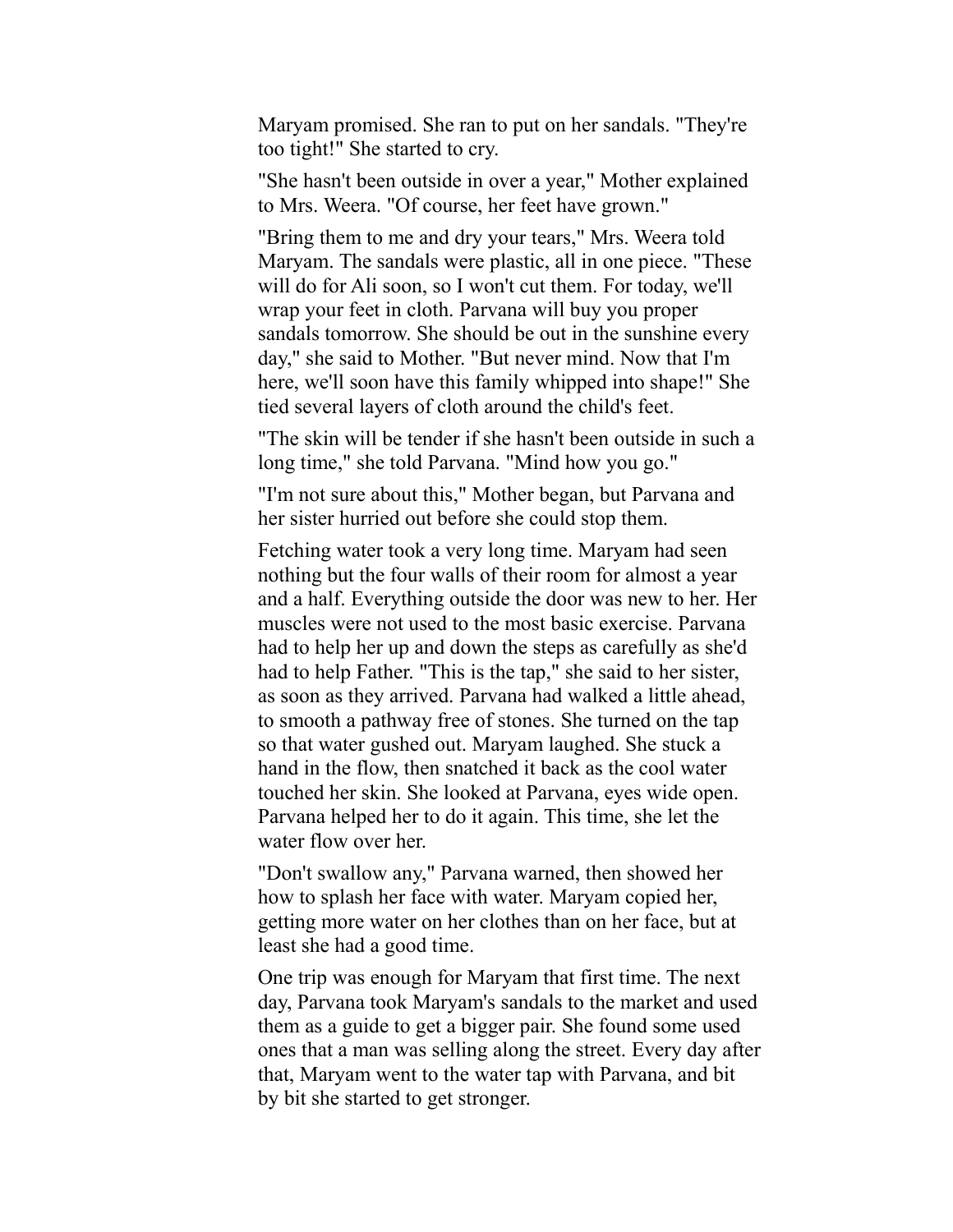Maryam promised. She ran to put on her sandals. "They're too tight!" She started to cry.

"She hasn't been outside in over a year," Mother explained to Mrs. Weera. "Of course, her feet have grown."

"Bring them to me and dry your tears," Mrs. Weera told Maryam. The sandals were plastic, all in one piece. "These will do for Ali soon, so I won't cut them. For today, we'll wrap your feet in cloth. Parvana will buy you proper sandals tomorrow. She should be out in the sunshine every day," she said to Mother. "But never mind. Now that I'm here, we'll soon have this family whipped into shape!" She tied several layers of cloth around the child's feet.

"The skin will be tender if she hasn't been outside in such a long time," she told Parvana. "Mind how you go."

"I'm not sure about this," Mother began, but Parvana and her sister hurried out before she could stop them.

Fetching water took a very long time. Maryam had seen nothing but the four walls of their room for almost a year and a half. Everything outside the door was new to her. Her muscles were not used to the most basic exercise. Parvana had to help her up and down the steps as carefully as she'd had to help Father. "This is the tap," she said to her sister, as soon as they arrived. Parvana had walked a little ahead, to smooth a pathway free of stones. She turned on the tap so that water gushed out. Maryam laughed. She stuck a hand in the flow, then snatched it back as the cool water touched her skin. She looked at Parvana, eyes wide open. Parvana helped her to do it again. This time, she let the water flow over her.

"Don't swallow any," Parvana warned, then showed her how to splash her face with water. Maryam copied her, getting more water on her clothes than on her face, but at least she had a good time.

One trip was enough for Maryam that first time. The next day, Parvana took Maryam's sandals to the market and used them as a guide to get a bigger pair. She found some used ones that a man was selling along the street. Every day after that, Maryam went to the water tap with Parvana, and bit by bit she started to get stronger.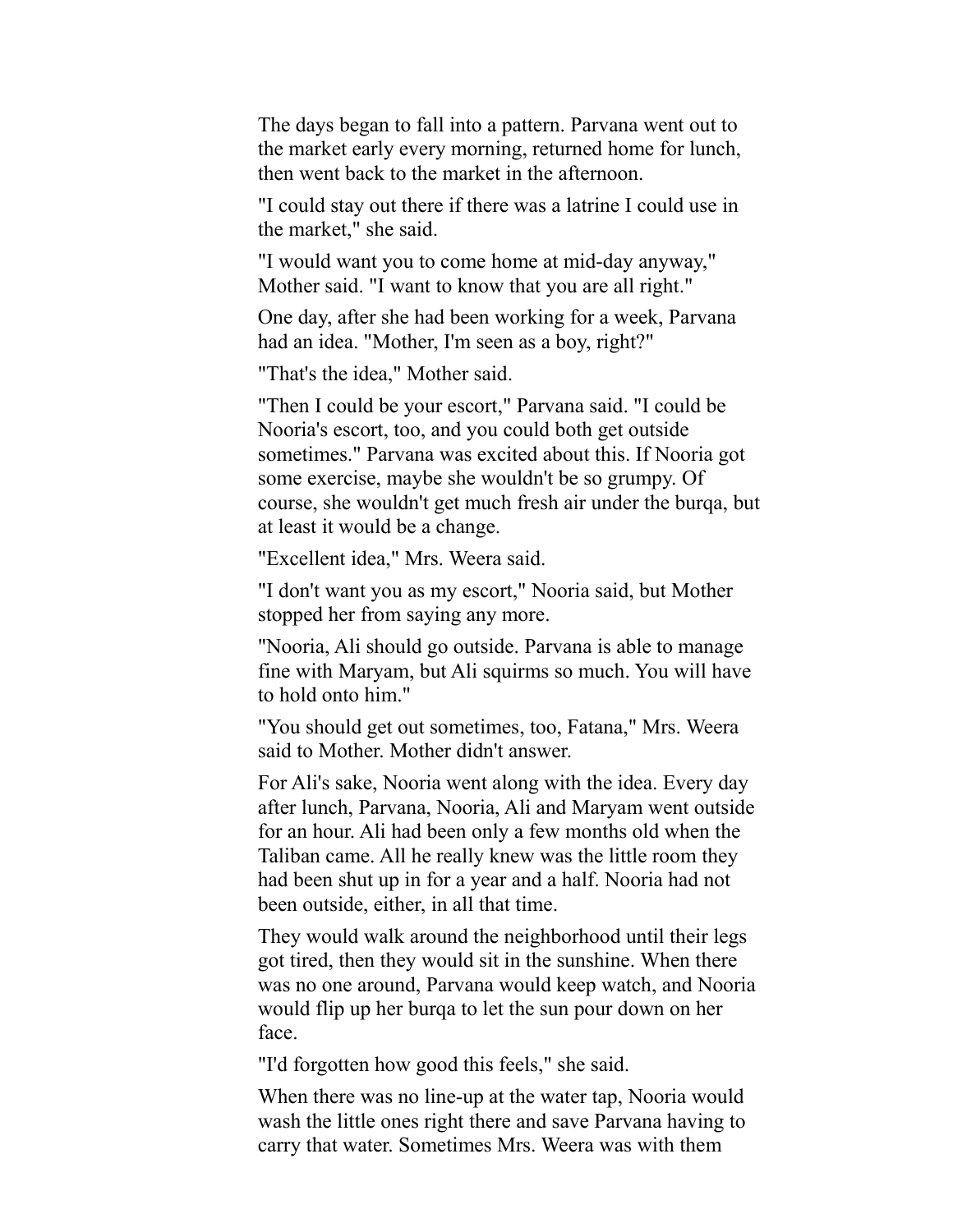The days began to fall into a pattern. Parvana went out to the market early every morning, returned home for lunch, then went back to the market in the afternoon.

"I could stay out there if there was a latrine I could use in the market," she said.

"I would want you to come home at mid-day anyway," Mother said. "I want to know that you are all right."

One day, after she had been working for a week, Parvana had an idea. "Mother, I'm seen as a boy, right?"

"That's the idea," Mother said.

"Then I could be your escort," Parvana said. "I could be Nooria's escort, too, and you could both get outside sometimes." Parvana was excited about this. If Nooria got some exercise, maybe she wouldn't be so grumpy. Of course, she wouldn't get much fresh air under the burqa, but at least it would be a change.

"Excellent idea," Mrs. Weera said.

"I don't want you as my escort," Nooria said, but Mother stopped her from saying any more.

"Nooria, Ali should go outside. Parvana is able to manage fine with Maryam, but Ali squirms so much. You will have to hold onto him."

"You should get out sometimes, too, Fatana," Mrs. Weera said to Mother. Mother didn't answer.

For Ali's sake, Nooria went along with the idea. Every day after lunch, Parvana, Nooria, Ali and Maryam went outside for an hour. Ali had been only a few months old when the Taliban came. All he really knew was the little room they had been shut up in for a year and a half. Nooria had not been outside, either, in all that time.

They would walk around the neighborhood until their legs got tired, then they would sit in the sunshine. When there was no one around, Parvana would keep watch, and Nooria would flip up her burqa to let the sun pour down on her face.

"I'd forgotten how good this feels," she said.

When there was no line-up at the water tap, Nooria would wash the little ones right there and save Parvana having to carry that water. Sometimes Mrs. Weera was with them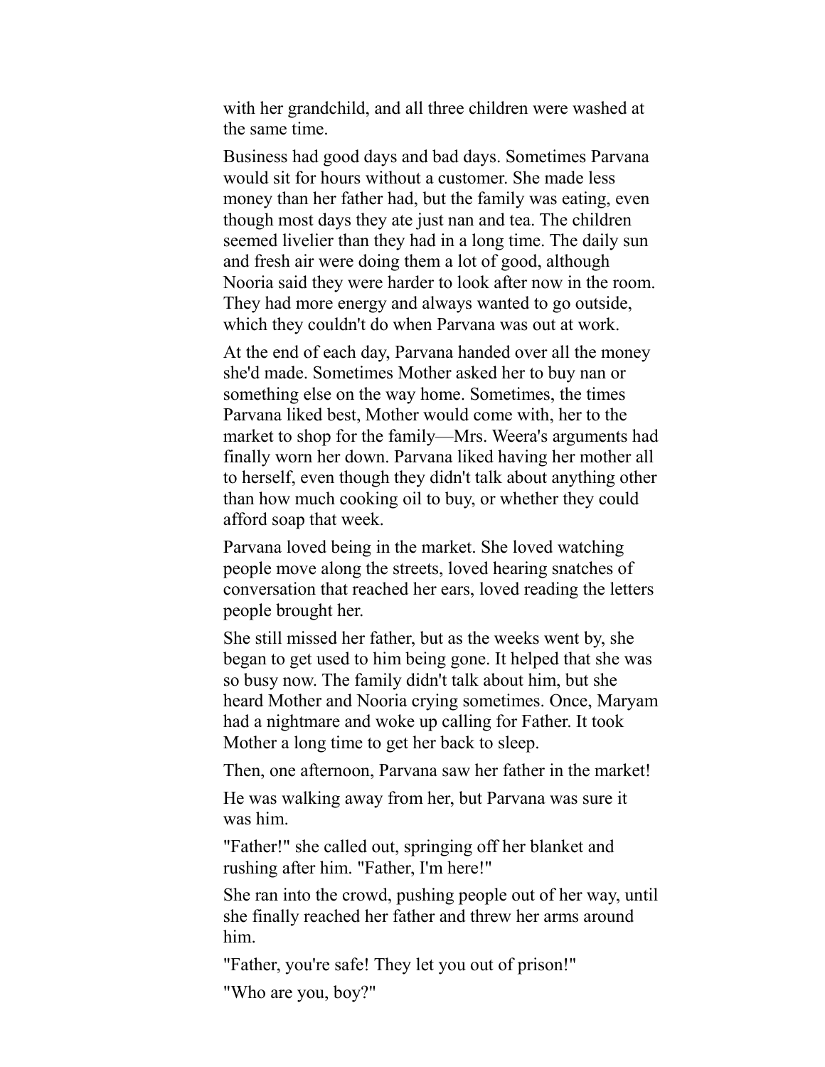with her grandchild, and all three children were washed at the same time.

Business had good days and bad days. Sometimes Parvana would sit for hours without a customer. She made less money than her father had, but the family was eating, even though most days they ate just nan and tea. The children seemed livelier than they had in a long time. The daily sun and fresh air were doing them a lot of good, although Nooria said they were harder to look after now in the room. They had more energy and always wanted to go outside, which they couldn't do when Parvana was out at work.

At the end of each day, Parvana handed over all the money she'd made. Sometimes Mother asked her to buy nan or something else on the way home. Sometimes, the times Parvana liked best, Mother would come with, her to the market to shop for the family—Mrs. Weera's arguments had finally worn her down. Parvana liked having her mother all to herself, even though they didn't talk about anything other than how much cooking oil to buy, or whether they could afford soap that week.

Parvana loved being in the market. She loved watching people move along the streets, loved hearing snatches of conversation that reached her ears, loved reading the letters people brought her.

She still missed her father, but as the weeks went by, she began to get used to him being gone. It helped that she was so busy now. The family didn't talk about him, but she heard Mother and Nooria crying sometimes. Once, Maryam had a nightmare and woke up calling for Father. It took Mother a long time to get her back to sleep.

Then, one afternoon, Parvana saw her father in the market!

He was walking away from her, but Parvana was sure it was him.

"Father!" she called out, springing off her blanket and rushing after him. "Father, I'm here!"

She ran into the crowd, pushing people out of her way, until she finally reached her father and threw her arms around him.

"Father, you're safe! They let you out of prison!"

"Who are you, boy?"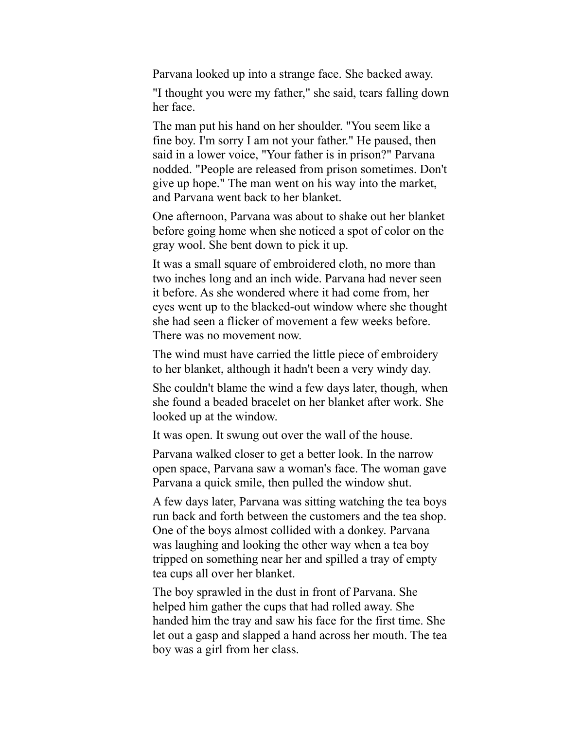Parvana looked up into a strange face. She backed away.

"I thought you were my father," she said, tears falling down her face.

The man put his hand on her shoulder. "You seem like a fine boy. I'm sorry I am not your father." He paused, then said in a lower voice, "Your father is in prison?" Parvana nodded. "People are released from prison sometimes. Don't give up hope." The man went on his way into the market, and Parvana went back to her blanket.

One afternoon, Parvana was about to shake out her blanket before going home when she noticed a spot of color on the gray wool. She bent down to pick it up.

It was a small square of embroidered cloth, no more than two inches long and an inch wide. Parvana had never seen it before. As she wondered where it had come from, her eyes went up to the blacked-out window where she thought she had seen a flicker of movement a few weeks before. There was no movement now.

The wind must have carried the little piece of embroidery to her blanket, although it hadn't been a very windy day.

She couldn't blame the wind a few days later, though, when she found a beaded bracelet on her blanket after work. She looked up at the window.

It was open. It swung out over the wall of the house.

Parvana walked closer to get a better look. In the narrow open space, Parvana saw a woman's face. The woman gave Parvana a quick smile, then pulled the window shut.

A few days later, Parvana was sitting watching the tea boys run back and forth between the customers and the tea shop. One of the boys almost collided with a donkey. Parvana was laughing and looking the other way when a tea boy tripped on something near her and spilled a tray of empty tea cups all over her blanket.

The boy sprawled in the dust in front of Parvana. She helped him gather the cups that had rolled away. She handed him the tray and saw his face for the first time. She let out a gasp and slapped a hand across her mouth. The tea boy was a girl from her class.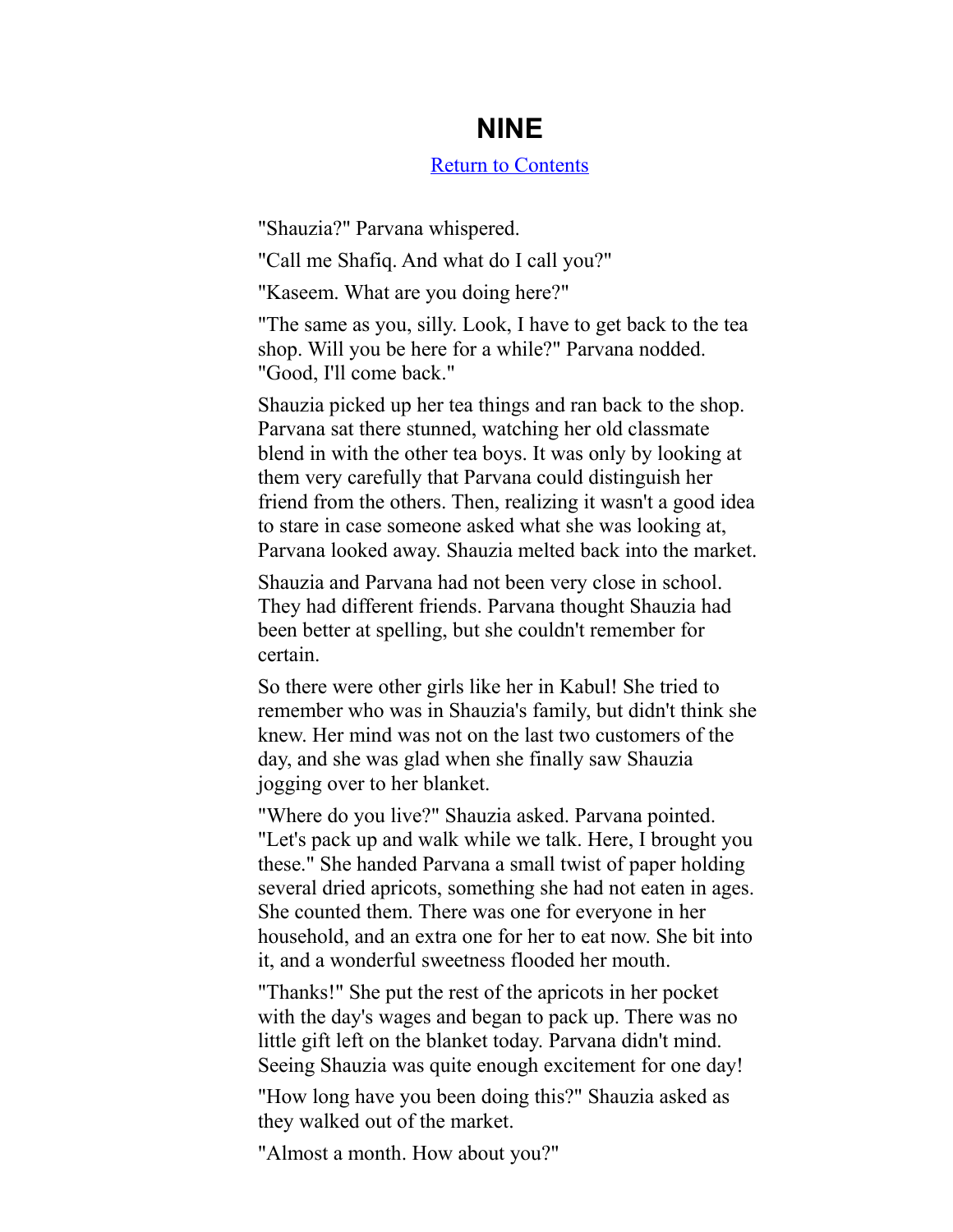# NINE

[Return to Contents]

"Shauzia?" Parvana whispered.

"Call me Shafiq. And what do I call you?"

"Kaseem. What are you doing here?"

"The same as you, silly. Look, I have to get back to the tea shop. Will you be here for a while?" Parvana nodded. "Good, I'll come back."

Shauzia picked up her tea things and ran back to the shop. Parvana sat there stunned, watching her old classmate blend in with the other tea boys. It was only by looking at them very carefully that Parvana could distinguish her friend from the others. Then, realizing it wasn't a good idea to stare in case someone asked what she was looking at, Parvana looked away. Shauzia melted back into the market.

Shauzia and Parvana had not been very close in school. They had different friends. Parvana thought Shauzia had been better at spelling, but she couldn't remember for certain.

So there were other girls like her in Kabul! She tried to remember who was in Shauzia's family, but didn't think she knew. Her mind was not on the last two customers of the day, and she was glad when she finally saw Shauzia jogging over to her blanket.

"Where do you live?" Shauzia asked. Parvana pointed. "Let's pack up and walk while we talk. Here, I brought you these." She handed Parvana a small twist of paper holding several dried apricots, something she had not eaten in ages. She counted them. There was one for everyone in her household, and an extra one for her to eat now. She bit into it, and a wonderful sweetness flooded her mouth.

"Thanks!" She put the rest of the apricots in her pocket with the day's wages and began to pack up. There was no little gift left on the blanket today. Parvana didn't mind. Seeing Shauzia was quite enough excitement for one day!

"How long have you been doing this?" Shauzia asked as they walked out of the market.

"Almost a month. How about you?"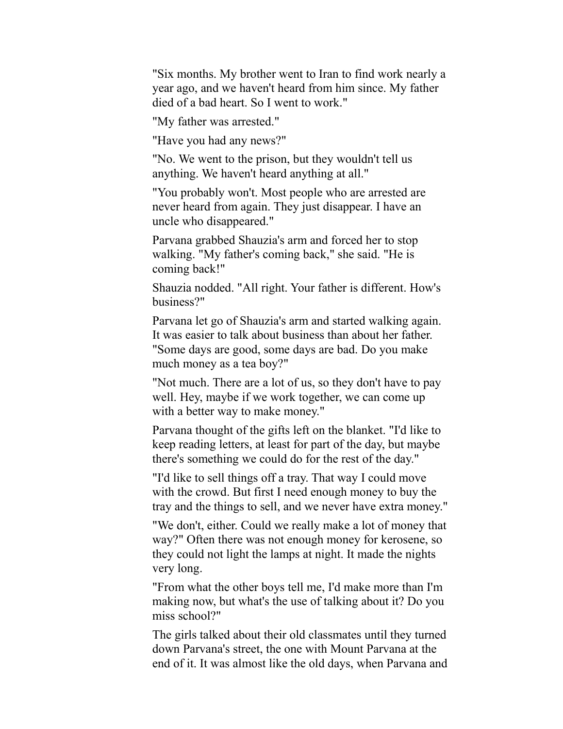"Six months. My brother went to Iran to find work nearly a year ago, and we haven't heard from him since. My father died of a bad heart. So I went to work."

"My father was arrested."

"Have you had any news?"

"No. We went to the prison, but they wouldn't tell us anything. We haven't heard anything at all."

"You probably won't. Most people who are arrested are never heard from again. They just disappear. I have an uncle who disappeared."

Parvana grabbed Shauzia's arm and forced her to stop walking. "My father's coming back," she said. "He is coming back!"

Shauzia nodded. "All right. Your father is different. How's business?"

Parvana let go of Shauzia's arm and started walking again. It was easier to talk about business than about her father. "Some days are good, some days are bad. Do you make much money as a tea boy?"

"Not much. There are a lot of us, so they don't have to pay well. Hey, maybe if we work together, we can come up with a better way to make money."

Parvana thought of the gifts left on the blanket. "I'd like to keep reading letters, at least for part of the day, but maybe there's something we could do for the rest of the day."

"I'd like to sell things off a tray. That way I could move with the crowd. But first I need enough money to buy the tray and the things to sell, and we never have extra money."

"We don't, either. Could we really make a lot of money that way?" Often there was not enough money for kerosene, so they could not light the lamps at night. It made the nights very long.

"From what the other boys tell me, I'd make more than I'm making now, but what's the use of talking about it? Do you miss school?"

The girls talked about their old classmates until they turned down Parvana's street, the one with Mount Parvana at the end of it. It was almost like the old days, when Parvana and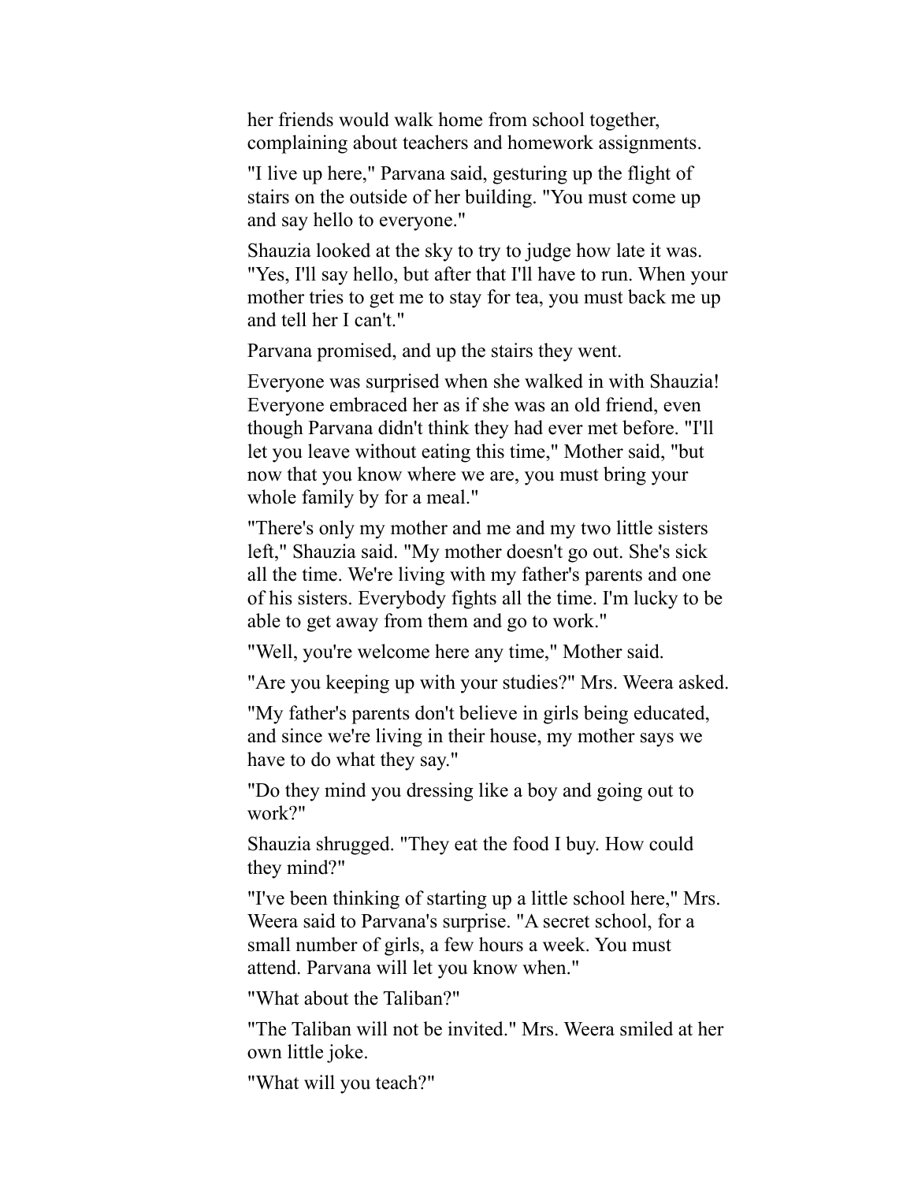her friends would walk home from school together, complaining about teachers and homework assignments.

"I live up here," Parvana said, gesturing up the flight of stairs on the outside of her building. "You must come up and say hello to everyone."

Shauzia looked at the sky to try to judge how late it was. "Yes, I'll say hello, but after that I'll have to run. When your mother tries to get me to stay for tea, you must back me up and tell her I can't."

Parvana promised, and up the stairs they went.

Everyone was surprised when she walked in with Shauzia! Everyone embraced her as if she was an old friend, even though Parvana didn't think they had ever met before. "I'll let you leave without eating this time," Mother said, "but now that you know where we are, you must bring your whole family by for a meal."

"There's only my mother and me and my two little sisters left," Shauzia said. "My mother doesn't go out. She's sick all the time. We're living with my father's parents and one of his sisters. Everybody fights all the time. I'm lucky to be able to get away from them and go to work."

"Well, you're welcome here any time," Mother said.

"Are you keeping up with your studies?" Mrs. Weera asked.

"My father's parents don't believe in girls being educated, and since we're living in their house, my mother says we have to do what they say."

"Do they mind you dressing like a boy and going out to work?"

Shauzia shrugged. "They eat the food I buy. How could they mind?"

"I've been thinking of starting up a little school here," Mrs. Weera said to Parvana's surprise. "A secret school, for a small number of girls, a few hours a week. You must attend. Parvana will let you know when."

"What about the Taliban?"

"The Taliban will not be invited." Mrs. Weera smiled at her own little joke.

"What will you teach?"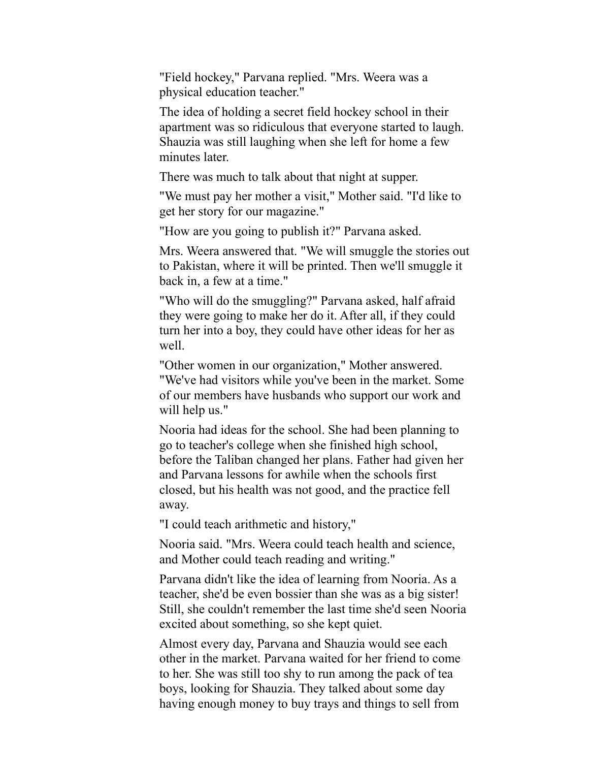"Field hockey," Parvana replied. "Mrs. Weera was a physical education teacher."

The idea of holding a secret field hockey school in their apartment was so ridiculous that everyone started to laugh. Shauzia was still laughing when she left for home a few minutes later.

There was much to talk about that night at supper.

"We must pay her mother a visit," Mother said. "I'd like to get her story for our magazine."

"How are you going to publish it?" Parvana asked.

Mrs. Weera answered that. "We will smuggle the stories out to Pakistan, where it will be printed. Then we'll smuggle it back in, a few at a time."

"Who will do the smuggling?" Parvana asked, half afraid they were going to make her do it. After all, if they could turn her into a boy, they could have other ideas for her as well.

"Other women in our organization," Mother answered. "We've had visitors while you've been in the market. Some of our members have husbands who support our work and will help us."

Nooria had ideas for the school. She had been planning to go to teacher's college when she finished high school, before the Taliban changed her plans. Father had given her and Parvana lessons for awhile when the schools first closed, but his health was not good, and the practice fell away.

"I could teach arithmetic and history,"

Nooria said. "Mrs. Weera could teach health and science, and Mother could teach reading and writing."

Parvana didn't like the idea of learning from Nooria. As a teacher, she'd be even bossier than she was as a big sister! Still, she couldn't remember the last time she'd seen Nooria excited about something, so she kept quiet.

Almost every day, Parvana and Shauzia would see each other in the market. Parvana waited for her friend to come to her. She was still too shy to run among the pack of tea boys, looking for Shauzia. They talked about some day having enough money to buy trays and things to sell from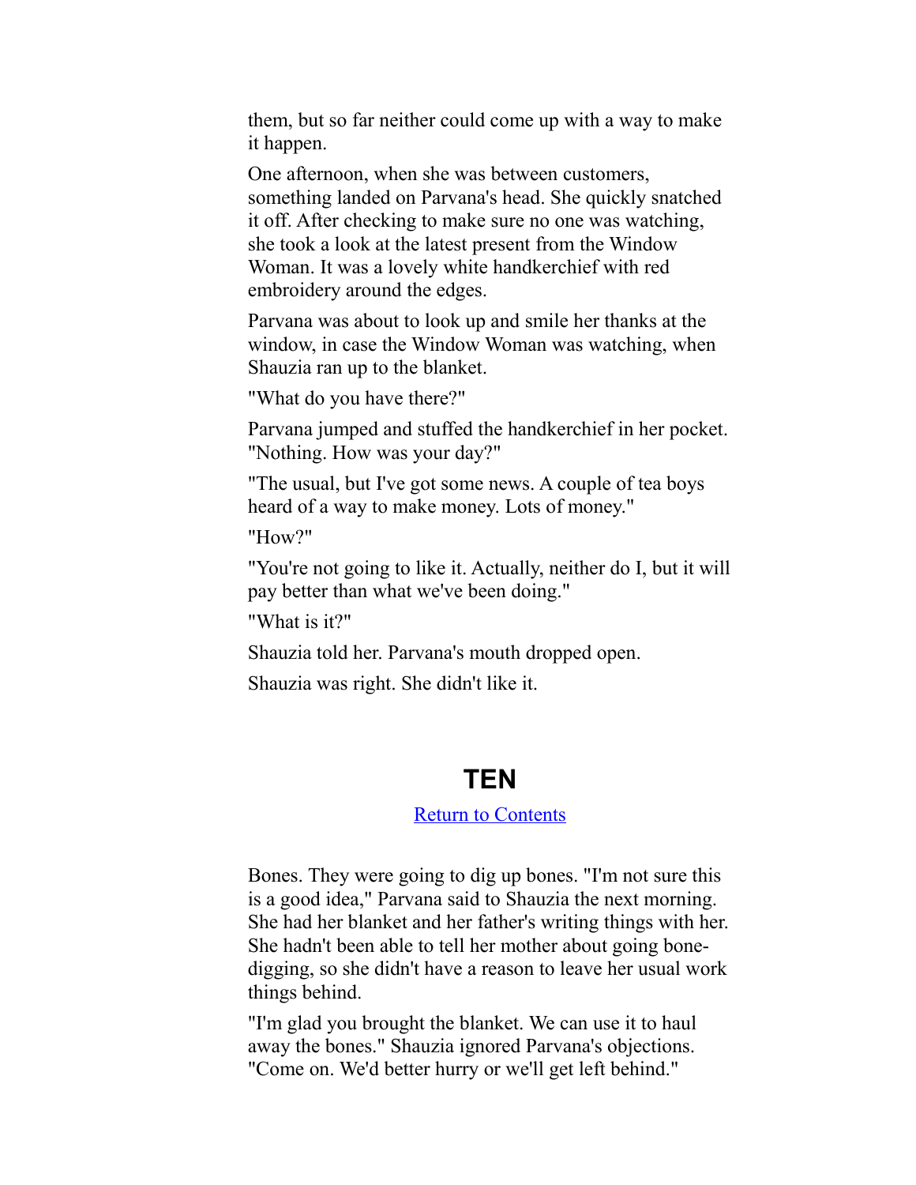them, but so far neither could come up with a way to make it happen.

One afternoon, when she was between customers, something landed on Parvana's head. She quickly snatched it off. After checking to make sure no one was watching, she took a look at the latest present from the Window Woman. It was a lovely white handkerchief with red embroidery around the edges.

Parvana was about to look up and smile her thanks at the window, in case the Window Woman was watching, when Shauzia ran up to the blanket.

"What do you have there?"

Parvana jumped and stuffed the handkerchief in her pocket. "Nothing. How was your day?"

"The usual, but I've got some news. A couple of tea boys heard of a way to make money. Lots of money."

"How?"

"You're not going to like it. Actually, neither do I, but it will pay better than what we've been doing."

"What is it?"

Shauzia told her. Parvana's mouth dropped open.

Shauzia was right. She didn't like it.

## TEN

Return to Contents

Bones. They were going to dig up bones. "I'm not sure this is a good idea," Parvana said to Shauzia the next morning. She had her blanket and her father's writing things with her. She hadn't been able to tell her mother about going bone-digging, so she didn't have a reason to leave her usual work things behind.

"I'm glad you brought the blanket. We can use it to haul away the bones." Shauzia ignored Parvana's objections. "Come on. We'd better hurry or we'll get left behind."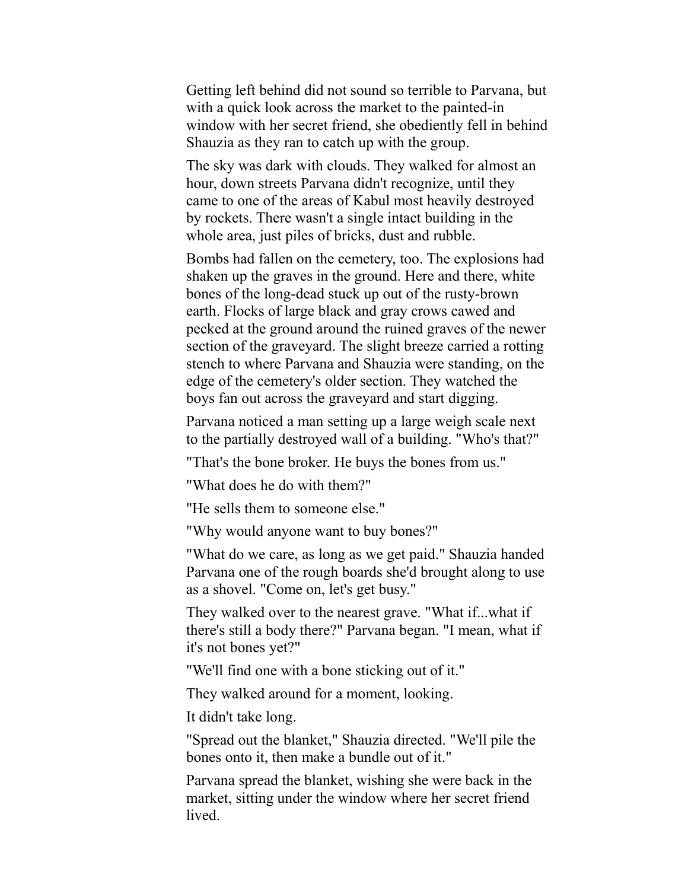Getting left behind did not sound so terrible to Parvana, but with a quick look across the market to the painted-in window with her secret friend, she obediently fell in behind Shauzia as they ran to catch up with the group.

The sky was dark with clouds. They walked for almost an hour, down streets Parvana didn't recognize, until they came to one of the areas of Kabul most heavily destroyed by rockets. There wasn't a single intact building in the whole area, just piles of bricks, dust and rubble.

Bombs had fallen on the cemetery, too. The explosions had shaken up the graves in the ground. Here and there, white bones of the long-dead stuck up out of the rusty-brown earth. Flocks of large black and gray crows cawed and pecked at the ground around the ruined graves of the newer section of the graveyard. The slight breeze carried a rotting stench to where Parvana and Shauzia were standing, on the edge of the cemetery's older section. They watched the boys fan out across the graveyard and start digging.

Parvana noticed a man setting up a large weigh scale next to the partially destroyed wall of a building. "Who's that?"

"That's the bone broker. He buys the bones from us."

"What does he do with them?"

"He sells them to someone else."

"Why would anyone want to buy bones?"

"What do we care, as long as we get paid." Shauzia handed Parvana one of the rough boards she'd brought along to use as a shovel. "Come on, let's get busy."

They walked over to the nearest grave. "What if...what if there's still a body there?" Parvana began. "I mean, what if it's not bones yet?"

"We'll find one with a bone sticking out of it."

They walked around for a moment, looking.

It didn't take long.

"Spread out the blanket," Shauzia directed. "We'll pile the bones onto it, then make a bundle out of it."

Parvana spread the blanket, wishing she were back in the market, sitting under the window where her secret friend lived.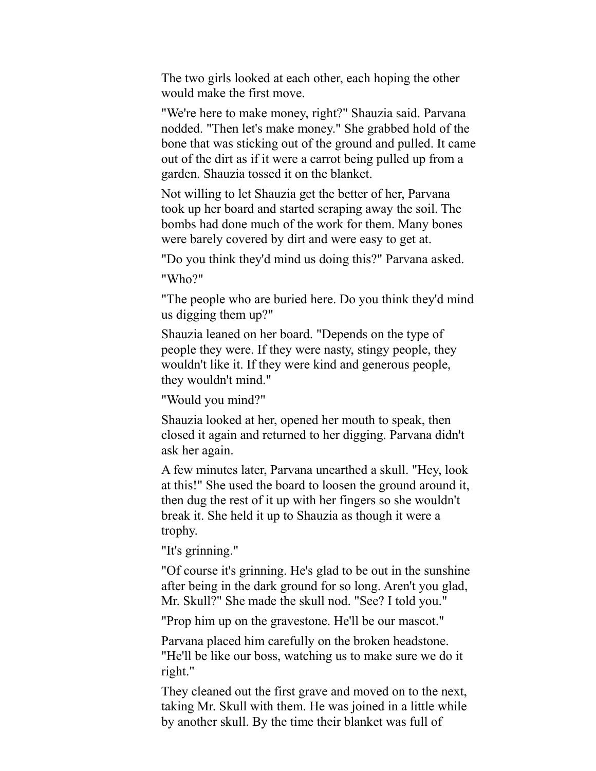The two girls looked at each other, each hoping the other would make the first move.

"We're here to make money, right?" Shauzia said. Parvana nodded. "Then let's make money." She grabbed hold of the bone that was sticking out of the ground and pulled. It came out of the dirt as if it were a carrot being pulled up from a garden. Shauzia tossed it on the blanket.

Not willing to let Shauzia get the better of her, Parvana took up her board and started scraping away the soil. The bombs had done much of the work for them. Many bones were barely covered by dirt and were easy to get at.

"Do you think they'd mind us doing this?" Parvana asked.

"Who?"

"The people who are buried here. Do you think they'd mind us digging them up?"

Shauzia leaned on her board. "Depends on the type of people they were. If they were nasty, stingy people, they wouldn't like it. If they were kind and generous people, they wouldn't mind."

"Would you mind?"

Shauzia looked at her, opened her mouth to speak, then closed it again and returned to her digging. Parvana didn't ask her again.

A few minutes later, Parvana unearthed a skull. "Hey, look at this!" She used the board to loosen the ground around it, then dug the rest of it up with her fingers so she wouldn't break it. She held it up to Shauzia as though it were a trophy.

"It's grinning."

"Of course it's grinning. He's glad to be out in the sunshine after being in the dark ground for so long. Aren't you glad, Mr. Skull?" She made the skull nod. "See? I told you."

"Prop him up on the gravestone. He'll be our mascot."

Parvana placed him carefully on the broken headstone. "He'll be like our boss, watching us to make sure we do it right."

They cleaned out the first grave and moved on to the next, taking Mr. Skull with them. He was joined in a little while by another skull. By the time their blanket was full of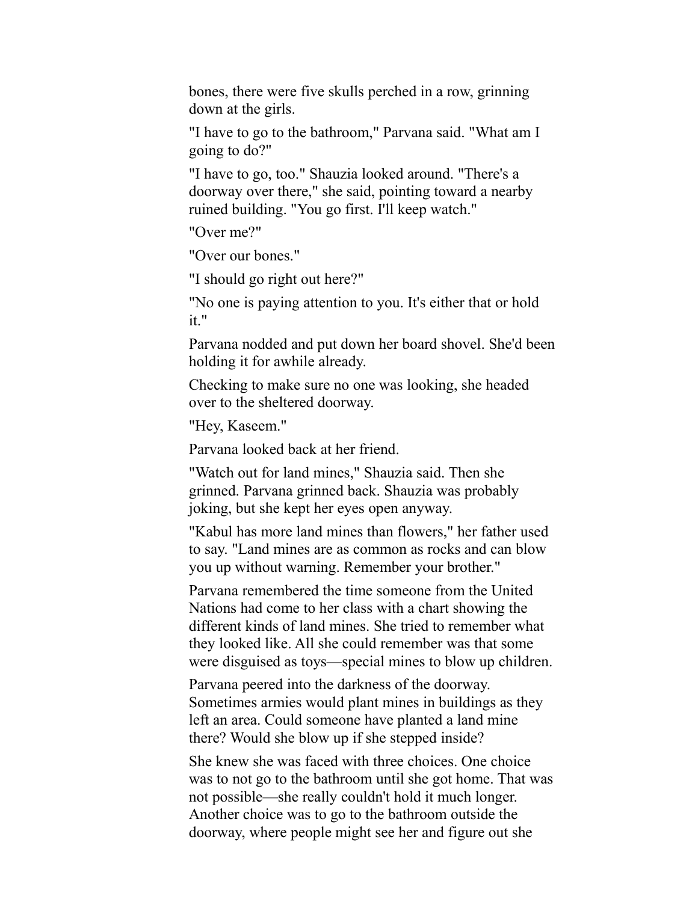bones, there were five skulls perched in a row, grinning down at the girls.

"I have to go to the bathroom," Parvana said. "What am I going to do?"

"I have to go, too." Shauzia looked around. "There's a doorway over there," she said, pointing toward a nearby ruined building. "You go first. I'll keep watch."

"Over me?"

"Over our bones."

"I should go right out here?"

"No one is paying attention to you. It's either that or hold it."

Parvana nodded and put down her board shovel. She'd been holding it for awhile already.

Checking to make sure no one was looking, she headed over to the sheltered doorway.

"Hey, Kaseem."

Parvana looked back at her friend.

"Watch out for land mines," Shauzia said. Then she grinned. Parvana grinned back. Shauzia was probably joking, but she kept her eyes open anyway.

"Kabul has more land mines than flowers," her father used to say. "Land mines are as common as rocks and can blow you up without warning. Remember your brother."

Parvana remembered the time someone from the United Nations had come to her class with a chart showing the different kinds of land mines. She tried to remember what they looked like. All she could remember was that some were disguised as toys—special mines to blow up children.

Parvana peered into the darkness of the doorway. Sometimes armies would plant mines in buildings as they left an area. Could someone have planted a land mine there? Would she blow up if she stepped inside?

She knew she was faced with three choices. One choice was to not go to the bathroom until she got home. That was not possible—she really couldn't hold it much longer. Another choice was to go to the bathroom outside the doorway, where people might see her and figure out she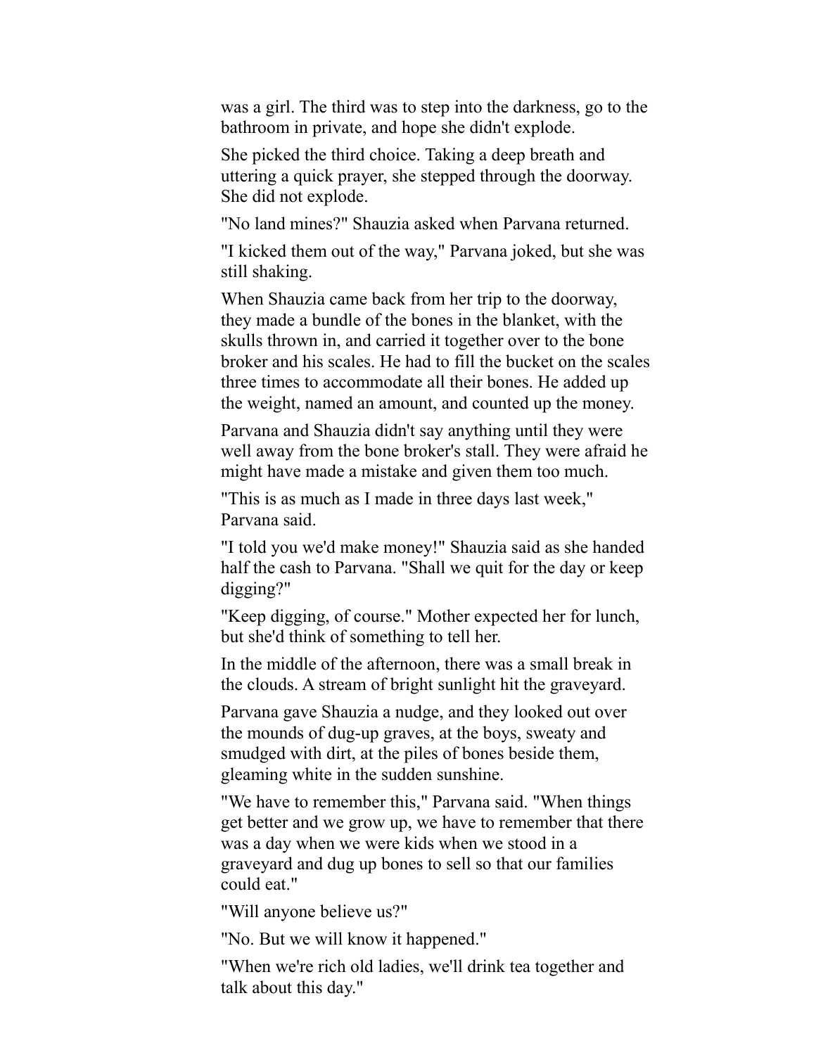was a girl. The third was to step into the darkness, go to the bathroom in private, and hope she didn't explode.

She picked the third choice. Taking a deep breath and uttering a quick prayer, she stepped through the doorway. She did not explode.

"No land mines?" Shauzia asked when Parvana returned.

"I kicked them out of the way," Parvana joked, but she was still shaking.

When Shauzia came back from her trip to the doorway, they made a bundle of the bones in the blanket, with the skulls thrown in, and carried it together over to the bone broker and his scales. He had to fill the bucket on the scales three times to accommodate all their bones. He added up the weight, named an amount, and counted up the money.

Parvana and Shauzia didn't say anything until they were well away from the bone broker's stall. They were afraid he might have made a mistake and given them too much.

"This is as much as I made in three days last week," Parvana said.

"I told you we'd make money!" Shauzia said as she handed half the cash to Parvana. "Shall we quit for the day or keep digging?"

"Keep digging, of course." Mother expected her for lunch, but she'd think of something to tell her.

In the middle of the afternoon, there was a small break in the clouds. A stream of bright sunlight hit the graveyard.

Parvana gave Shauzia a nudge, and they looked out over the mounds of dug-up graves, at the boys, sweaty and smudged with dirt, at the piles of bones beside them, gleaming white in the sudden sunshine.

"We have to remember this," Parvana said. "When things get better and we grow up, we have to remember that there was a day when we were kids when we stood in a graveyard and dug up bones to sell so that our families could eat."

"Will anyone believe us?"

"No. But we will know it happened."

"When we're rich old ladies, we'll drink tea together and talk about this day."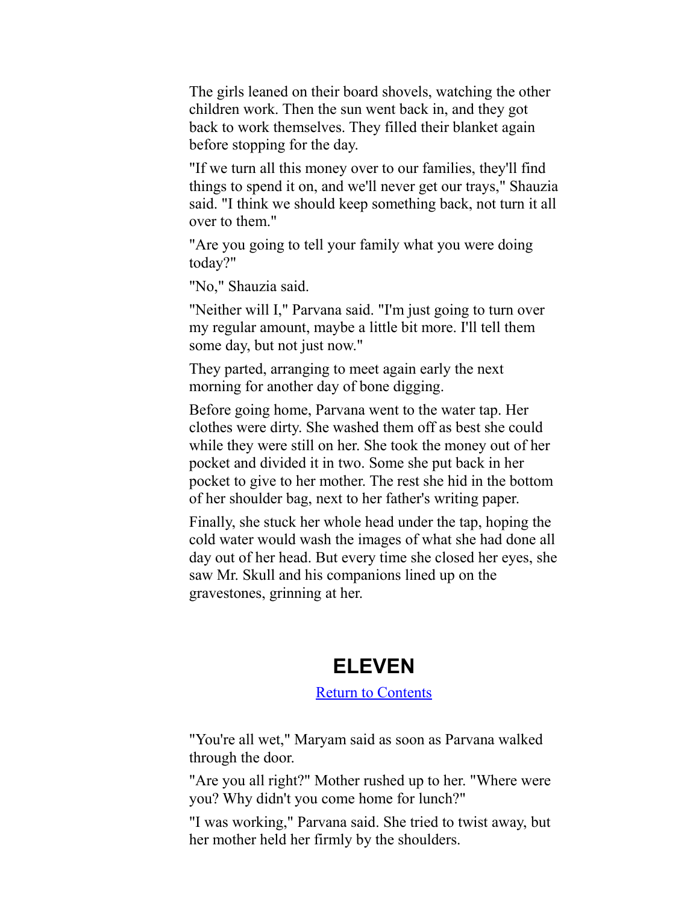The girls leaned on their board shovels, watching the other children work. Then the sun went back in, and they got back to work themselves. They filled their blanket again before stopping for the day.

"If we turn all this money over to our families, they'll find things to spend it on, and we'll never get our trays," Shauzia said. "I think we should keep something back, not turn it all over to them."

"Are you going to tell your family what you were doing today?"

"No," Shauzia said.

"Neither will I," Parvana said. "I'm just going to turn over my regular amount, maybe a little bit more. I'll tell them some day, but not just now."

They parted, arranging to meet again early the next morning for another day of bone digging.

Before going home, Parvana went to the water tap. Her clothes were dirty. She washed them off as best she could while they were still on her. She took the money out of her pocket and divided it in two. Some she put back in her pocket to give to her mother. The rest she hid in the bottom of her shoulder bag, next to her father's writing paper.

Finally, she stuck her whole head under the tap, hoping the cold water would wash the images of what she had done all day out of her head. But every time she closed her eyes, she saw Mr. Skull and his companions lined up on the gravestones, grinning at her.

## ELEVEN

Return to Contents

"You're all wet," Maryam said as soon as Parvana walked through the door.

"Are you all right?" Mother rushed up to her. "Where were you? Why didn't you come home for lunch?"

"I was working," Parvana said. She tried to twist away, but her mother held her firmly by the shoulders.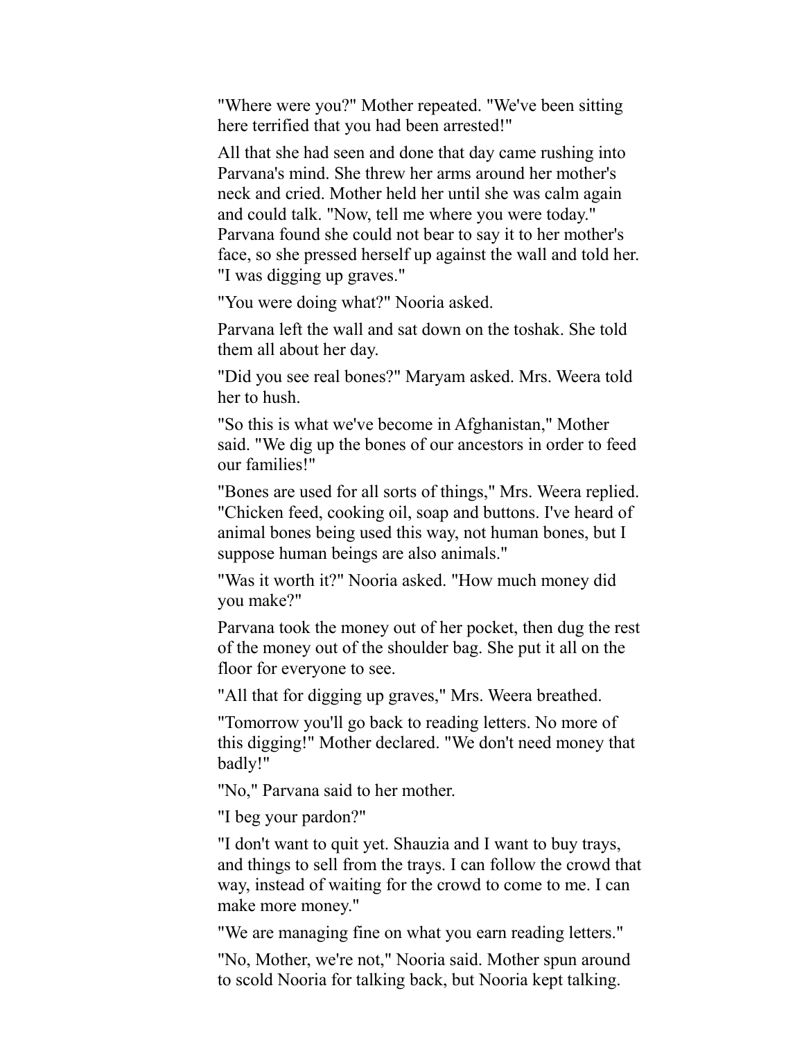"Where were you?" Mother repeated. "We've been sitting here terrified that you had been arrested!"

All that she had seen and done that day came rushing into Parvana's mind. She threw her arms around her mother's neck and cried. Mother held her until she was calm again and could talk. "Now, tell me where you were today." Parvana found she could not bear to say it to her mother's face, so she pressed herself up against the wall and told her. "I was digging up graves."

"You were doing what?" Nooria asked.

Parvana left the wall and sat down on the toshak. She told them all about her day.

"Did you see real bones?" Maryam asked. Mrs. Weera told her to hush.

"So this is what we've become in Afghanistan," Mother said. "We dig up the bones of our ancestors in order to feed our families!"

"Bones are used for all sorts of things," Mrs. Weera replied. "Chicken feed, cooking oil, soap and buttons. I've heard of animal bones being used this way, not human bones, but I suppose human beings are also animals."

"Was it worth it?" Nooria asked. "How much money did you make?"

Parvana took the money out of her pocket, then dug the rest of the money out of the shoulder bag. She put it all on the floor for everyone to see.

"All that for digging up graves," Mrs. Weera breathed.

"Tomorrow you'll go back to reading letters. No more of this digging!" Mother declared. "We don't need money that badly!"

"No," Parvana said to her mother.

"I beg your pardon?"

"I don't want to quit yet. Shauzia and I want to buy trays, and things to sell from the trays. I can follow the crowd that way, instead of waiting for the crowd to come to me. I can make more money."

"We are managing fine on what you earn reading letters."

"No, Mother, we're not," Nooria said. Mother spun around to scold Nooria for talking back, but Nooria kept talking.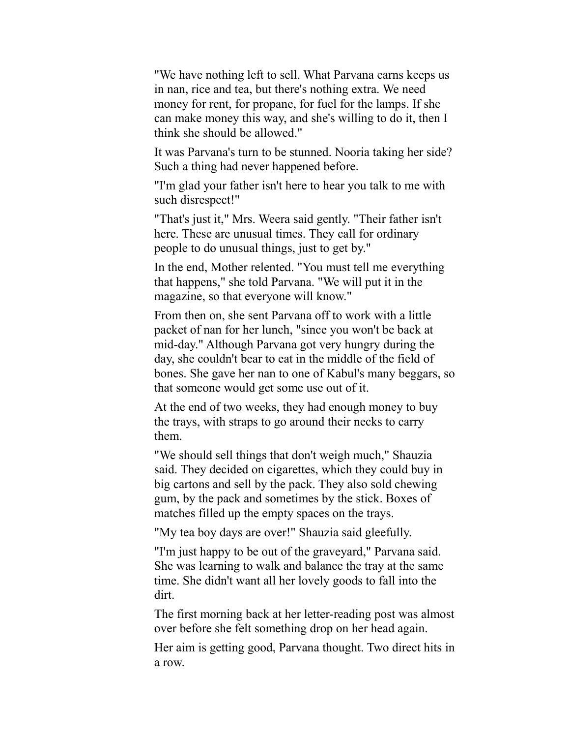"We have nothing left to sell. What Parvana earns keeps us in nan, rice and tea, but there's nothing extra. We need money for rent, for propane, for fuel for the lamps. If she can make money this way, and she's willing to do it, then I think she should be allowed."

It was Parvana's turn to be stunned. Nooria taking her side? Such a thing had never happened before.

"I'm glad your father isn't here to hear you talk to me with such disrespect!"

"That's just it," Mrs. Weera said gently. "Their father isn't here. These are unusual times. They call for ordinary people to do unusual things, just to get by."

In the end, Mother relented. "You must tell me everything that happens," she told Parvana. "We will put it in the magazine, so that everyone will know."

From then on, she sent Parvana off to work with a little packet of nan for her lunch, "since you won't be back at mid-day." Although Parvana got very hungry during the day, she couldn't bear to eat in the middle of the field of bones. She gave her nan to one of Kabul's many beggars, so that someone would get some use out of it.

At the end of two weeks, they had enough money to buy the trays, with straps to go around their necks to carry them.

"We should sell things that don't weigh much," Shauzia said. They decided on cigarettes, which they could buy in big cartons and sell by the pack. They also sold chewing gum, by the pack and sometimes by the stick. Boxes of matches filled up the empty spaces on the trays.

"My tea boy days are over!" Shauzia said gleefully.

"I'm just happy to be out of the graveyard," Parvana said. She was learning to walk and balance the tray at the same time. She didn't want all her lovely goods to fall into the dirt.

The first morning back at her letter-reading post was almost over before she felt something drop on her head again.

Her aim is getting good, Parvana thought. Two direct hits in a row.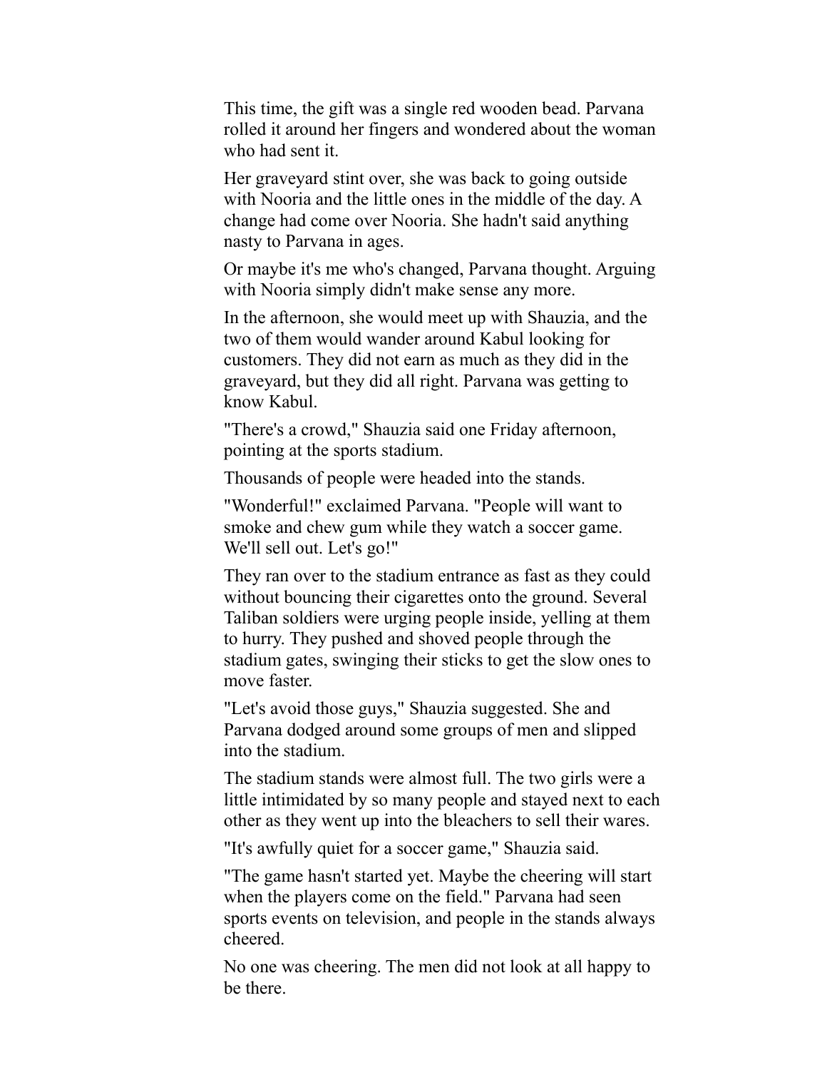This time, the gift was a single red wooden bead. Parvana rolled it around her fingers and wondered about the woman who had sent it.

Her graveyard stint over, she was back to going outside with Nooria and the little ones in the middle of the day. A change had come over Nooria. She hadn't said anything nasty to Parvana in ages.

Or maybe it's me who's changed, Parvana thought. Arguing with Nooria simply didn't make sense any more.

In the afternoon, she would meet up with Shauzia, and the two of them would wander around Kabul looking for customers. They did not earn as much as they did in the graveyard, but they did all right. Parvana was getting to know Kabul.

"There's a crowd," Shauzia said one Friday afternoon, pointing at the sports stadium.

Thousands of people were headed into the stands.

"Wonderful!" exclaimed Parvana. "People will want to smoke and chew gum while they watch a soccer game. We'll sell out. Let's go!"

They ran over to the stadium entrance as fast as they could without bouncing their cigarettes onto the ground. Several Taliban soldiers were urging people inside, yelling at them to hurry. They pushed and shoved people through the stadium gates, swinging their sticks to get the slow ones to move faster.

"Let's avoid those guys," Shauzia suggested. She and Parvana dodged around some groups of men and slipped into the stadium.

The stadium stands were almost full. The two girls were a little intimidated by so many people and stayed next to each other as they went up into the bleachers to sell their wares.

"It's awfully quiet for a soccer game," Shauzia said.

"The game hasn't started yet. Maybe the cheering will start when the players come on the field." Parvana had seen sports events on television, and people in the stands always cheered.

No one was cheering. The men did not look at all happy to be there.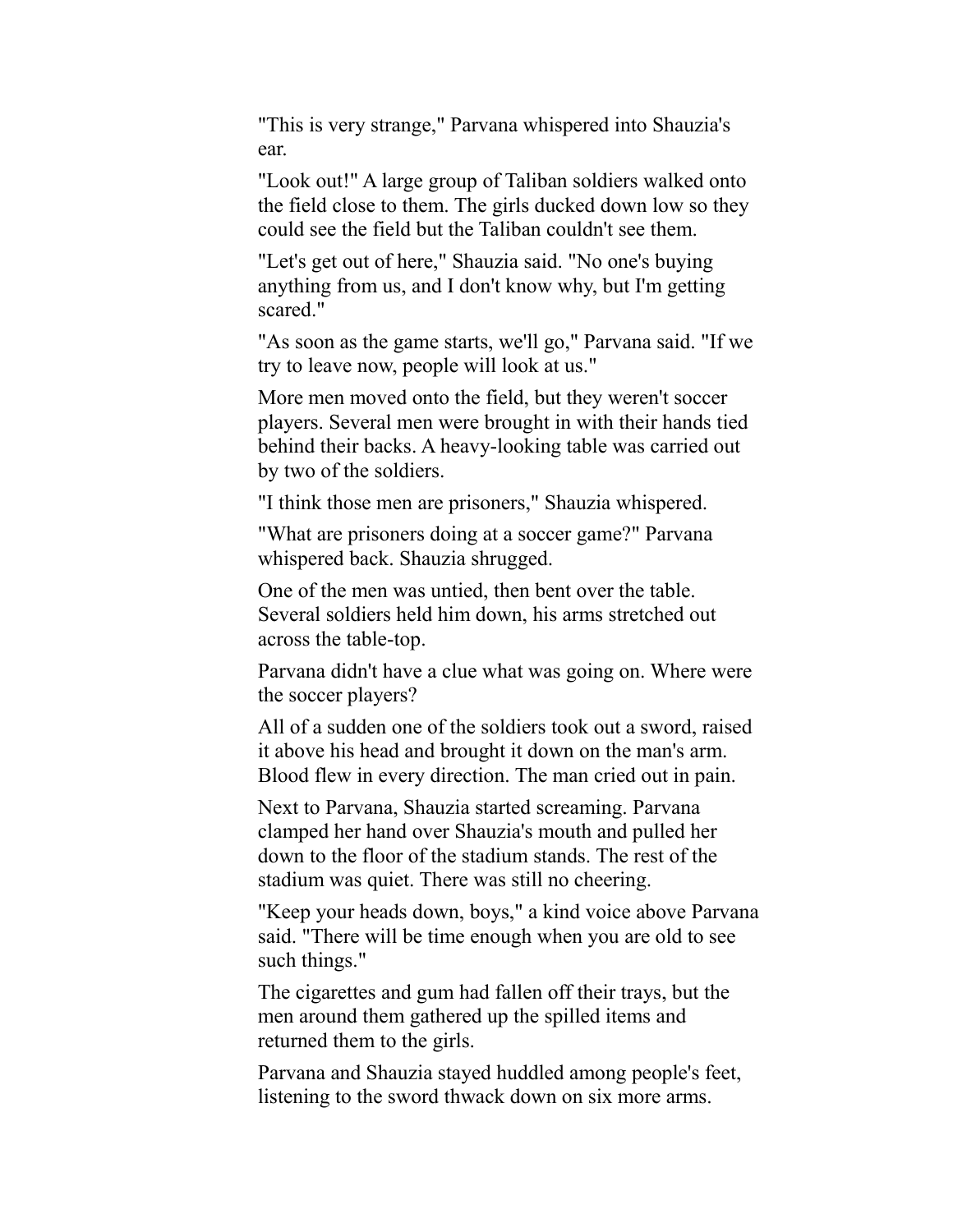"This is very strange," Parvana whispered into Shauzia's ear.

"Look out!" A large group of Taliban soldiers walked onto the field close to them. The girls ducked down low so they could see the field but the Taliban couldn't see them.

"Let's get out of here," Shauzia said. "No one's buying anything from us, and I don't know why, but I'm getting scared."

"As soon as the game starts, we'll go," Parvana said. "If we try to leave now, people will look at us."

More men moved onto the field, but they weren't soccer players. Several men were brought in with their hands tied behind their backs. A heavy-looking table was carried out by two of the soldiers.

"I think those men are prisoners," Shauzia whispered.

"What are prisoners doing at a soccer game?" Parvana whispered back. Shauzia shrugged.

One of the men was untied, then bent over the table. Several soldiers held him down, his arms stretched out across the table-top.

Parvana didn't have a clue what was going on. Where were the soccer players?

All of a sudden one of the soldiers took out a sword, raised it above his head and brought it down on the man's arm. Blood flew in every direction. The man cried out in pain.

Next to Parvana, Shauzia started screaming. Parvana clamped her hand over Shauzia's mouth and pulled her down to the floor of the stadium stands. The rest of the stadium was quiet. There was still no cheering.

"Keep your heads down, boys," a kind voice above Parvana said. "There will be time enough when you are old to see such things."

The cigarettes and gum had fallen off their trays, but the men around them gathered up the spilled items and returned them to the girls.

Parvana and Shauzia stayed huddled among people's feet, listening to the sword thwack down on six more arms.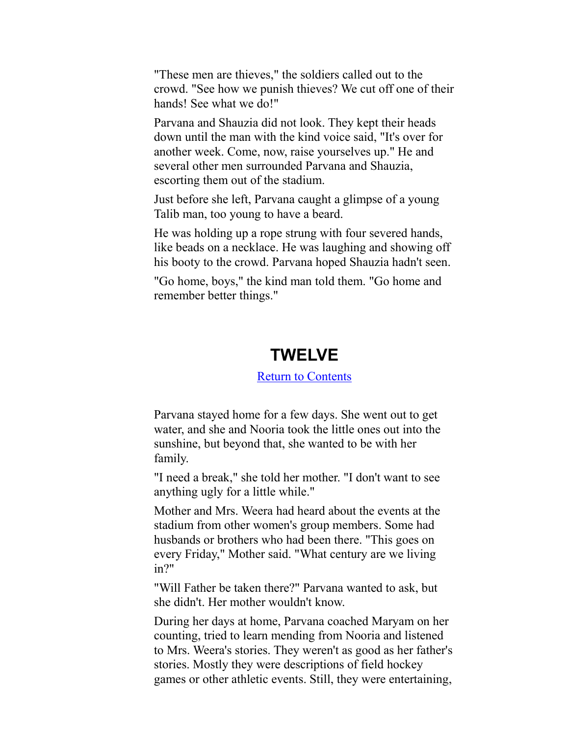"These men are thieves," the soldiers called out to the crowd. "See how we punish thieves? We cut off one of their hands! See what we do!"

Parvana and Shauzia did not look. They kept their heads down until the man with the kind voice said, "It's over for another week. Come, now, raise yourselves up." He and several other men surrounded Parvana and Shauzia, escorting them out of the stadium.

Just before she left, Parvana caught a glimpse of a young Talib man, too young to have a beard.

He was holding up a rope strung with four severed hands, like beads on a necklace. He was laughing and showing off his booty to the crowd. Parvana hoped Shauzia hadn't seen.

"Go home, boys," the kind man told them. "Go home and remember better things."

## TWELVE

Return to Contents

Parvana stayed home for a few days. She went out to get water, and she and Nooria took the little ones out into the sunshine, but beyond that, she wanted to be with her family.

"I need a break," she told her mother. "I don't want to see anything ugly for a little while."

Mother and Mrs. Weera had heard about the events at the stadium from other women's group members. Some had husbands or brothers who had been there. "This goes on every Friday," Mother said. "What century are we living in?"

"Will Father be taken there?" Parvana wanted to ask, but she didn't. Her mother wouldn't know.

During her days at home, Parvana coached Maryam on her counting, tried to learn mending from Nooria and listened to Mrs. Weera's stories. They weren't as good as her father's stories. Mostly they were descriptions of field hockey games or other athletic events. Still, they were entertaining,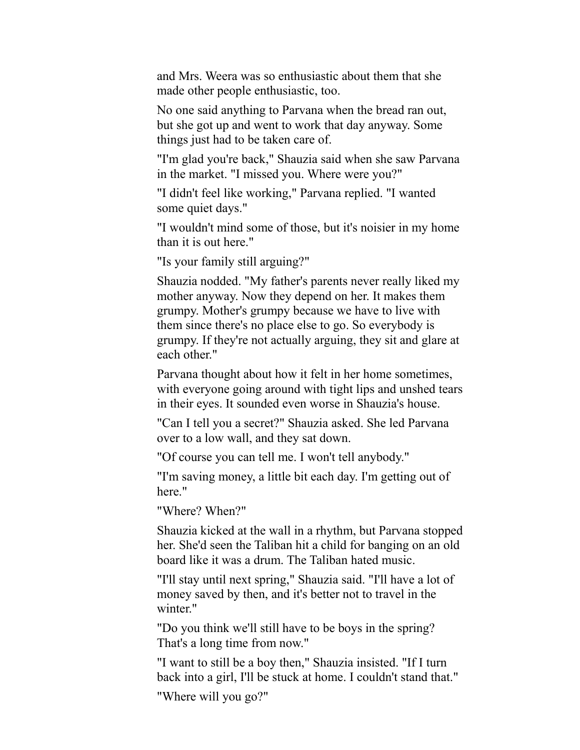and Mrs. Weera was so enthusiastic about them that she made other people enthusiastic, too.

No one said anything to Parvana when the bread ran out, but she got up and went to work that day anyway. Some things just had to be taken care of.

"I'm glad you're back," Shauzia said when she saw Parvana in the market. "I missed you. Where were you?"

"I didn't feel like working," Parvana replied. "I wanted some quiet days."

"I wouldn't mind some of those, but it's noisier in my home than it is out here."

"Is your family still arguing?"

Shauzia nodded. "My father's parents never really liked my mother anyway. Now they depend on her. It makes them grumpy. Mother's grumpy because we have to live with them since there's no place else to go. So everybody is grumpy. If they're not actually arguing, they sit and glare at each other."

Parvana thought about how it felt in her home sometimes, with everyone going around with tight lips and unshed tears in their eyes. It sounded even worse in Shauzia's house.

"Can I tell you a secret?" Shauzia asked. She led Parvana over to a low wall, and they sat down.

"Of course you can tell me. I won't tell anybody."

"I'm saving money, a little bit each day. I'm getting out of here."

"Where? When?"

Shauzia kicked at the wall in a rhythm, but Parvana stopped her. She'd seen the Taliban hit a child for banging on an old board like it was a drum. The Taliban hated music.

"I'll stay until next spring," Shauzia said. "I'll have a lot of money saved by then, and it's better not to travel in the winter."

"Do you think we'll still have to be boys in the spring? That's a long time from now."

"I want to still be a boy then," Shauzia insisted. "If I turn back into a girl, I'll be stuck at home. I couldn't stand that."

"Where will you go?"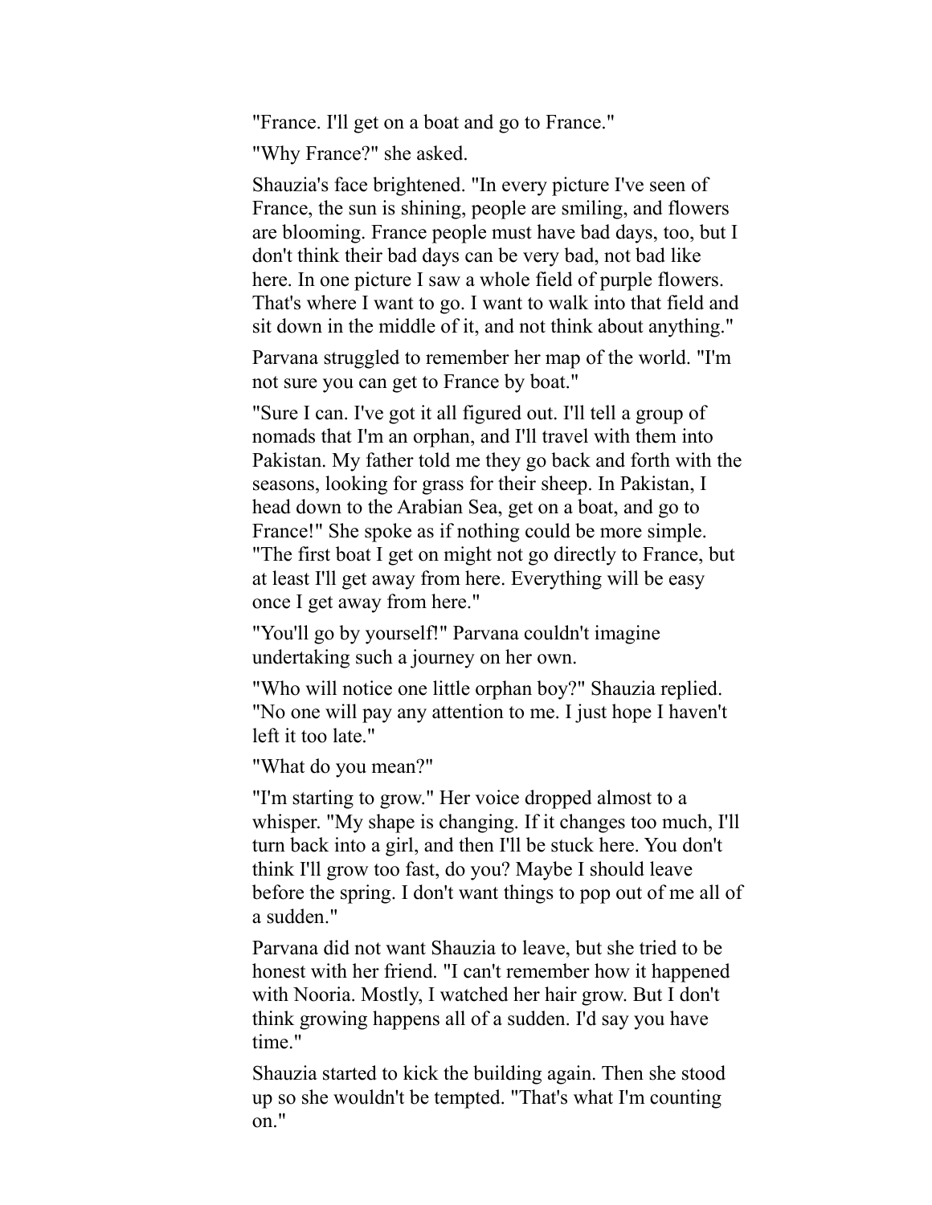"France. I'll get on a boat and go to France."

"Why France?" she asked.

Shauzia's face brightened. "In every picture I've seen of France, the sun is shining, people are smiling, and flowers are blooming. France people must have bad days, too, but I don't think their bad days can be very bad, not bad like here. In one picture I saw a whole field of purple flowers. That's where I want to go. I want to walk into that field and sit down in the middle of it, and not think about anything."

Parvana struggled to remember her map of the world. "I'm not sure you can get to France by boat."

"Sure I can. I've got it all figured out. I'll tell a group of nomads that I'm an orphan, and I'll travel with them into Pakistan. My father told me they go back and forth with the seasons, looking for grass for their sheep. In Pakistan, I head down to the Arabian Sea, get on a boat, and go to France!" She spoke as if nothing could be more simple. "The first boat I get on might not go directly to France, but at least I'll get away from here. Everything will be easy once I get away from here."

"You'll go by yourself!" Parvana couldn't imagine undertaking such a journey on her own.

"Who will notice one little orphan boy?" Shauzia replied. "No one will pay any attention to me. I just hope I haven't left it too late."

"What do you mean?"

"I'm starting to grow." Her voice dropped almost to a whisper. "My shape is changing. If it changes too much, I'll turn back into a girl, and then I'll be stuck here. You don't think I'll grow too fast, do you? Maybe I should leave before the spring. I don't want things to pop out of me all of a sudden."

Parvana did not want Shauzia to leave, but she tried to be honest with her friend. "I can't remember how it happened with Nooria. Mostly, I watched her hair grow. But I don't think growing happens all of a sudden. I'd say you have time."

Shauzia started to kick the building again. Then she stood up so she wouldn't be tempted. "That's what I'm counting on."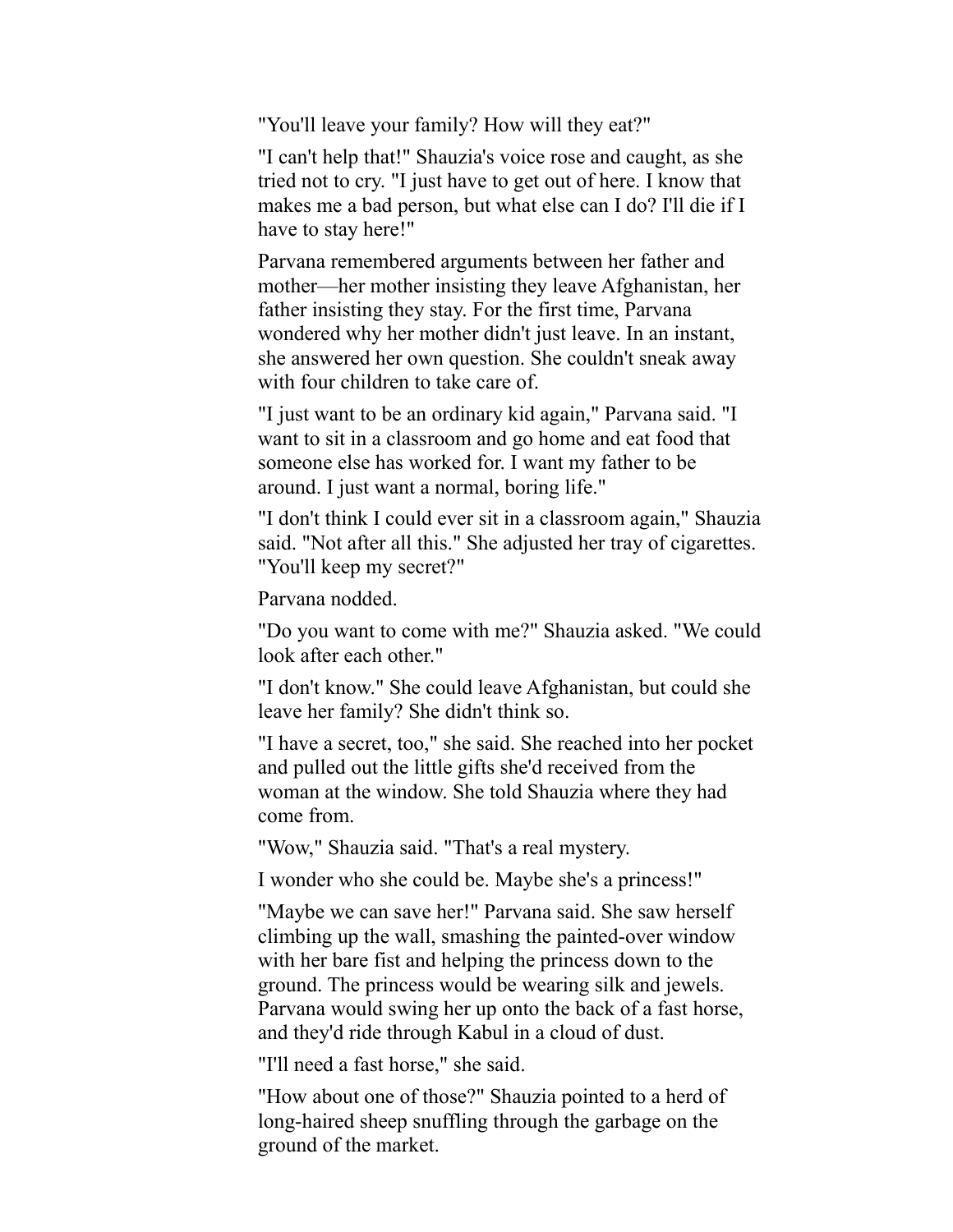"You'll leave your family? How will they eat?"

"I can't help that!" Shauzia's voice rose and caught, as she tried not to cry. "I just have to get out of here. I know that makes me a bad person, but what else can I do? I'll die if I have to stay here!"

Parvana remembered arguments between her father and mother—her mother insisting they leave Afghanistan, her father insisting they stay. For the first time, Parvana wondered why her mother didn't just leave. In an instant, she answered her own question. She couldn't sneak away with four children to take care of.

"I just want to be an ordinary kid again," Parvana said. "I want to sit in a classroom and go home and eat food that someone else has worked for. I want my father to be around. I just want a normal, boring life."

"I don't think I could ever sit in a classroom again," Shauzia said. "Not after all this." She adjusted her tray of cigarettes. "You'll keep my secret?"

Parvana nodded.

"Do you want to come with me?" Shauzia asked. "We could look after each other."

"I don't know." She could leave Afghanistan, but could she leave her family? She didn't think so.

"I have a secret, too," she said. She reached into her pocket and pulled out the little gifts she'd received from the woman at the window. She told Shauzia where they had come from.

"Wow," Shauzia said. "That's a real mystery.

I wonder who she could be. Maybe she's a princess!"

"Maybe we can save her!" Parvana said. She saw herself climbing up the wall, smashing the painted-over window with her bare fist and helping the princess down to the ground. The princess would be wearing silk and jewels. Parvana would swing her up onto the back of a fast horse, and they'd ride through Kabul in a cloud of dust.

"I'll need a fast horse," she said.

"How about one of those?" Shauzia pointed to a herd of long-haired sheep snuffling through the garbage on the ground of the market.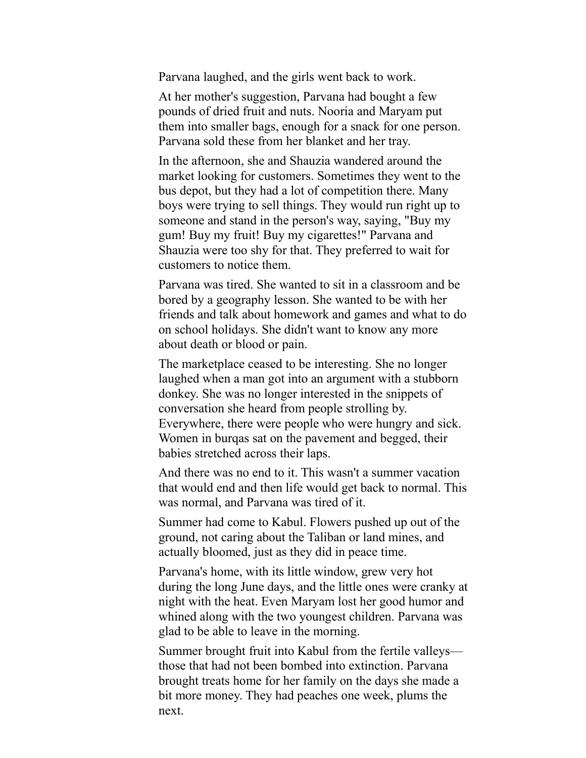Parvana laughed, and the girls went back to work.

At her mother's suggestion, Parvana had bought a few pounds of dried fruit and nuts. Nooria and Maryam put them into smaller bags, enough for a snack for one person. Parvana sold these from her blanket and her tray.

In the afternoon, she and Shauzia wandered around the market looking for customers. Sometimes they went to the bus depot, but they had a lot of competition there. Many boys were trying to sell things. They would run right up to someone and stand in the person's way, saying, "Buy my gum! Buy my fruit! Buy my cigarettes!" Parvana and Shauzia were too shy for that. They preferred to wait for customers to notice them.

Parvana was tired. She wanted to sit in a classroom and be bored by a geography lesson. She wanted to be with her friends and talk about homework and games and what to do on school holidays. She didn't want to know any more about death or blood or pain.

The marketplace ceased to be interesting. She no longer laughed when a man got into an argument with a stubborn donkey. She was no longer interested in the snippets of conversation she heard from people strolling by. Everywhere, there were people who were hungry and sick. Women in burqas sat on the pavement and begged, their babies stretched across their laps.

And there was no end to it. This wasn't a summer vacation that would end and then life would get back to normal. This was normal, and Parvana was tired of it.

Summer had come to Kabul. Flowers pushed up out of the ground, not caring about the Taliban or land mines, and actually bloomed, just as they did in peace time.

Parvana's home, with its little window, grew very hot during the long June days, and the little ones were cranky at night with the heat. Even Maryam lost her good humor and whined along with the two youngest children. Parvana was glad to be able to leave in the morning.

Summer brought fruit into Kabul from the fertile valleys—those that had not been bombed into extinction. Parvana brought treats home for her family on the days she made a bit more money. They had peaches one week, plums the next.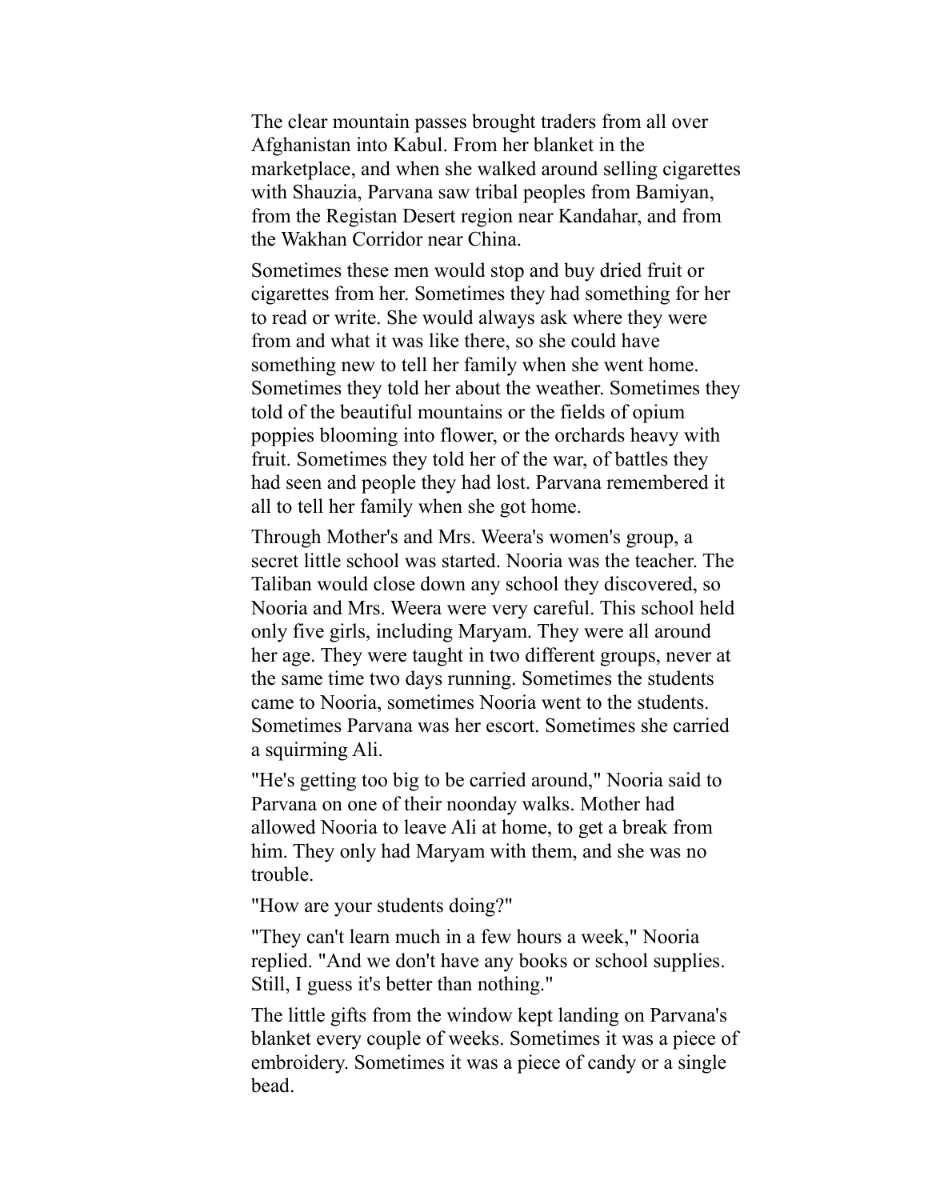The clear mountain passes brought traders from all over Afghanistan into Kabul. From her blanket in the marketplace, and when she walked around selling cigarettes with Shauzia, Parvana saw tribal peoples from Bamiyan, from the Registan Desert region near Kandahar, and from the Wakhan Corridor near China.

Sometimes these men would stop and buy dried fruit or cigarettes from her. Sometimes they had something for her to read or write. She would always ask where they were from and what it was like there, so she could have something new to tell her family when she went home. Sometimes they told her about the weather. Sometimes they told of the beautiful mountains or the fields of opium poppies blooming into flower, or the orchards heavy with fruit. Sometimes they told her of the war, of battles they had seen and people they had lost. Parvana remembered it all to tell her family when she got home.

Through Mother's and Mrs. Weera's women's group, a secret little school was started. Nooria was the teacher. The Taliban would close down any school they discovered, so Nooria and Mrs. Weera were very careful. This school held only five girls, including Maryam. They were all around her age. They were taught in two different groups, never at the same time two days running. Sometimes the students came to Nooria, sometimes Nooria went to the students. Sometimes Parvana was her escort. Sometimes she carried a squirming Ali.

"He's getting too big to be carried around," Nooria said to Parvana on one of their noonday walks. Mother had allowed Nooria to leave Ali at home, to get a break from him. They only had Maryam with them, and she was no trouble.

"How are your students doing?"

"They can't learn much in a few hours a week," Nooria replied. "And we don't have any books or school supplies. Still, I guess it's better than nothing."

The little gifts from the window kept landing on Parvana's blanket every couple of weeks. Sometimes it was a piece of embroidery. Sometimes it was a piece of candy or a single bead.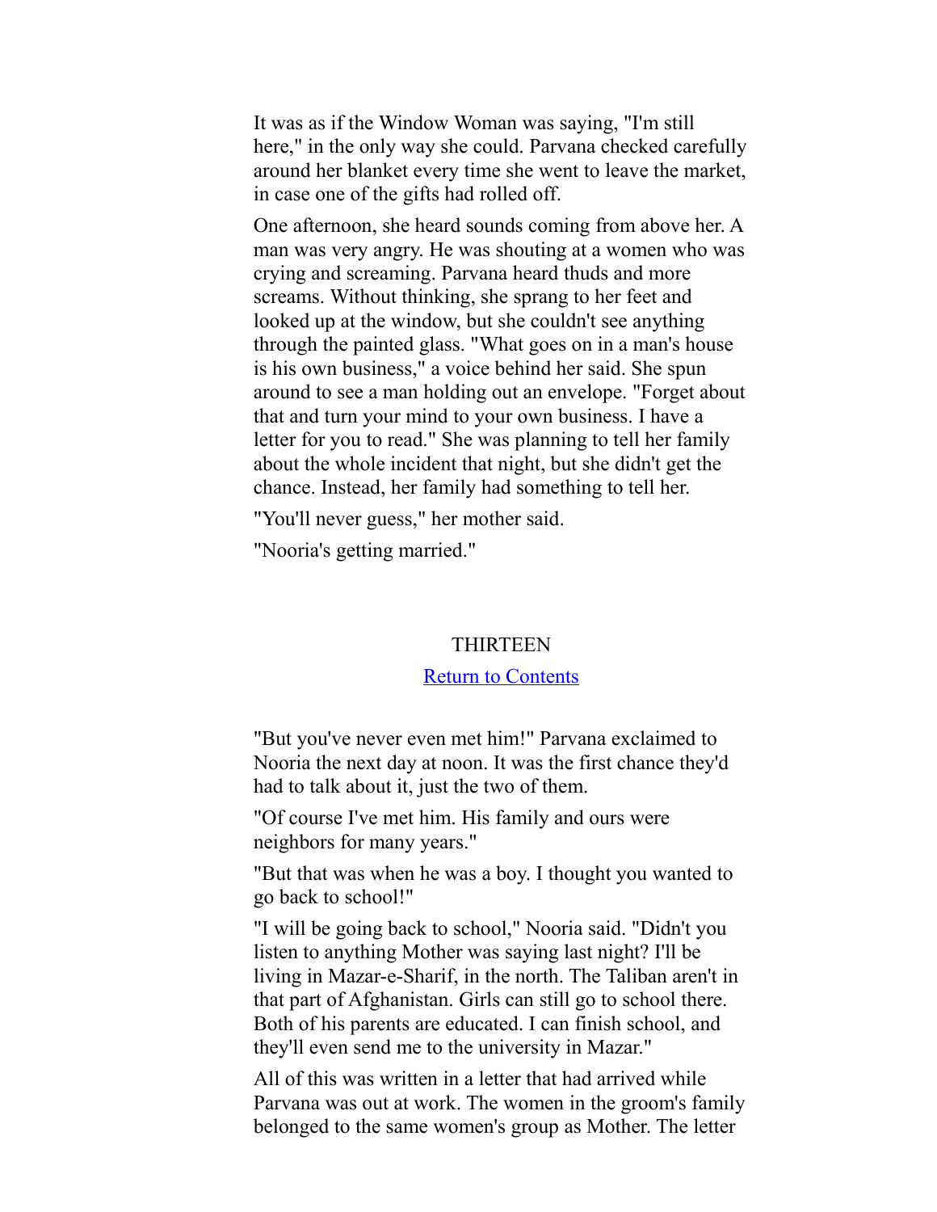It was as if the Window Woman was saying, "I'm still here," in the only way she could. Parvana checked carefully around her blanket every time she went to leave the market, in case one of the gifts had rolled off.

One afternoon, she heard sounds coming from above her. A man was very angry. He was shouting at a women who was crying and screaming. Parvana heard thuds and more screams. Without thinking, she sprang to her feet and looked up at the window, but she couldn't see anything through the painted glass. "What goes on in a man's house is his own business," a voice behind her said. She spun around to see a man holding out an envelope. "Forget about that and turn your mind to your own business. I have a letter for you to read." She was planning to tell her family about the whole incident that night, but she didn't get the chance. Instead, her family had something to tell her.

"You'll never guess," her mother said.

"Nooria's getting married."

## THIRTEEN

Return to Contents

"But you've never even met him!" Parvana exclaimed to Nooria the next day at noon. It was the first chance they'd had to talk about it, just the two of them.

"Of course I've met him. His family and ours were neighbors for many years."

"But that was when he was a boy. I thought you wanted to go back to school!"

"I will be going back to school," Nooria said. "Didn't you listen to anything Mother was saying last night? I'll be living in Mazar-e-Sharif, in the north. The Taliban aren't in that part of Afghanistan. Girls can still go to school there. Both of his parents are educated. I can finish school, and they'll even send me to the university in Mazar."

All of this was written in a letter that had arrived while Parvana was out at work. The women in the groom's family belonged to the same women's group as Mother. The letter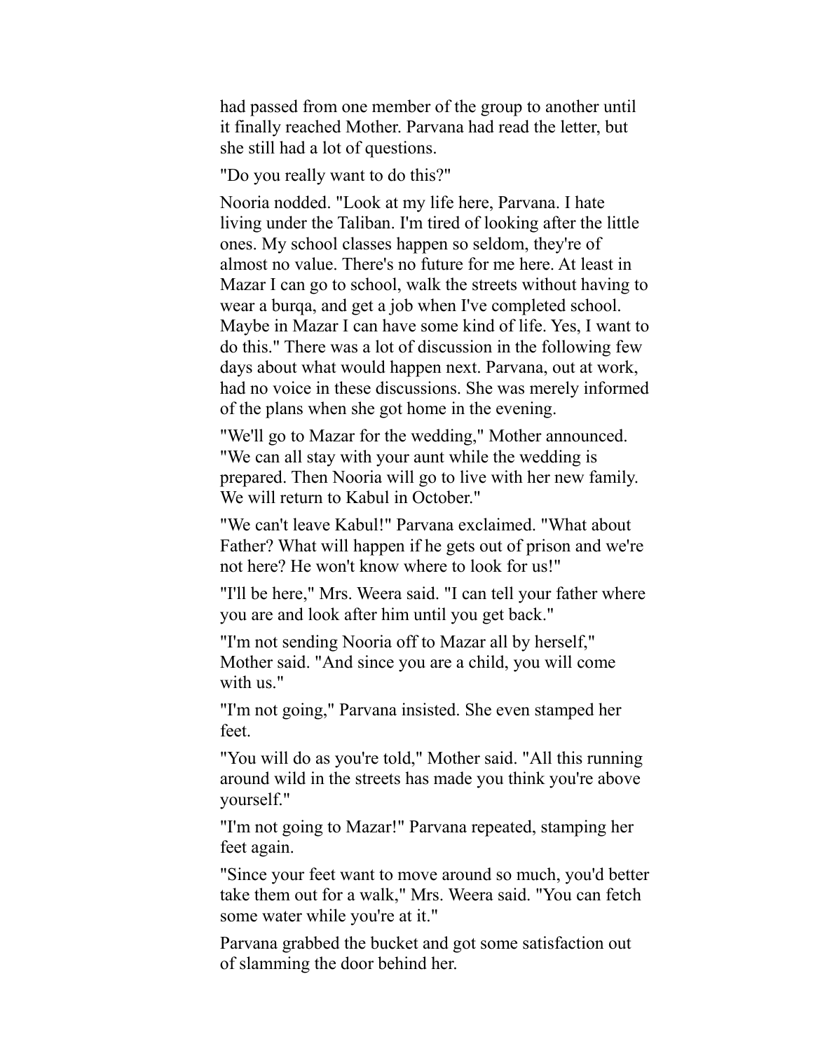had passed from one member of the group to another until it finally reached Mother. Parvana had read the letter, but she still had a lot of questions.

"Do you really want to do this?"

Nooria nodded. "Look at my life here, Parvana. I hate living under the Taliban. I'm tired of looking after the little ones. My school classes happen so seldom, they're of almost no value. There's no future for me here. At least in Mazar I can go to school, walk the streets without having to wear a burqa, and get a job when I've completed school. Maybe in Mazar I can have some kind of life. Yes, I want to do this." There was a lot of discussion in the following few days about what would happen next. Parvana, out at work, had no voice in these discussions. She was merely informed of the plans when she got home in the evening.

"We'll go to Mazar for the wedding," Mother announced. "We can all stay with your aunt while the wedding is prepared. Then Nooria will go to live with her new family. We will return to Kabul in October."

"We can't leave Kabul!" Parvana exclaimed. "What about Father? What will happen if he gets out of prison and we're not here? He won't know where to look for us!"

"I'll be here," Mrs. Weera said. "I can tell your father where you are and look after him until you get back."

"I'm not sending Nooria off to Mazar all by herself," Mother said. "And since you are a child, you will come with us."

"I'm not going," Parvana insisted. She even stamped her feet.

"You will do as you're told," Mother said. "All this running around wild in the streets has made you think you're above yourself."

"I'm not going to Mazar!" Parvana repeated, stamping her feet again.

"Since your feet want to move around so much, you'd better take them out for a walk," Mrs. Weera said. "You can fetch some water while you're at it."

Parvana grabbed the bucket and got some satisfaction out of slamming the door behind her.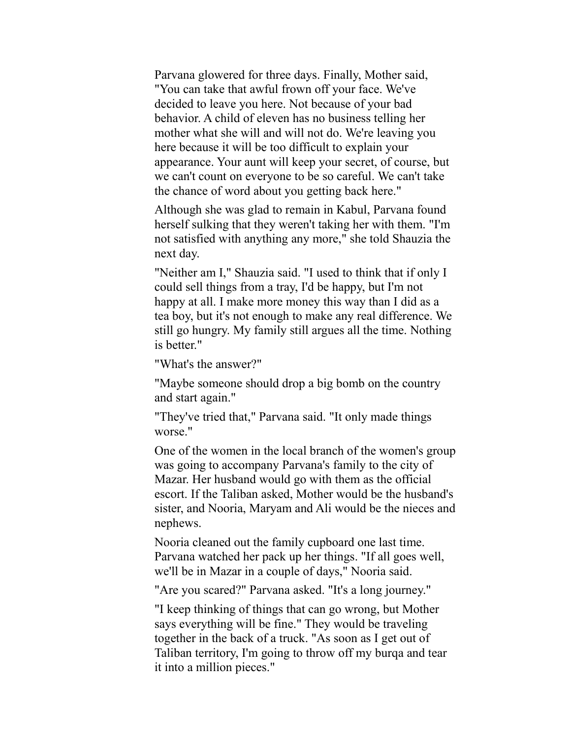Parvana glowered for three days. Finally, Mother said, "You can take that awful frown off your face. We've decided to leave you here. Not because of your bad behavior. A child of eleven has no business telling her mother what she will and will not do. We're leaving you here because it will be too difficult to explain your appearance. Your aunt will keep your secret, of course, but we can't count on everyone to be so careful. We can't take the chance of word about you getting back here."

Although she was glad to remain in Kabul, Parvana found herself sulking that they weren't taking her with them. "I'm not satisfied with anything any more," she told Shauzia the next day.

"Neither am I," Shauzia said. "I used to think that if only I could sell things from a tray, I'd be happy, but I'm not happy at all. I make more money this way than I did as a tea boy, but it's not enough to make any real difference. We still go hungry. My family still argues all the time. Nothing is better."

"What's the answer?"

"Maybe someone should drop a big bomb on the country and start again."

"They've tried that," Parvana said. "It only made things worse."

One of the women in the local branch of the women's group was going to accompany Parvana's family to the city of Mazar. Her husband would go with them as the official escort. If the Taliban asked, Mother would be the husband's sister, and Nooria, Maryam and Ali would be the nieces and nephews.

Nooria cleaned out the family cupboard one last time. Parvana watched her pack up her things. "If all goes well, we'll be in Mazar in a couple of days," Nooria said.

"Are you scared?" Parvana asked. "It's a long journey."

"I keep thinking of things that can go wrong, but Mother says everything will be fine." They would be traveling together in the back of a truck. "As soon as I get out of Taliban territory, I'm going to throw off my burqa and tear it into a million pieces."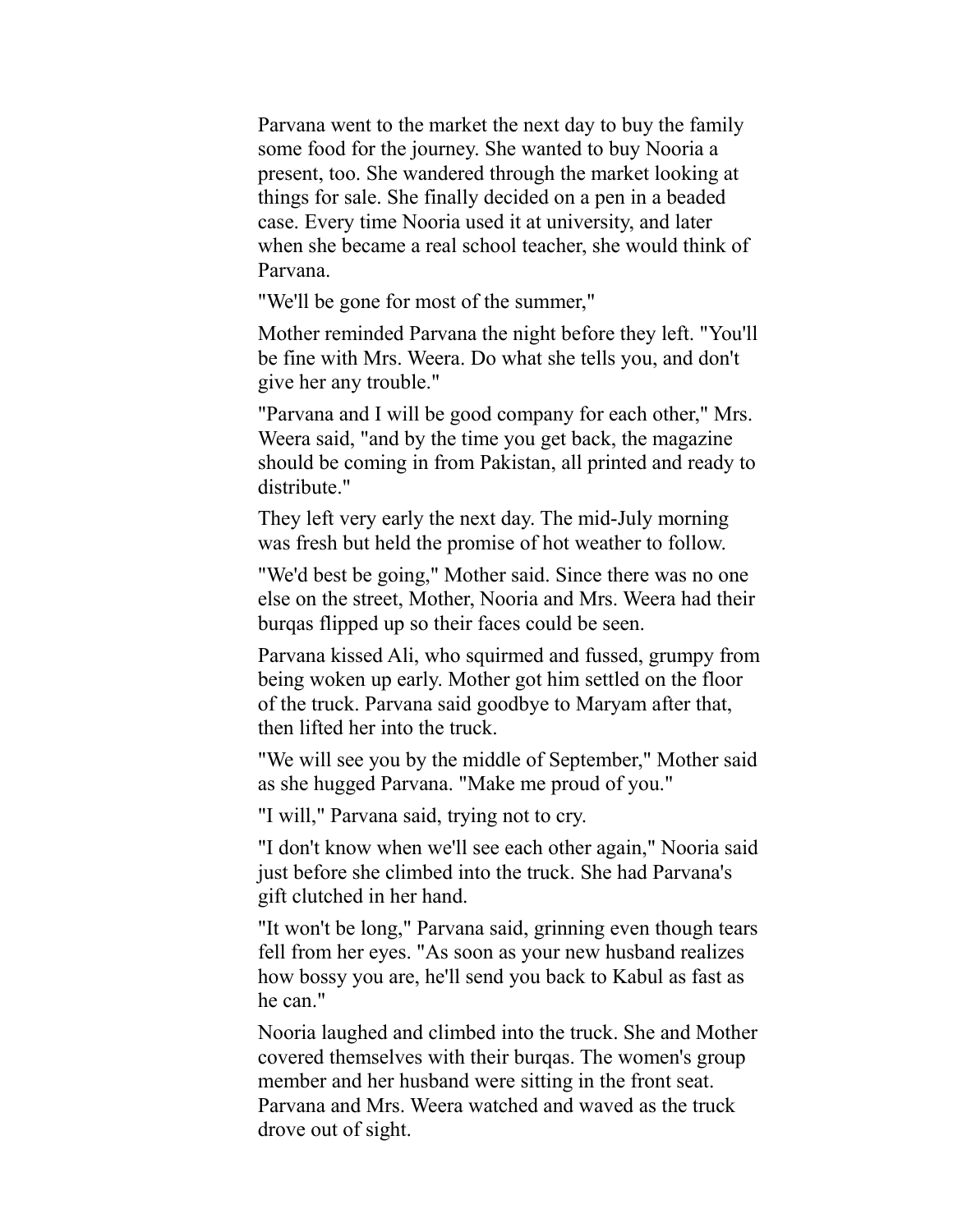Parvana went to the market the next day to buy the family some food for the journey. She wanted to buy Nooria a present, too. She wandered through the market looking at things for sale. She finally decided on a pen in a beaded case. Every time Nooria used it at university, and later when she became a real school teacher, she would think of Parvana.

"We'll be gone for most of the summer,"

Mother reminded Parvana the night before they left. "You'll be fine with Mrs. Weera. Do what she tells you, and don't give her any trouble."

"Parvana and I will be good company for each other," Mrs. Weera said, "and by the time you get back, the magazine should be coming in from Pakistan, all printed and ready to distribute."

They left very early the next day. The mid-July morning was fresh but held the promise of hot weather to follow.

"We'd best be going," Mother said. Since there was no one else on the street, Mother, Nooria and Mrs. Weera had their burqas flipped up so their faces could be seen.

Parvana kissed Ali, who squirmed and fussed, grumpy from being woken up early. Mother got him settled on the floor of the truck. Parvana said goodbye to Maryam after that, then lifted her into the truck.

"We will see you by the middle of September," Mother said as she hugged Parvana. "Make me proud of you."

"I will," Parvana said, trying not to cry.

"I don't know when we'll see each other again," Nooria said just before she climbed into the truck. She had Parvana's gift clutched in her hand.

"It won't be long," Parvana said, grinning even though tears fell from her eyes. "As soon as your new husband realizes how bossy you are, he'll send you back to Kabul as fast as he can."

Nooria laughed and climbed into the truck. She and Mother covered themselves with their burqas. The women's group member and her husband were sitting in the front seat. Parvana and Mrs. Weera watched and waved as the truck drove out of sight.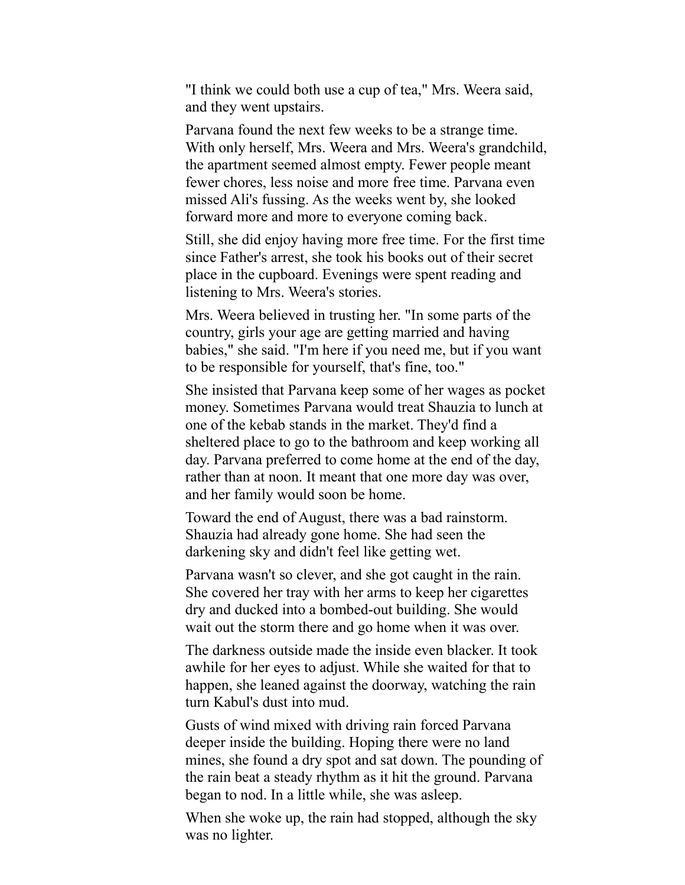"I think we could both use a cup of tea," Mrs. Weera said, and they went upstairs.

Parvana found the next few weeks to be a strange time. With only herself, Mrs. Weera and Mrs. Weera's grandchild, the apartment seemed almost empty. Fewer people meant fewer chores, less noise and more free time. Parvana even missed Ali's fussing. As the weeks went by, she looked forward more and more to everyone coming back.

Still, she did enjoy having more free time. For the first time since Father's arrest, she took his books out of their secret place in the cupboard. Evenings were spent reading and listening to Mrs. Weera's stories.

Mrs. Weera believed in trusting her. "In some parts of the country, girls your age are getting married and having babies," she said. "I'm here if you need me, but if you want to be responsible for yourself, that's fine, too."

She insisted that Parvana keep some of her wages as pocket money. Sometimes Parvana would treat Shauzia to lunch at one of the kebab stands in the market. They'd find a sheltered place to go to the bathroom and keep working all day. Parvana preferred to come home at the end of the day, rather than at noon. It meant that one more day was over, and her family would soon be home.

Toward the end of August, there was a bad rainstorm. Shauzia had already gone home. She had seen the darkening sky and didn't feel like getting wet.

Parvana wasn't so clever, and she got caught in the rain. She covered her tray with her arms to keep her cigarettes dry and ducked into a bombed-out building. She would wait out the storm there and go home when it was over.

The darkness outside made the inside even blacker. It took awhile for her eyes to adjust. While she waited for that to happen, she leaned against the doorway, watching the rain turn Kabul's dust into mud.

Gusts of wind mixed with driving rain forced Parvana deeper inside the building. Hoping there were no land mines, she found a dry spot and sat down. The pounding of the rain beat a steady rhythm as it hit the ground. Parvana began to nod. In a little while, she was asleep.

When she woke up, the rain had stopped, although the sky was no lighter.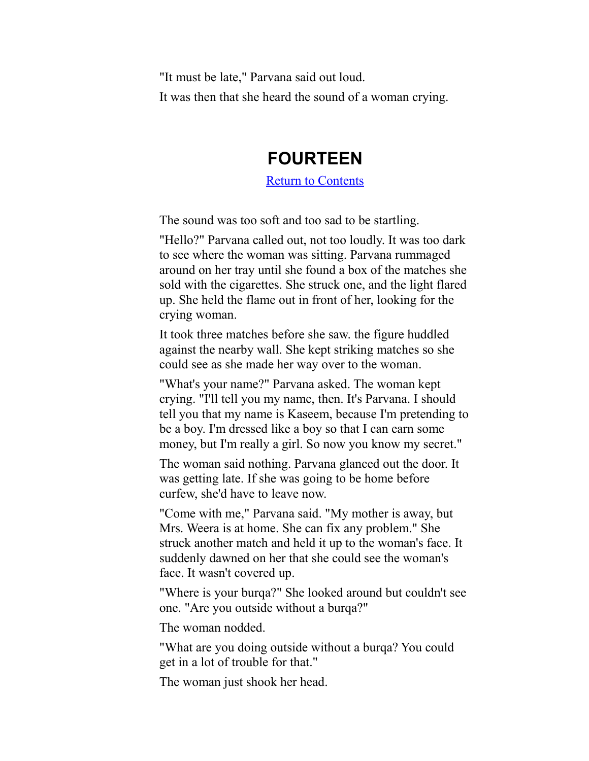"It must be late," Parvana said out loud.

It was then that she heard the sound of a woman crying.

## FOURTEEN

[Return to Contents]

The sound was too soft and too sad to be startling.

"Hello?" Parvana called out, not too loudly. It was too dark to see where the woman was sitting. Parvana rummaged around on her tray until she found a box of the matches she sold with the cigarettes. She struck one, and the light flared up. She held the flame out in front of her, looking for the crying woman.

It took three matches before she saw. the figure huddled against the nearby wall. She kept striking matches so she could see as she made her way over to the woman.

"What's your name?" Parvana asked. The woman kept crying. "I'll tell you my name, then. It's Parvana. I should tell you that my name is Kaseem, because I'm pretending to be a boy. I'm dressed like a boy so that I can earn some money, but I'm really a girl. So now you know my secret."

The woman said nothing. Parvana glanced out the door. It was getting late. If she was going to be home before curfew, she'd have to leave now.

"Come with me," Parvana said. "My mother is away, but Mrs. Weera is at home. She can fix any problem." She struck another match and held it up to the woman's face. It suddenly dawned on her that she could see the woman's face. It wasn't covered up.

"Where is your burqa?" She looked around but couldn't see one. "Are you outside without a burqa?"

The woman nodded.

"What are you doing outside without a burqa? You could get in a lot of trouble for that."

The woman just shook her head.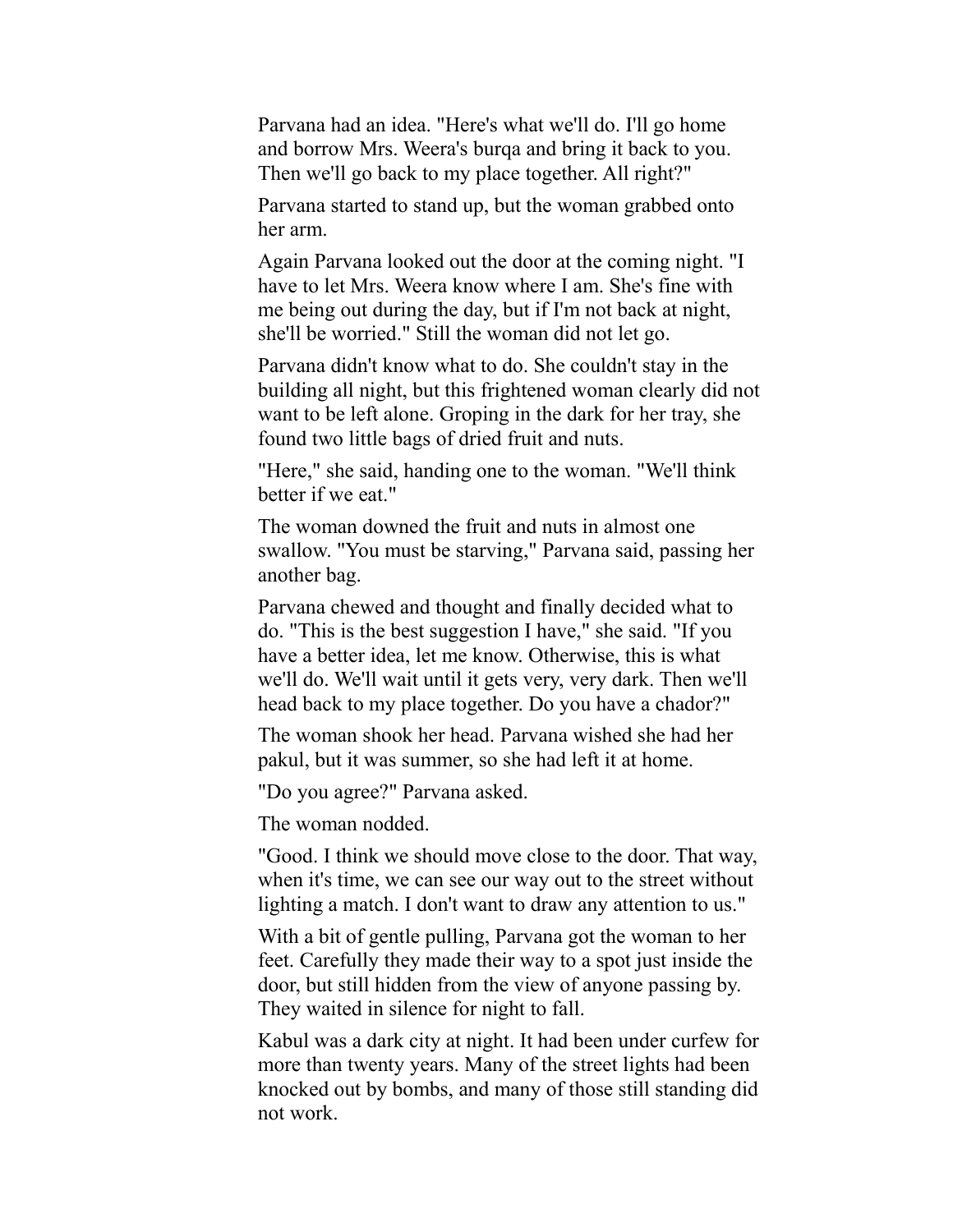Parvana had an idea. "Here's what we'll do. I'll go home and borrow Mrs. Weera's burqa and bring it back to you. Then we'll go back to my place together. All right?"

Parvana started to stand up, but the woman grabbed onto her arm.

Again Parvana looked out the door at the coming night. "I have to let Mrs. Weera know where I am. She's fine with me being out during the day, but if I'm not back at night, she'll be worried." Still the woman did not let go.

Parvana didn't know what to do. She couldn't stay in the building all night, but this frightened woman clearly did not want to be left alone. Groping in the dark for her tray, she found two little bags of dried fruit and nuts.

"Here," she said, handing one to the woman. "We'll think better if we eat."

The woman downed the fruit and nuts in almost one swallow. "You must be starving," Parvana said, passing her another bag.

Parvana chewed and thought and finally decided what to do. "This is the best suggestion I have," she said. "If you have a better idea, let me know. Otherwise, this is what we'll do. We'll wait until it gets very, very dark. Then we'll head back to my place together. Do you have a chador?"

The woman shook her head. Parvana wished she had her pakul, but it was summer, so she had left it at home.

"Do you agree?" Parvana asked.

The woman nodded.

"Good. I think we should move close to the door. That way, when it's time, we can see our way out to the street without lighting a match. I don't want to draw any attention to us."

With a bit of gentle pulling, Parvana got the woman to her feet. Carefully they made their way to a spot just inside the door, but still hidden from the view of anyone passing by. They waited in silence for night to fall.

Kabul was a dark city at night. It had been under curfew for more than twenty years. Many of the street lights had been knocked out by bombs, and many of those still standing did not work.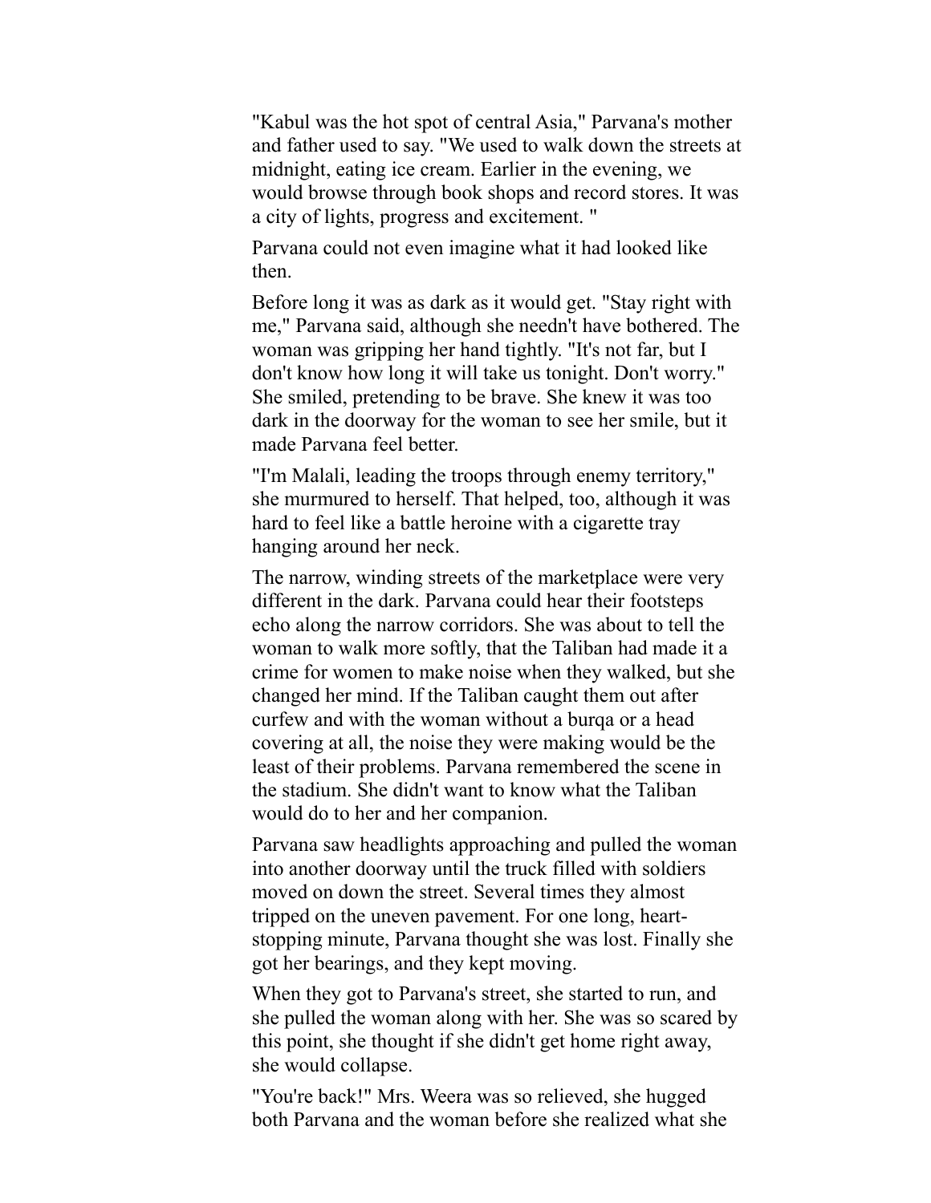"Kabul was the hot spot of central Asia," Parvana's mother and father used to say. "We used to walk down the streets at midnight, eating ice cream. Earlier in the evening, we would browse through book shops and record stores. It was a city of lights, progress and excitement. "

Parvana could not even imagine what it had looked like then.

Before long it was as dark as it would get. "Stay right with me," Parvana said, although she needn't have bothered. The woman was gripping her hand tightly. "It's not far, but I don't know how long it will take us tonight. Don't worry." She smiled, pretending to be brave. She knew it was too dark in the doorway for the woman to see her smile, but it made Parvana feel better.

"I'm Malali, leading the troops through enemy territory," she murmured to herself. That helped, too, although it was hard to feel like a battle heroine with a cigarette tray hanging around her neck.

The narrow, winding streets of the marketplace were very different in the dark. Parvana could hear their footsteps echo along the narrow corridors. She was about to tell the woman to walk more softly, that the Taliban had made it a crime for women to make noise when they walked, but she changed her mind. If the Taliban caught them out after curfew and with the woman without a burqa or a head covering at all, the noise they were making would be the least of their problems. Parvana remembered the scene in the stadium. She didn't want to know what the Taliban would do to her and her companion.

Parvana saw headlights approaching and pulled the woman into another doorway until the truck filled with soldiers moved on down the street. Several times they almost tripped on the uneven pavement. For one long, heart-stopping minute, Parvana thought she was lost. Finally she got her bearings, and they kept moving.

When they got to Parvana's street, she started to run, and she pulled the woman along with her. She was so scared by this point, she thought if she didn't get home right away, she would collapse.

"You're back!" Mrs. Weera was so relieved, she hugged both Parvana and the woman before she realized what she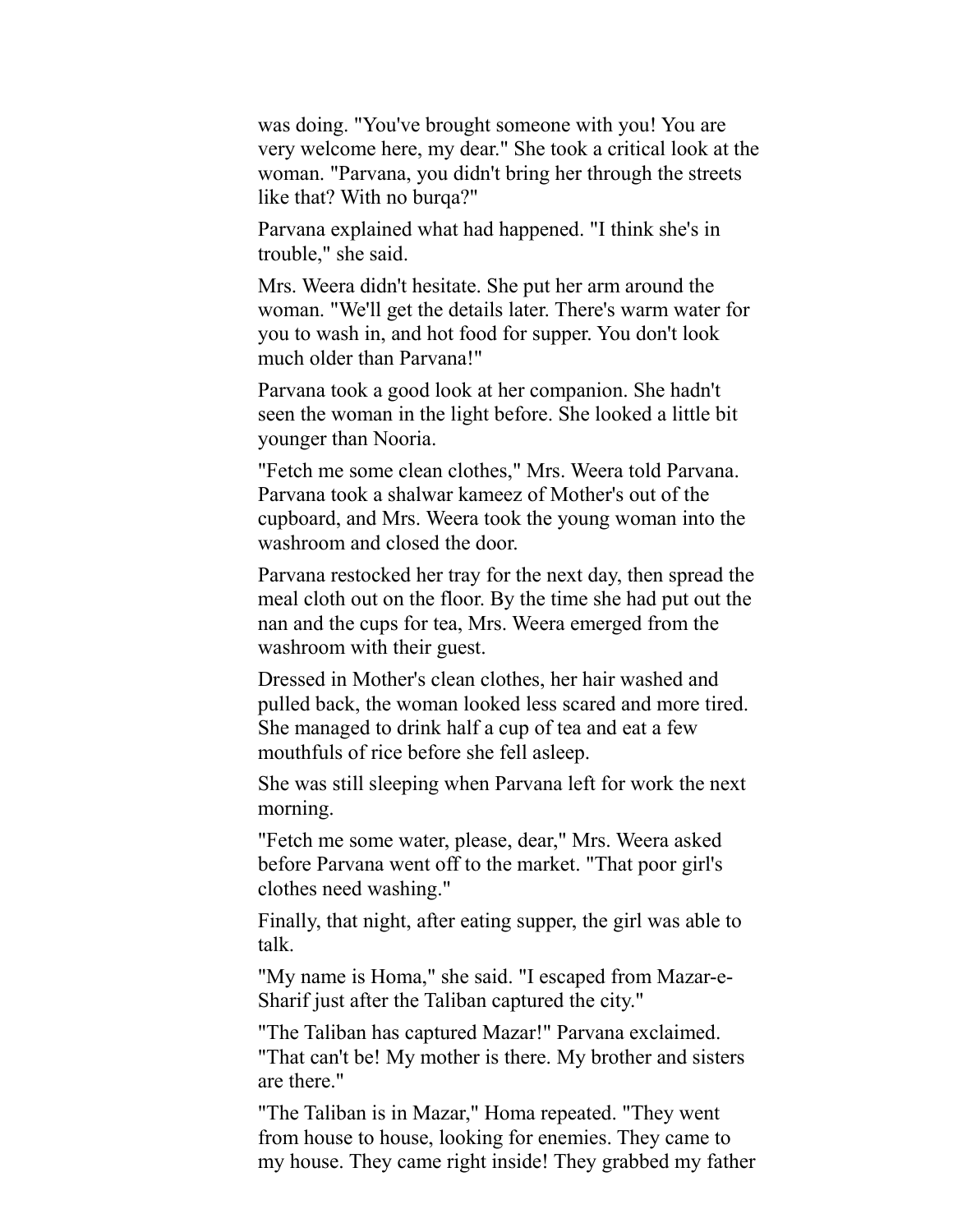was doing. "You've brought someone with you! You are very welcome here, my dear." She took a critical look at the woman. "Parvana, you didn't bring her through the streets like that? With no burqa?"

Parvana explained what had happened. "I think she's in trouble," she said.

Mrs. Weera didn't hesitate. She put her arm around the woman. "We'll get the details later. There's warm water for you to wash in, and hot food for supper. You don't look much older than Parvana!"

Parvana took a good look at her companion. She hadn't seen the woman in the light before. She looked a little bit younger than Nooria.

"Fetch me some clean clothes," Mrs. Weera told Parvana. Parvana took a shalwar kameez of Mother's out of the cupboard, and Mrs. Weera took the young woman into the washroom and closed the door.

Parvana restocked her tray for the next day, then spread the meal cloth out on the floor. By the time she had put out the nan and the cups for tea, Mrs. Weera emerged from the washroom with their guest.

Dressed in Mother's clean clothes, her hair washed and pulled back, the woman looked less scared and more tired. She managed to drink half a cup of tea and eat a few mouthfuls of rice before she fell asleep.

She was still sleeping when Parvana left for work the next morning.

"Fetch me some water, please, dear," Mrs. Weera asked before Parvana went off to the market. "That poor girl's clothes need washing."

Finally, that night, after eating supper, the girl was able to talk.

"My name is Homa," she said. "I escaped from Mazar-e-Sharif just after the Taliban captured the city."

"The Taliban has captured Mazar!" Parvana exclaimed. "That can't be! My mother is there. My brother and sisters are there."

"The Taliban is in Mazar," Homa repeated. "They went from house to house, looking for enemies. They came to my house. They came right inside! They grabbed my father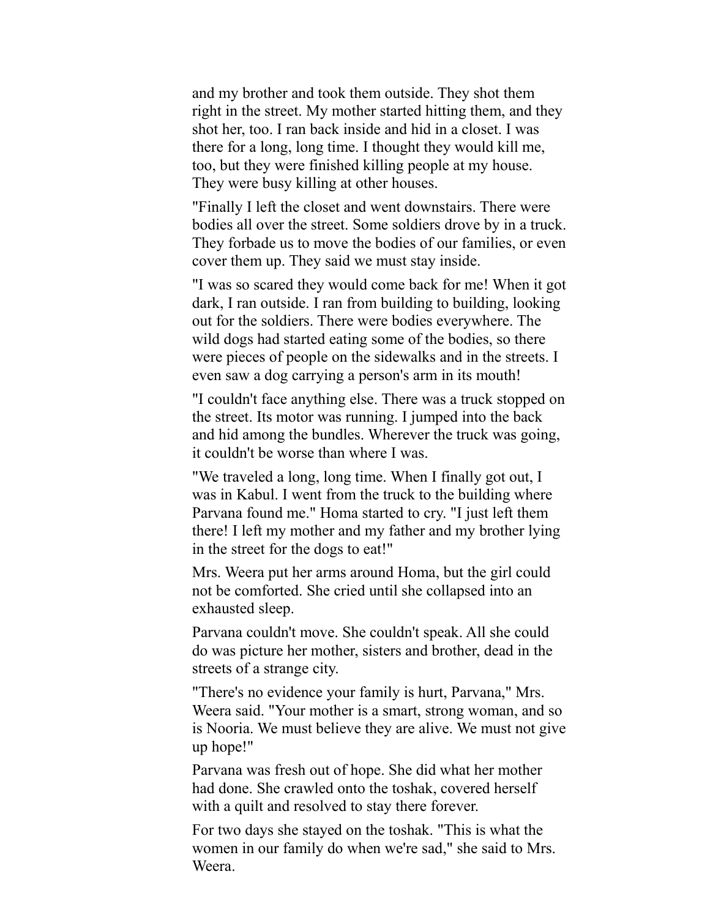and my brother and took them outside. They shot them right in the street. My mother started hitting them, and they shot her, too. I ran back inside and hid in a closet. I was there for a long, long time. I thought they would kill me, too, but they were finished killing people at my house. They were busy killing at other houses.

"Finally I left the closet and went downstairs. There were bodies all over the street. Some soldiers drove by in a truck. They forbade us to move the bodies of our families, or even cover them up. They said we must stay inside.

"I was so scared they would come back for me! When it got dark, I ran outside. I ran from building to building, looking out for the soldiers. There were bodies everywhere. The wild dogs had started eating some of the bodies, so there were pieces of people on the sidewalks and in the streets. I even saw a dog carrying a person's arm in its mouth!

"I couldn't face anything else. There was a truck stopped on the street. Its motor was running. I jumped into the back and hid among the bundles. Wherever the truck was going, it couldn't be worse than where I was.

"We traveled a long, long time. When I finally got out, I was in Kabul. I went from the truck to the building where Parvana found me." Homa started to cry. "I just left them there! I left my mother and my father and my brother lying in the street for the dogs to eat!"

Mrs. Weera put her arms around Homa, but the girl could not be comforted. She cried until she collapsed into an exhausted sleep.

Parvana couldn't move. She couldn't speak. All she could do was picture her mother, sisters and brother, dead in the streets of a strange city.

"There's no evidence your family is hurt, Parvana," Mrs. Weera said. "Your mother is a smart, strong woman, and so is Nooria. We must believe they are alive. We must not give up hope!"

Parvana was fresh out of hope. She did what her mother had done. She crawled onto the toshak, covered herself with a quilt and resolved to stay there forever.

For two days she stayed on the toshak. "This is what the women in our family do when we're sad," she said to Mrs. Weera.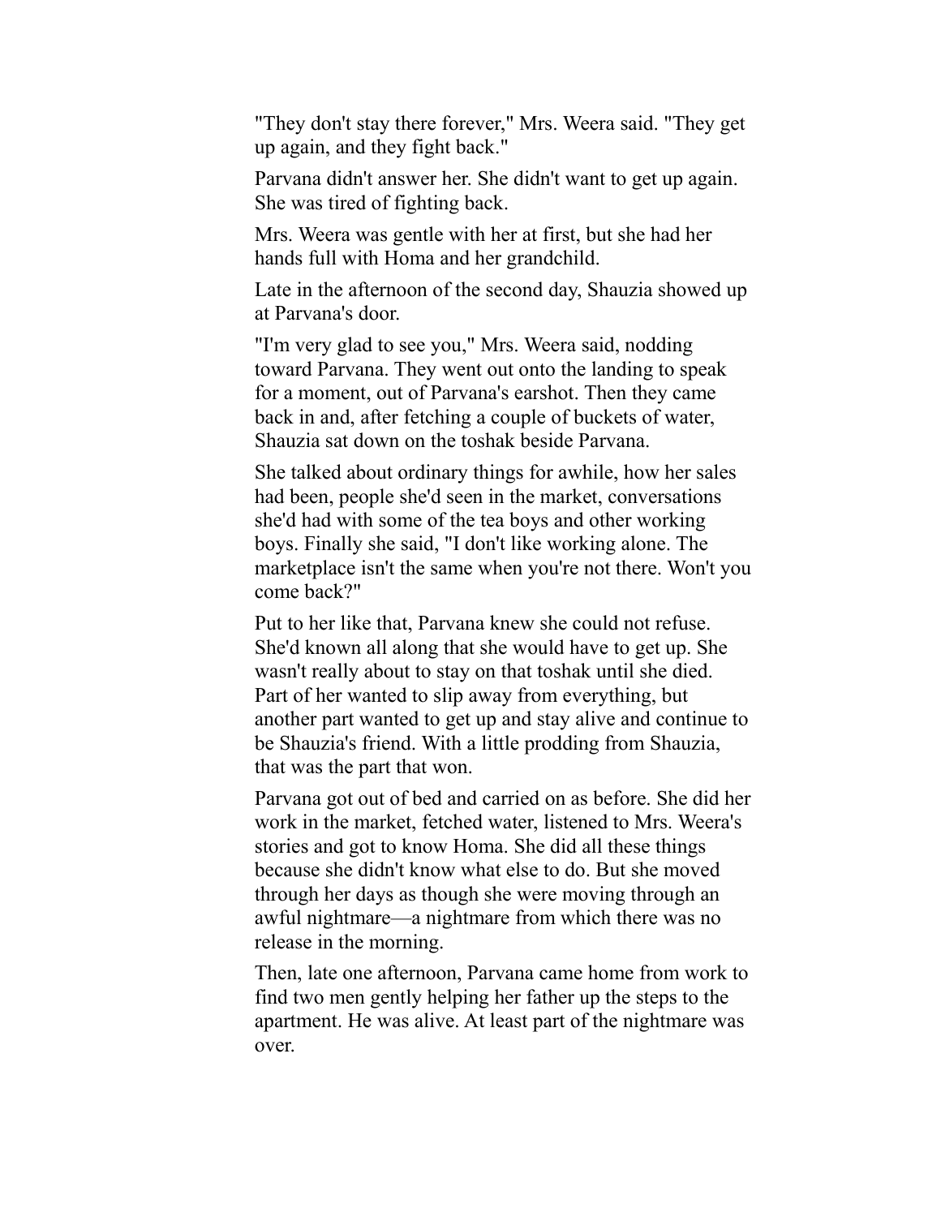"They don't stay there forever," Mrs. Weera said. "They get up again, and they fight back."

Parvana didn't answer her. She didn't want to get up again. She was tired of fighting back.

Mrs. Weera was gentle with her at first, but she had her hands full with Homa and her grandchild.

Late in the afternoon of the second day, Shauzia showed up at Parvana's door.

"I'm very glad to see you," Mrs. Weera said, nodding toward Parvana. They went out onto the landing to speak for a moment, out of Parvana's earshot. Then they came back in and, after fetching a couple of buckets of water, Shauzia sat down on the toshak beside Parvana.

She talked about ordinary things for awhile, how her sales had been, people she'd seen in the market, conversations she'd had with some of the tea boys and other working boys. Finally she said, "I don't like working alone. The marketplace isn't the same when you're not there. Won't you come back?"

Put to her like that, Parvana knew she could not refuse. She'd known all along that she would have to get up. She wasn't really about to stay on that toshak until she died. Part of her wanted to slip away from everything, but another part wanted to get up and stay alive and continue to be Shauzia's friend. With a little prodding from Shauzia, that was the part that won.

Parvana got out of bed and carried on as before. She did her work in the market, fetched water, listened to Mrs. Weera's stories and got to know Homa. She did all these things because she didn't know what else to do. But she moved through her days as though she were moving through an awful nightmare—a nightmare from which there was no release in the morning.

Then, late one afternoon, Parvana came home from work to find two men gently helping her father up the steps to the apartment. He was alive. At least part of the nightmare was over.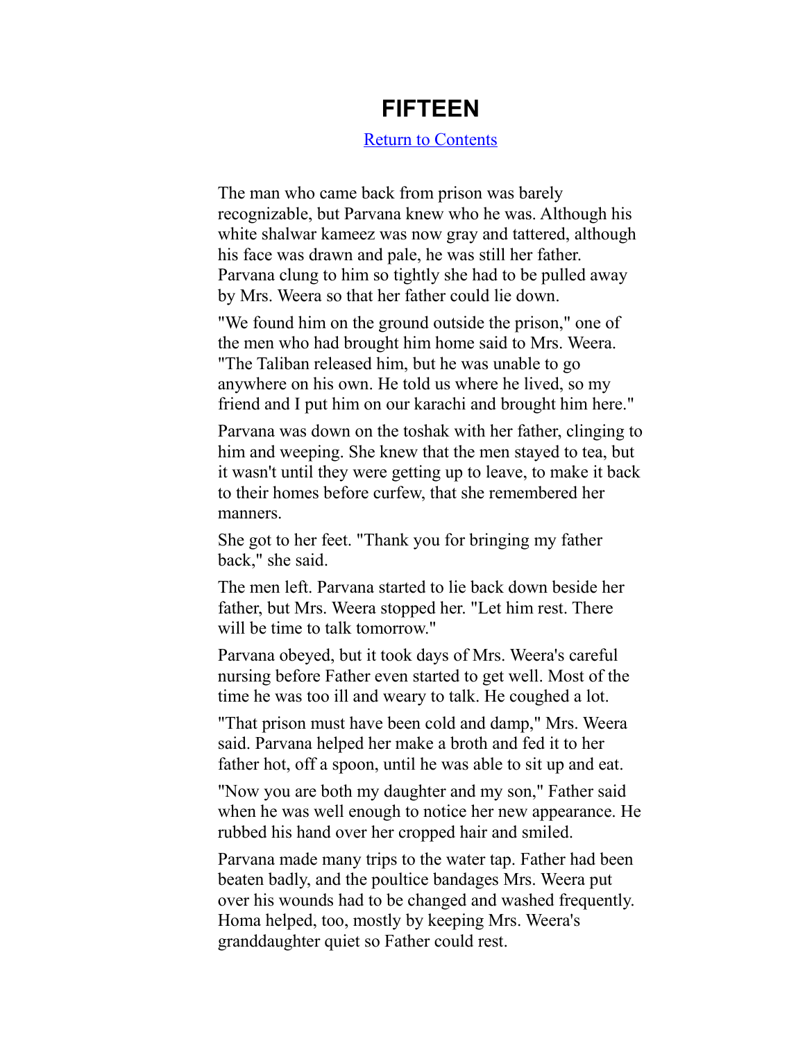# FIFTEEN

Return to Contents

The man who came back from prison was barely recognizable, but Parvana knew who he was. Although his white shalwar kameez was now gray and tattered, although his face was drawn and pale, he was still her father. Parvana clung to him so tightly she had to be pulled away by Mrs. Weera so that her father could lie down.

"We found him on the ground outside the prison," one of the men who had brought him home said to Mrs. Weera. "The Taliban released him, but he was unable to go anywhere on his own. He told us where he lived, so my friend and I put him on our karachi and brought him here."

Parvana was down on the toshak with her father, clinging to him and weeping. She knew that the men stayed to tea, but it wasn't until they were getting up to leave, to make it back to their homes before curfew, that she remembered her manners.

She got to her feet. "Thank you for bringing my father back," she said.

The men left. Parvana started to lie back down beside her father, but Mrs. Weera stopped her. "Let him rest. There will be time to talk tomorrow."

Parvana obeyed, but it took days of Mrs. Weera's careful nursing before Father even started to get well. Most of the time he was too ill and weary to talk. He coughed a lot.

"That prison must have been cold and damp," Mrs. Weera said. Parvana helped her make a broth and fed it to her father hot, off a spoon, until he was able to sit up and eat.

"Now you are both my daughter and my son," Father said when he was well enough to notice her new appearance. He rubbed his hand over her cropped hair and smiled.

Parvana made many trips to the water tap. Father had been beaten badly, and the poultice bandages Mrs. Weera put over his wounds had to be changed and washed frequently. Homa helped, too, mostly by keeping Mrs. Weera's granddaughter quiet so Father could rest.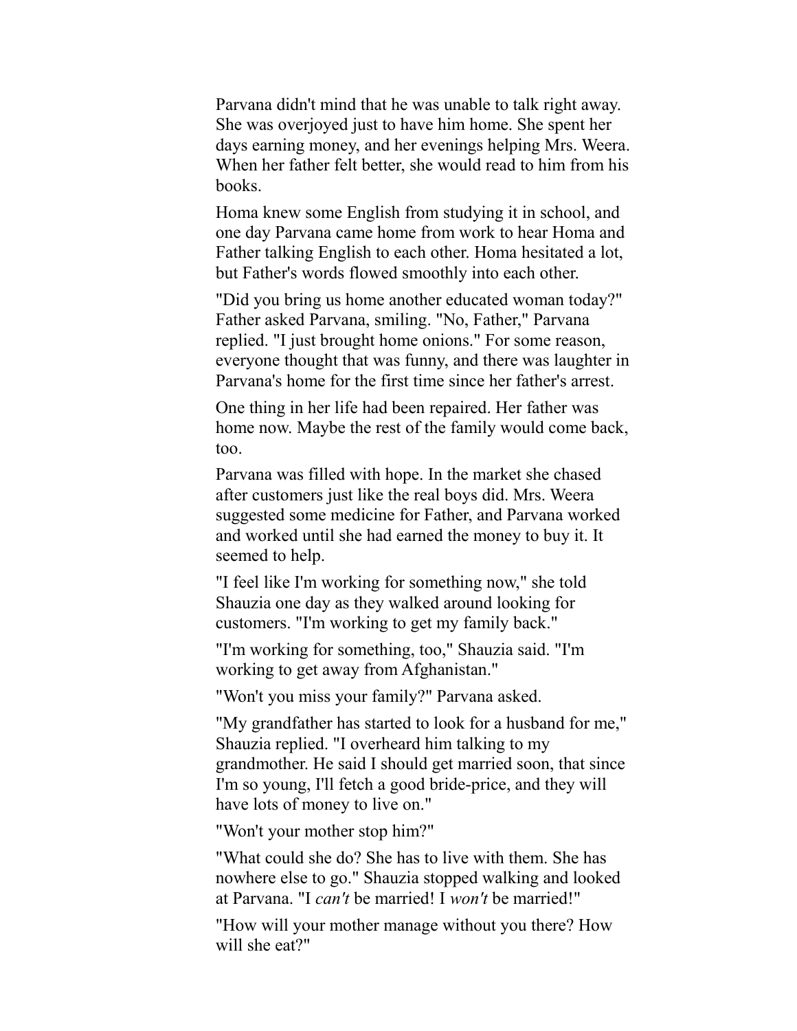Parvana didn't mind that he was unable to talk right away. She was overjoyed just to have him home. She spent her days earning money, and her evenings helping Mrs. Weera. When her father felt better, she would read to him from his books.

Homa knew some English from studying it in school, and one day Parvana came home from work to hear Homa and Father talking English to each other. Homa hesitated a lot, but Father's words flowed smoothly into each other.

"Did you bring us home another educated woman today?" Father asked Parvana, smiling. "No, Father," Parvana replied. "I just brought home onions." For some reason, everyone thought that was funny, and there was laughter in Parvana's home for the first time since her father's arrest.

One thing in her life had been repaired. Her father was home now. Maybe the rest of the family would come back, too.

Parvana was filled with hope. In the market she chased after customers just like the real boys did. Mrs. Weera suggested some medicine for Father, and Parvana worked and worked until she had earned the money to buy it. It seemed to help.

"I feel like I'm working for something now," she told Shauzia one day as they walked around looking for customers. "I'm working to get my family back."

"I'm working for something, too," Shauzia said. "I'm working to get away from Afghanistan."

"Won't you miss your family?" Parvana asked.

"My grandfather has started to look for a husband for me," Shauzia replied. "I overheard him talking to my grandmother. He said I should get married soon, that since I'm so young, I'll fetch a good bride-price, and they will have lots of money to live on."

"Won't your mother stop him?"

"What could she do? She has to live with them. She has nowhere else to go." Shauzia stopped walking and looked at Parvana. "I *can't* be married! I *won't* be married!"

"How will your mother manage without you there? How will she eat?"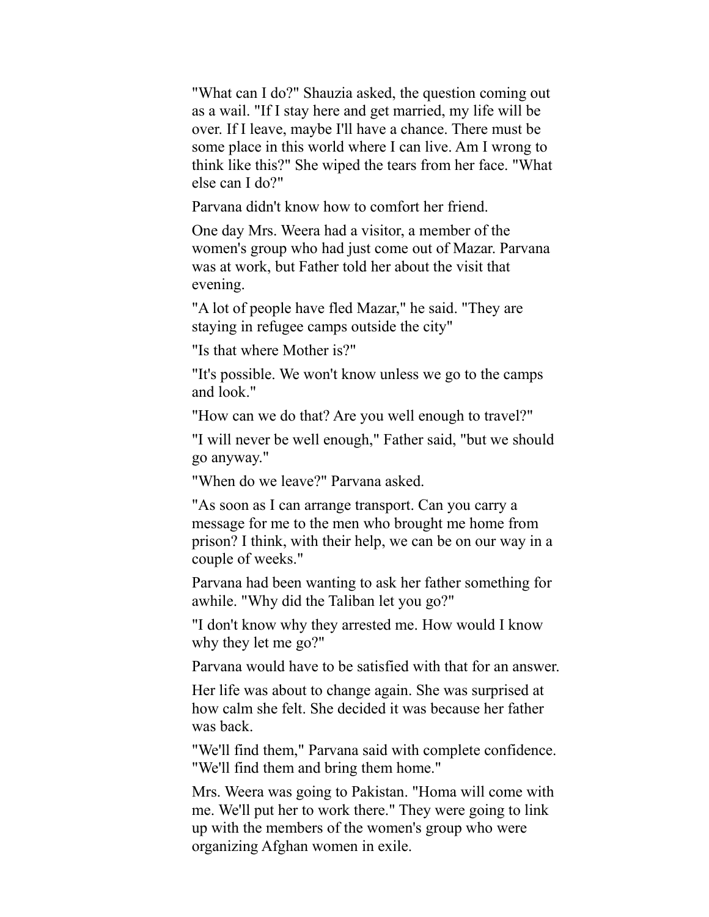"What can I do?" Shauzia asked, the question coming out as a wail. "If I stay here and get married, my life will be over. If I leave, maybe I'll have a chance. There must be some place in this world where I can live. Am I wrong to think like this?" She wiped the tears from her face. "What else can I do?"

Parvana didn't know how to comfort her friend.

One day Mrs. Weera had a visitor, a member of the women's group who had just come out of Mazar. Parvana was at work, but Father told her about the visit that evening.

"A lot of people have fled Mazar," he said. "They are staying in refugee camps outside the city"

"Is that where Mother is?"

"It's possible. We won't know unless we go to the camps and look."

"How can we do that? Are you well enough to travel?"

"I will never be well enough," Father said, "but we should go anyway."

"When do we leave?" Parvana asked.

"As soon as I can arrange transport. Can you carry a message for me to the men who brought me home from prison? I think, with their help, we can be on our way in a couple of weeks."

Parvana had been wanting to ask her father something for awhile. "Why did the Taliban let you go?"

"I don't know why they arrested me. How would I know why they let me go?"

Parvana would have to be satisfied with that for an answer.

Her life was about to change again. She was surprised at how calm she felt. She decided it was because her father was back.

"We'll find them," Parvana said with complete confidence. "We'll find them and bring them home."

Mrs. Weera was going to Pakistan. "Homa will come with me. We'll put her to work there." They were going to link up with the members of the women's group who were organizing Afghan women in exile.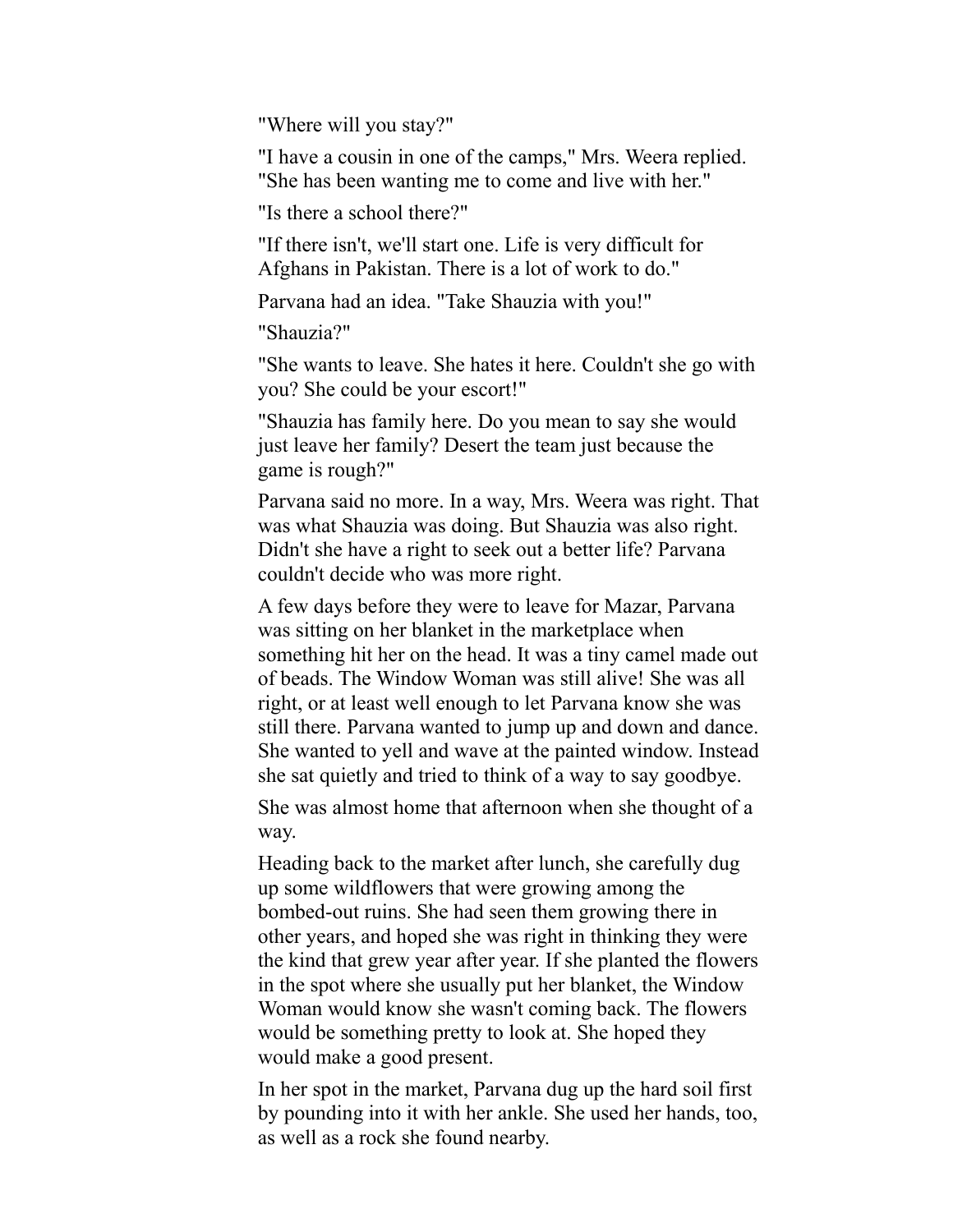"Where will you stay?"

"I have a cousin in one of the camps," Mrs. Weera replied. "She has been wanting me to come and live with her."

"Is there a school there?"

"If there isn't, we'll start one. Life is very difficult for Afghans in Pakistan. There is a lot of work to do."

Parvana had an idea. "Take Shauzia with you!"

"Shauzia?"

"She wants to leave. She hates it here. Couldn't she go with you? She could be your escort!"

"Shauzia has family here. Do you mean to say she would just leave her family? Desert the team just because the game is rough?"

Parvana said no more. In a way, Mrs. Weera was right. That was what Shauzia was doing. But Shauzia was also right. Didn't she have a right to seek out a better life? Parvana couldn't decide who was more right.

A few days before they were to leave for Mazar, Parvana was sitting on her blanket in the marketplace when something hit her on the head. It was a tiny camel made out of beads. The Window Woman was still alive! She was all right, or at least well enough to let Parvana know she was still there. Parvana wanted to jump up and down and dance. She wanted to yell and wave at the painted window. Instead she sat quietly and tried to think of a way to say goodbye.

She was almost home that afternoon when she thought of a way.

Heading back to the market after lunch, she carefully dug up some wildflowers that were growing among the bombed-out ruins. She had seen them growing there in other years, and hoped she was right in thinking they were the kind that grew year after year. If she planted the flowers in the spot where she usually put her blanket, the Window Woman would know she wasn't coming back. The flowers would be something pretty to look at. She hoped they would make a good present.

In her spot in the market, Parvana dug up the hard soil first by pounding into it with her ankle. She used her hands, too, as well as a rock she found nearby.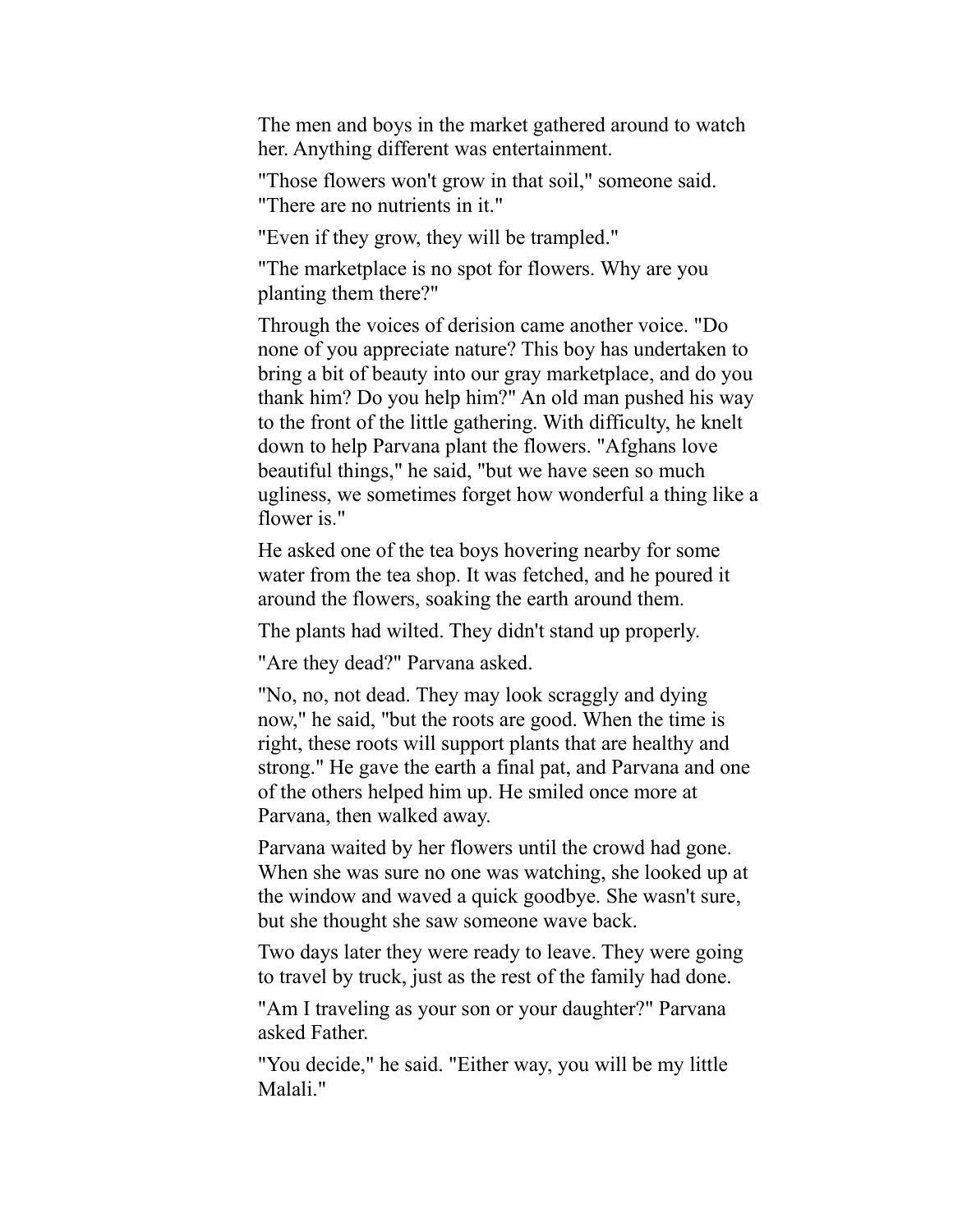The men and boys in the market gathered around to watch her. Anything different was entertainment.

"Those flowers won't grow in that soil," someone said. "There are no nutrients in it."

"Even if they grow, they will be trampled."

"The marketplace is no spot for flowers. Why are you planting them there?"

Through the voices of derision came another voice. "Do none of you appreciate nature? This boy has undertaken to bring a bit of beauty into our gray marketplace, and do you thank him? Do you help him?" An old man pushed his way to the front of the little gathering. With difficulty, he knelt down to help Parvana plant the flowers. "Afghans love beautiful things," he said, "but we have seen so much ugliness, we sometimes forget how wonderful a thing like a flower is."

He asked one of the tea boys hovering nearby for some water from the tea shop. It was fetched, and he poured it around the flowers, soaking the earth around them.

The plants had wilted. They didn't stand up properly.

"Are they dead?" Parvana asked.

"No, no, not dead. They may look scraggly and dying now," he said, "but the roots are good. When the time is right, these roots will support plants that are healthy and strong." He gave the earth a final pat, and Parvana and one of the others helped him up. He smiled once more at Parvana, then walked away.

Parvana waited by her flowers until the crowd had gone. When she was sure no one was watching, she looked up at the window and waved a quick goodbye. She wasn't sure, but she thought she saw someone wave back.

Two days later they were ready to leave. They were going to travel by truck, just as the rest of the family had done.

"Am I traveling as your son or your daughter?" Parvana asked Father.

"You decide," he said. "Either way, you will be my little Malali."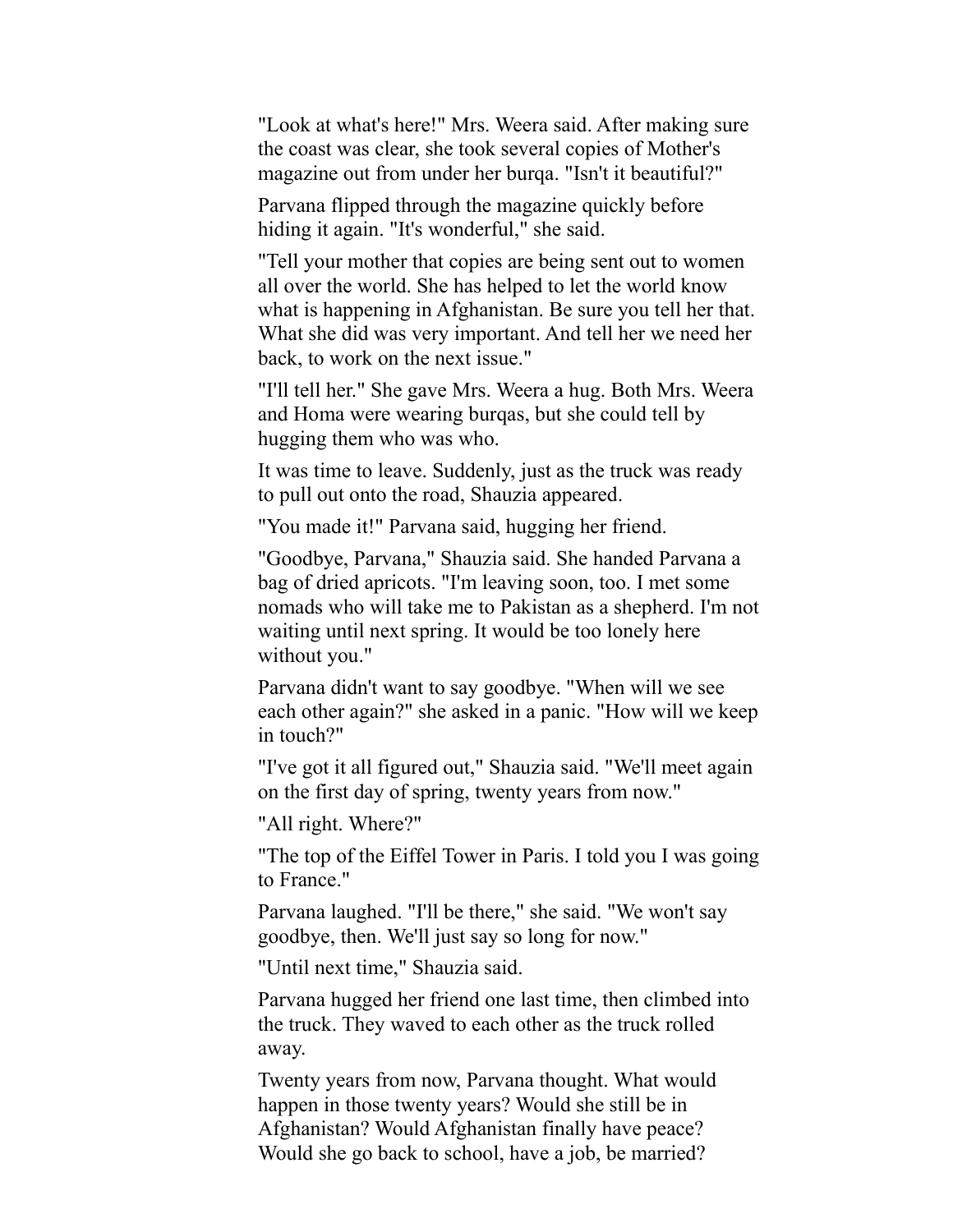"Look at what's here!" Mrs. Weera said. After making sure the coast was clear, she took several copies of Mother's magazine out from under her burqa. "Isn't it beautiful?"

Parvana flipped through the magazine quickly before hiding it again. "It's wonderful," she said.

"Tell your mother that copies are being sent out to women all over the world. She has helped to let the world know what is happening in Afghanistan. Be sure you tell her that. What she did was very important. And tell her we need her back, to work on the next issue."

"I'll tell her." She gave Mrs. Weera a hug. Both Mrs. Weera and Homa were wearing burqas, but she could tell by hugging them who was who.

It was time to leave. Suddenly, just as the truck was ready to pull out onto the road, Shauzia appeared.

"You made it!" Parvana said, hugging her friend.

"Goodbye, Parvana," Shauzia said. She handed Parvana a bag of dried apricots. "I'm leaving soon, too. I met some nomads who will take me to Pakistan as a shepherd. I'm not waiting until next spring. It would be too lonely here without you."

Parvana didn't want to say goodbye. "When will we see each other again?" she asked in a panic. "How will we keep in touch?"

"I've got it all figured out," Shauzia said. "We'll meet again on the first day of spring, twenty years from now."

"All right. Where?"

"The top of the Eiffel Tower in Paris. I told you I was going to France."

Parvana laughed. "I'll be there," she said. "We won't say goodbye, then. We'll just say so long for now."

"Until next time," Shauzia said.

Parvana hugged her friend one last time, then climbed into the truck. They waved to each other as the truck rolled away.

Twenty years from now, Parvana thought. What would happen in those twenty years? Would she still be in Afghanistan? Would Afghanistan finally have peace? Would she go back to school, have a job, be married?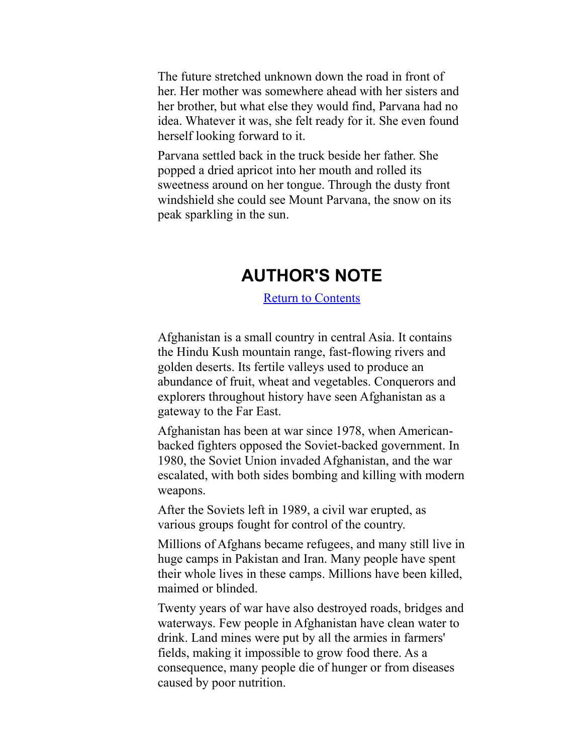The future stretched unknown down the road in front of her. Her mother was somewhere ahead with her sisters and her brother, but what else they would find, Parvana had no idea. Whatever it was, she felt ready for it. She even found herself looking forward to it.

Parvana settled back in the truck beside her father. She popped a dried apricot into her mouth and rolled its sweetness around on her tongue. Through the dusty front windshield she could see Mount Parvana, the snow on its peak sparkling in the sun.

## AUTHOR'S NOTE

Return to Contents

Afghanistan is a small country in central Asia. It contains the Hindu Kush mountain range, fast-flowing rivers and golden deserts. Its fertile valleys used to produce an abundance of fruit, wheat and vegetables. Conquerors and explorers throughout history have seen Afghanistan as a gateway to the Far East.

Afghanistan has been at war since 1978, when American-backed fighters opposed the Soviet-backed government. In 1980, the Soviet Union invaded Afghanistan, and the war escalated, with both sides bombing and killing with modern weapons.

After the Soviets left in 1989, a civil war erupted, as various groups fought for control of the country.

Millions of Afghans became refugees, and many still live in huge camps in Pakistan and Iran. Many people have spent their whole lives in these camps. Millions have been killed, maimed or blinded.

Twenty years of war have also destroyed roads, bridges and waterways. Few people in Afghanistan have clean water to drink. Land mines were put by all the armies in farmers' fields, making it impossible to grow food there. As a consequence, many people die of hunger or from diseases caused by poor nutrition.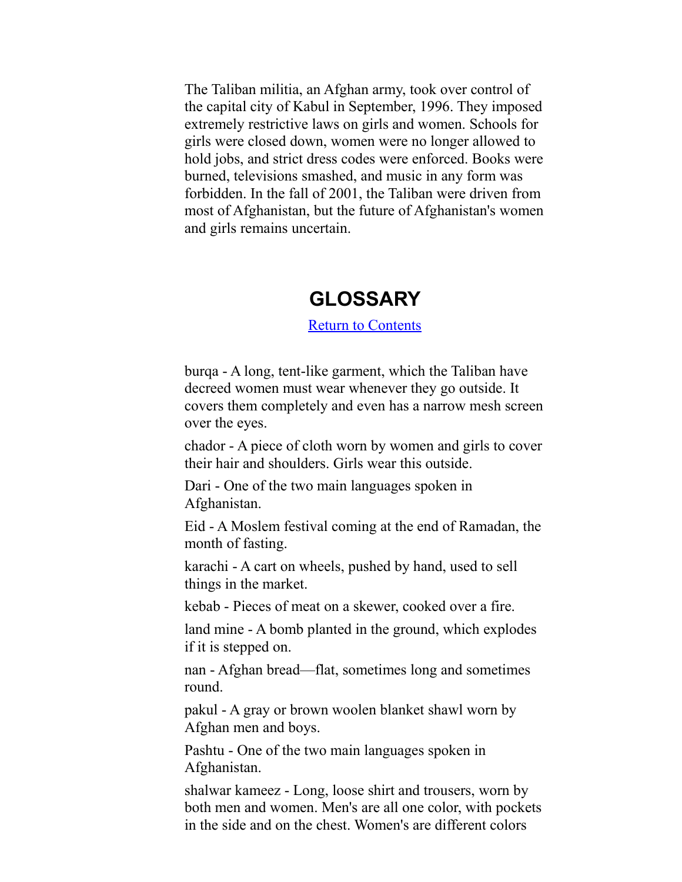The Taliban militia, an Afghan army, took over control of the capital city of Kabul in September, 1996. They imposed extremely restrictive laws on girls and women. Schools for girls were closed down, women were no longer allowed to hold jobs, and strict dress codes were enforced. Books were burned, televisions smashed, and music in any form was forbidden. In the fall of 2001, the Taliban were driven from most of Afghanistan, but the future of Afghanistan's women and girls remains uncertain.

## GLOSSARY

[Return to Contents]

burqa - A long, tent-like garment, which the Taliban have decreed women must wear whenever they go outside. It covers them completely and even has a narrow mesh screen over the eyes.

chador - A piece of cloth worn by women and girls to cover their hair and shoulders. Girls wear this outside.

Dari - One of the two main languages spoken in Afghanistan.

Eid - A Moslem festival coming at the end of Ramadan, the month of fasting.

karachi - A cart on wheels, pushed by hand, used to sell things in the market.

kebab - Pieces of meat on a skewer, cooked over a fire.

land mine - A bomb planted in the ground, which explodes if it is stepped on.

nan - Afghan bread—flat, sometimes long and sometimes round.

pakul - A gray or brown woolen blanket shawl worn by Afghan men and boys.

Pashtu - One of the two main languages spoken in Afghanistan.

shalwar kameez - Long, loose shirt and trousers, worn by both men and women. Men's are all one color, with pockets in the side and on the chest. Women's are different colors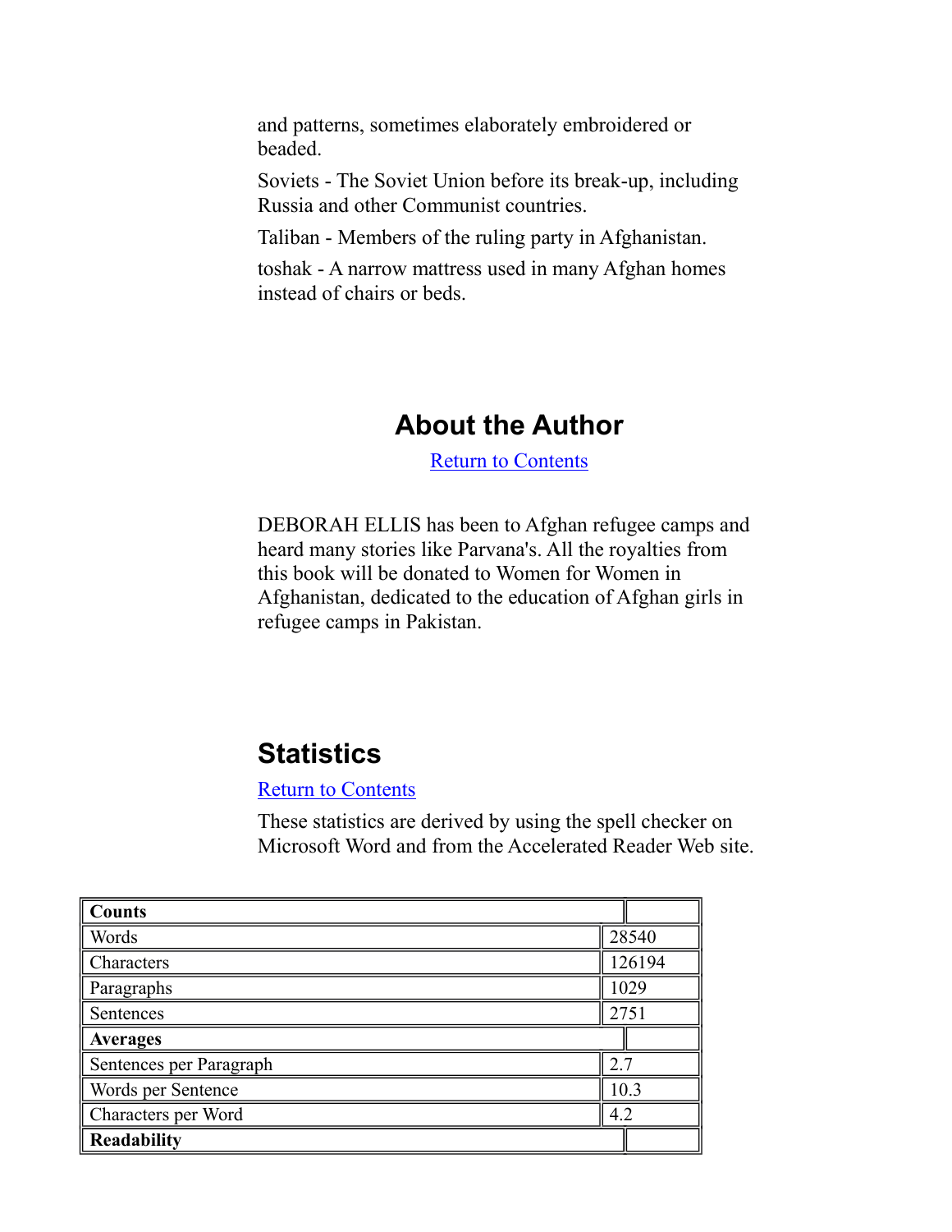and patterns, sometimes elaborately embroidered or beaded.

Soviets - The Soviet Union before its break-up, including Russia and other Communist countries.

Taliban - Members of the ruling party in Afghanistan.

toshak - A narrow mattress used in many Afghan homes instead of chairs or beds.

## About the Author

Return to Contents

DEBORAH ELLIS has been to Afghan refugee camps and heard many stories like Parvana's. All the royalties from this book will be donated to Women for Women in Afghanistan, dedicated to the education of Afghan girls in refugee camps in Pakistan.

## Statistics

Return to Contents

These statistics are derived by using the spell checker on Microsoft Word and from the Accelerated Reader Web site.

| **Counts** | |
|---|---|
| Words | 28540 |
| Characters | 126194 |
| Paragraphs | 1029 |
| Sentences | 2751 |
| **Averages** | |
| Sentences per Paragraph | 2.7 |
| Words per Sentence | 10.3 |
| Characters per Word | 4.2 |
| **Readability** | |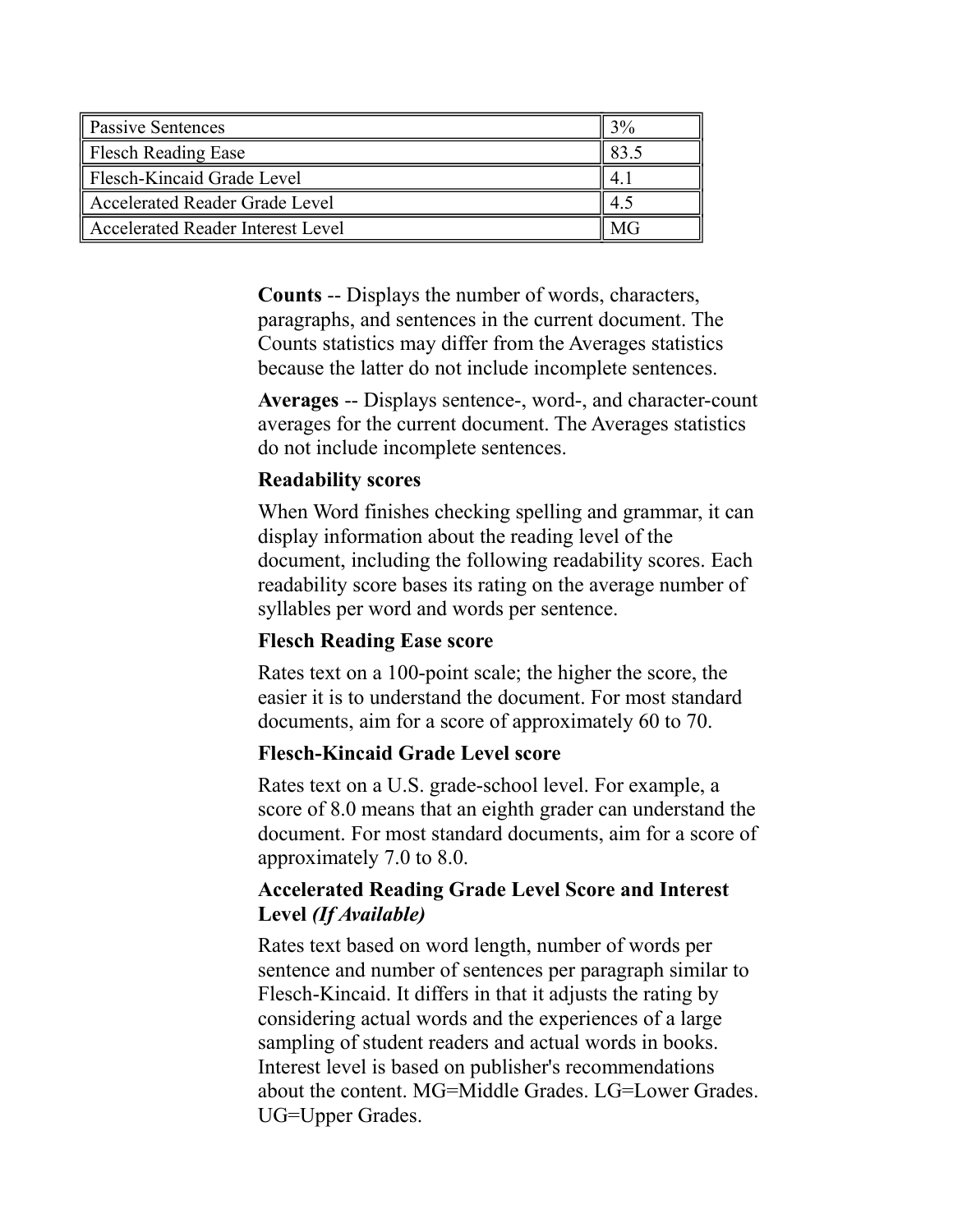| | |
|---|---|
| Passive Sentences | 3% |
| Flesch Reading Ease | 83.5 |
| Flesch-Kincaid Grade Level | 4.1 |
| Accelerated Reader Grade Level | 4.5 |
| Accelerated Reader Interest Level | MG |

**Counts** -- Displays the number of words, characters, paragraphs, and sentences in the current document. The Counts statistics may differ from the Averages statistics because the latter do not include incomplete sentences.

**Averages** -- Displays sentence-, word-, and character-count averages for the current document. The Averages statistics do not include incomplete sentences.

**Readability scores**

When Word finishes checking spelling and grammar, it can display information about the reading level of the document, including the following readability scores. Each readability score bases its rating on the average number of syllables per word and words per sentence.

**Flesch Reading Ease score**

Rates text on a 100-point scale; the higher the score, the easier it is to understand the document. For most standard documents, aim for a score of approximately 60 to 70.

**Flesch-Kincaid Grade Level score**

Rates text on a U.S. grade-school level. For example, a score of 8.0 means that an eighth grader can understand the document. For most standard documents, aim for a score of approximately 7.0 to 8.0.

**Accelerated Reading Grade Level Score and Interest Level *(If Available)***

Rates text based on word length, number of words per sentence and number of sentences per paragraph similar to Flesch-Kincaid. It differs in that it adjusts the rating by considering actual words and the experiences of a large sampling of student readers and actual words in books. Interest level is based on publisher's recommendations about the content. MG=Middle Grades. LG=Lower Grades. UG=Upper Grades.